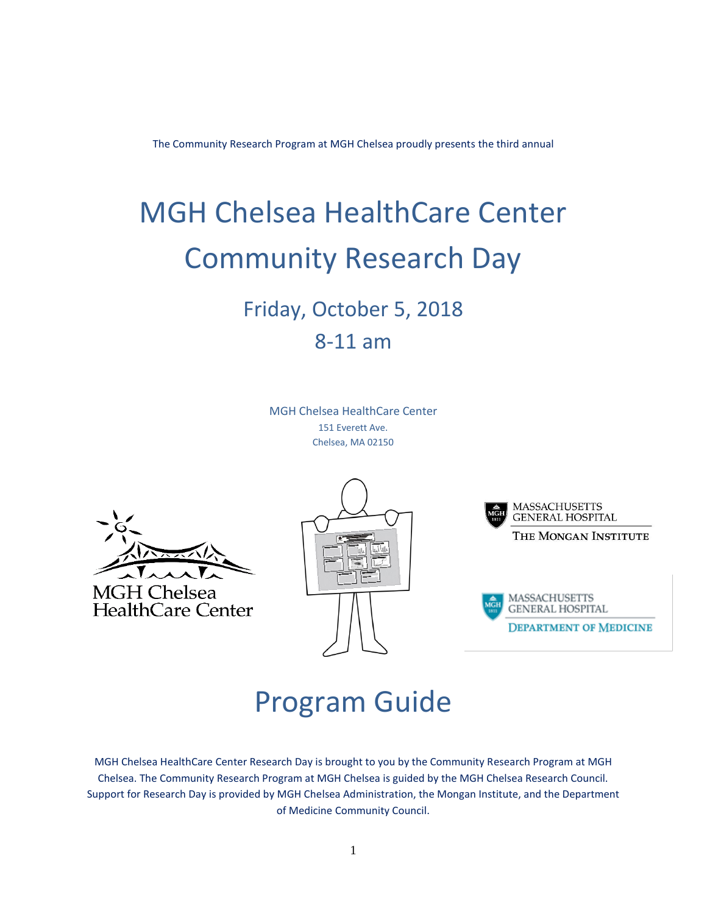The Community Research Program at MGH Chelsea proudly presents the third annual

# MGH Chelsea HealthCare Center Community Research Day

## Friday, October 5, 2018

## 8-11 am

MGH Chelsea HealthCare Center
151 Everett Ave.
Chelsea, MA 02150

MGH Chelsea HealthCare Center

MASSACHUSETTS GENERAL HOSPITAL
THE MONGAN INSTITUTE

MASSACHUSETTS GENERAL HOSPITAL
DEPARTMENT OF MEDICINE

# Program Guide

MGH Chelsea HealthCare Center Research Day is brought to you by the Community Research Program at MGH Chelsea. The Community Research Program at MGH Chelsea is guided by the MGH Chelsea Research Council. Support for Research Day is provided by MGH Chelsea Administration, the Mongan Institute, and the Department of Medicine Community Council.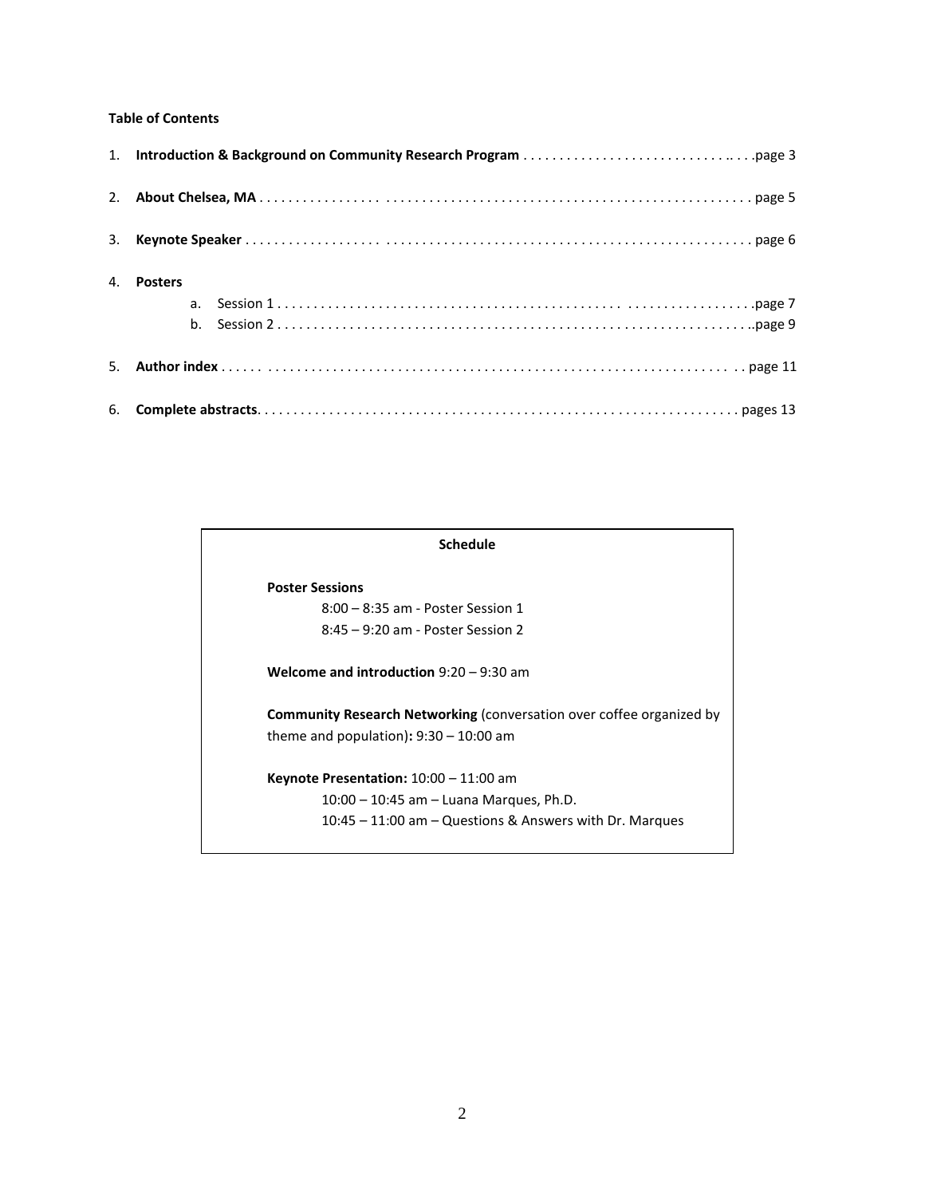**Table of Contents**

1. **Introduction & Background on Community Research Program** . . . . . . . . . . . . . . . . . . . . . . . . . . . . . .. . . .page 3
2. **About Chelsea, MA** . . . . . . . . . . . . . . . . . . . . . . . . . . . . . . . . . . . . . . . . . . . . . . . . . . . . . . . . . . . . . page 5
3. **Keynote Speaker** . . . . . . . . . . . . . . . . . . . . . . . . . . . . . . . . . . . . . . . . . . . . . . . . . . . . . . . . . . . . . . page 6
4. **Posters**
   a. Session 1 . . . . . . . . . . . . . . . . . . . . . . . . . . . . . . . . . . . . . . . . . . . . . . . . . . . . . . . . . . . . .page 7
   b. Session 2 . . . . . . . . . . . . . . . . . . . . . . . . . . . . . . . . . . . . . . . . . . . . . . . . . . . . . . . . . . . . ..page 9
5. **Author index** . . . . . . . . . . . . . . . . . . . . . . . . . . . . . . . . . . . . . . . . . . . . . . . . . . . . . . . . . . . . . . . . . page 11
6. **Complete abstracts**. . . . . . . . . . . . . . . . . . . . . . . . . . . . . . . . . . . . . . . . . . . . . . . . . . . . . . . . . . . . . pages 13

**Schedule**

**Poster Sessions**

8:00 – 8:35 am - Poster Session 1

8:45 – 9:20 am - Poster Session 2

**Welcome and introduction** 9:20 – 9:30 am

**Community Research Networking** (conversation over coffee organized by theme and population)**:** 9:30 – 10:00 am

**Keynote Presentation:** 10:00 – 11:00 am

10:00 – 10:45 am – Luana Marques, Ph.D.

10:45 – 11:00 am – Questions & Answers with Dr. Marques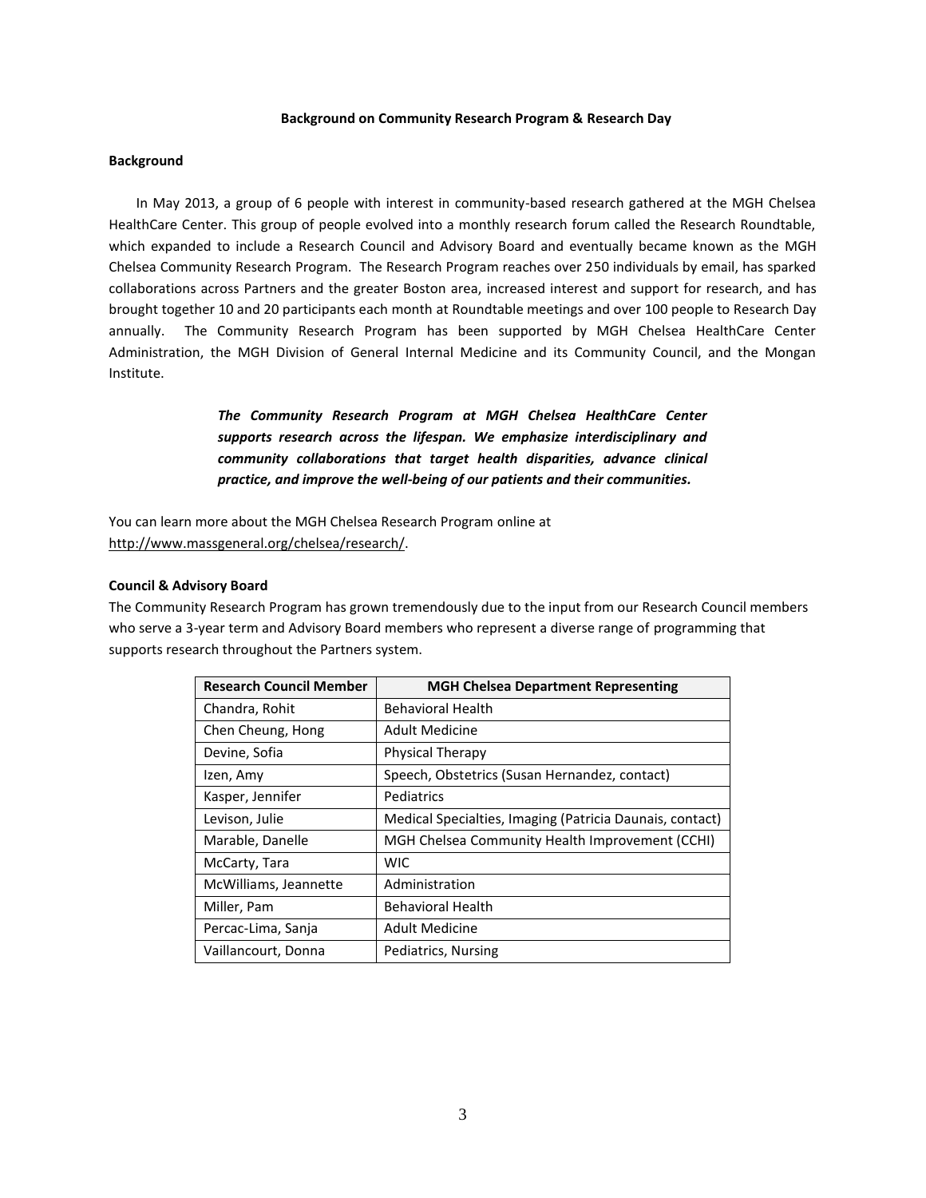**Background on Community Research Program & Research Day**

**Background**

In May 2013, a group of 6 people with interest in community-based research gathered at the MGH Chelsea HealthCare Center. This group of people evolved into a monthly research forum called the Research Roundtable, which expanded to include a Research Council and Advisory Board and eventually became known as the MGH Chelsea Community Research Program. The Research Program reaches over 250 individuals by email, has sparked collaborations across Partners and the greater Boston area, increased interest and support for research, and has brought together 10 and 20 participants each month at Roundtable meetings and over 100 people to Research Day annually. The Community Research Program has been supported by MGH Chelsea HealthCare Center Administration, the MGH Division of General Internal Medicine and its Community Council, and the Mongan Institute.

> ***The Community Research Program at MGH Chelsea HealthCare Center supports research across the lifespan. We emphasize interdisciplinary and community collaborations that target health disparities, advance clinical practice, and improve the well-being of our patients and their communities.***

You can learn more about the MGH Chelsea Research Program online at http://www.massgeneral.org/chelsea/research/.

**Council & Advisory Board**

The Community Research Program has grown tremendously due to the input from our Research Council members who serve a 3-year term and Advisory Board members who represent a diverse range of programming that supports research throughout the Partners system.

| Research Council Member | MGH Chelsea Department Representing |
|---|---|
| Chandra, Rohit | Behavioral Health |
| Chen Cheung, Hong | Adult Medicine |
| Devine, Sofia | Physical Therapy |
| Izen, Amy | Speech, Obstetrics (Susan Hernandez, contact) |
| Kasper, Jennifer | Pediatrics |
| Levison, Julie | Medical Specialties, Imaging (Patricia Daunais, contact) |
| Marable, Danelle | MGH Chelsea Community Health Improvement (CCHI) |
| McCarty, Tara | WIC |
| McWilliams, Jeannette | Administration |
| Miller, Pam | Behavioral Health |
| Percac-Lima, Sanja | Adult Medicine |
| Vaillancourt, Donna | Pediatrics, Nursing |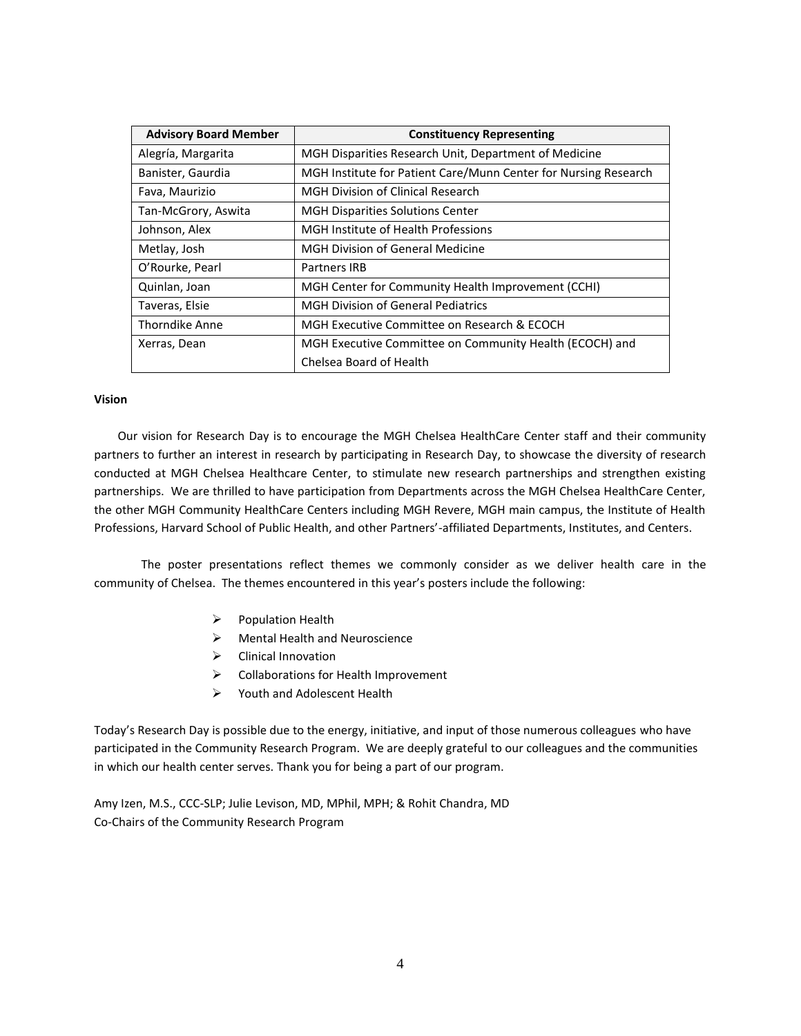| Advisory Board Member | Constituency Representing |
|---|---|
| Alegría, Margarita | MGH Disparities Research Unit, Department of Medicine |
| Banister, Gaurdia | MGH Institute for Patient Care/Munn Center for Nursing Research |
| Fava, Maurizio | MGH Division of Clinical Research |
| Tan-McGrory, Aswita | MGH Disparities Solutions Center |
| Johnson, Alex | MGH Institute of Health Professions |
| Metlay, Josh | MGH Division of General Medicine |
| O'Rourke, Pearl | Partners IRB |
| Quinlan, Joan | MGH Center for Community Health Improvement (CCHI) |
| Taveras, Elsie | MGH Division of General Pediatrics |
| Thorndike Anne | MGH Executive Committee on Research & ECOCH |
| Xerras, Dean | MGH Executive Committee on Community Health (ECOCH) and Chelsea Board of Health |

**Vision**

Our vision for Research Day is to encourage the MGH Chelsea HealthCare Center staff and their community partners to further an interest in research by participating in Research Day, to showcase the diversity of research conducted at MGH Chelsea Healthcare Center, to stimulate new research partnerships and strengthen existing partnerships. We are thrilled to have participation from Departments across the MGH Chelsea HealthCare Center, the other MGH Community HealthCare Centers including MGH Revere, MGH main campus, the Institute of Health Professions, Harvard School of Public Health, and other Partners'-affiliated Departments, Institutes, and Centers.

The poster presentations reflect themes we commonly consider as we deliver health care in the community of Chelsea. The themes encountered in this year's posters include the following:

- Population Health
- Mental Health and Neuroscience
- Clinical Innovation
- Collaborations for Health Improvement
- Youth and Adolescent Health

Today's Research Day is possible due to the energy, initiative, and input of those numerous colleagues who have participated in the Community Research Program. We are deeply grateful to our colleagues and the communities in which our health center serves. Thank you for being a part of our program.

Amy Izen, M.S., CCC-SLP; Julie Levison, MD, MPhil, MPH; & Rohit Chandra, MD
Co-Chairs of the Community Research Program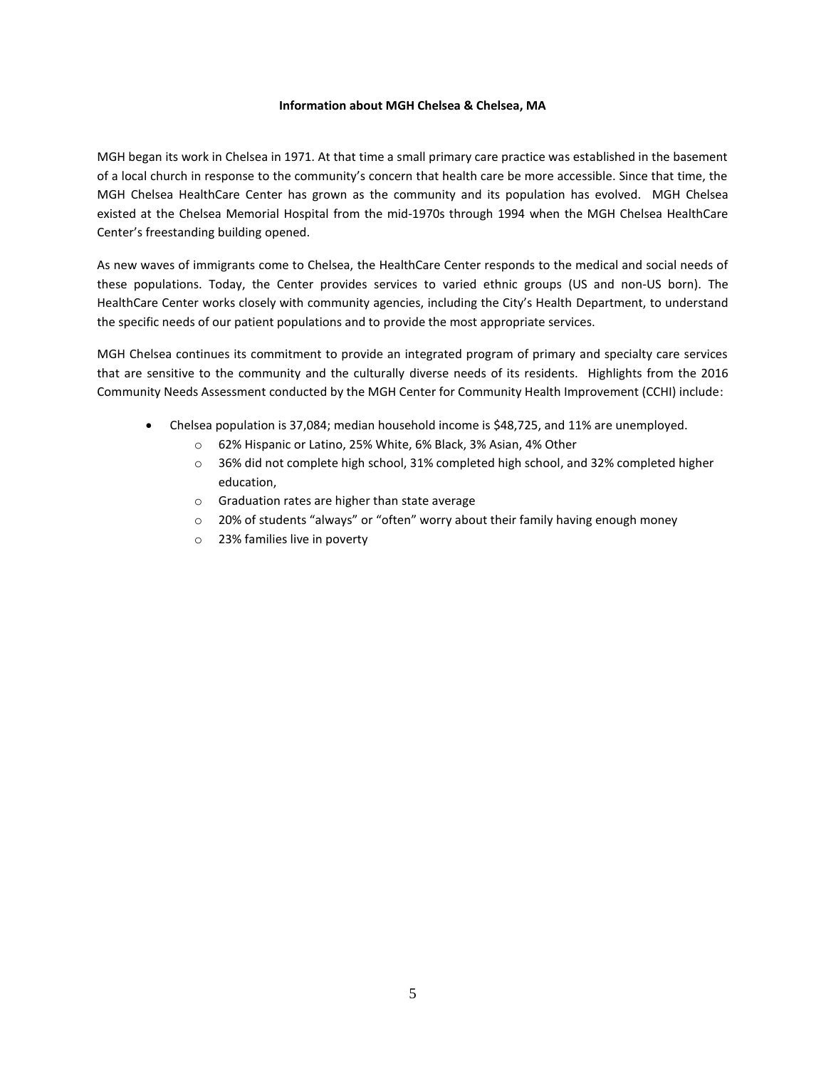**Information about MGH Chelsea & Chelsea, MA**

MGH began its work in Chelsea in 1971. At that time a small primary care practice was established in the basement of a local church in response to the community's concern that health care be more accessible. Since that time, the MGH Chelsea HealthCare Center has grown as the community and its population has evolved. MGH Chelsea existed at the Chelsea Memorial Hospital from the mid-1970s through 1994 when the MGH Chelsea HealthCare Center's freestanding building opened.

As new waves of immigrants come to Chelsea, the HealthCare Center responds to the medical and social needs of these populations. Today, the Center provides services to varied ethnic groups (US and non-US born). The HealthCare Center works closely with community agencies, including the City's Health Department, to understand the specific needs of our patient populations and to provide the most appropriate services.

MGH Chelsea continues its commitment to provide an integrated program of primary and specialty care services that are sensitive to the community and the culturally diverse needs of its residents. Highlights from the 2016 Community Needs Assessment conducted by the MGH Center for Community Health Improvement (CCHI) include:

- Chelsea population is 37,084; median household income is $48,725, and 11% are unemployed.
    - 62% Hispanic or Latino, 25% White, 6% Black, 3% Asian, 4% Other
    - 36% did not complete high school, 31% completed high school, and 32% completed higher education,
    - Graduation rates are higher than state average
    - 20% of students "always" or "often" worry about their family having enough money
    - 23% families live in poverty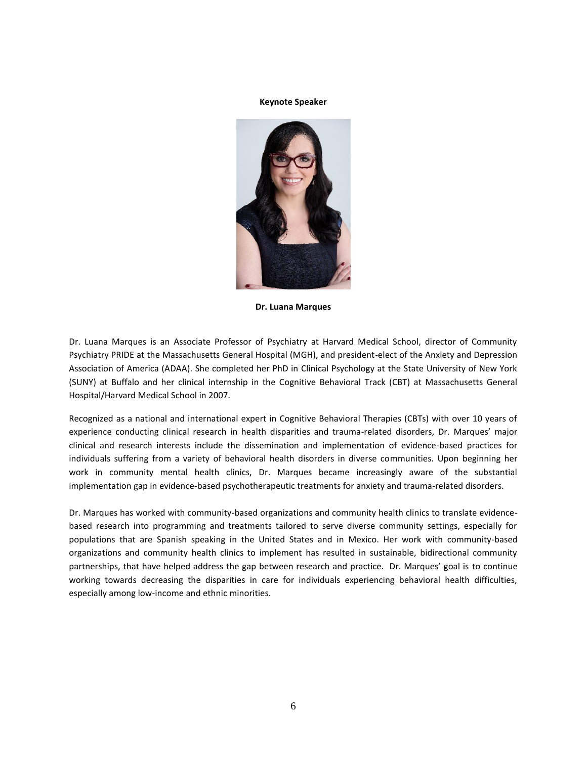**Keynote Speaker**

**Dr. Luana Marques**

Dr. Luana Marques is an Associate Professor of Psychiatry at Harvard Medical School, director of Community Psychiatry PRIDE at the Massachusetts General Hospital (MGH), and president-elect of the Anxiety and Depression Association of America (ADAA). She completed her PhD in Clinical Psychology at the State University of New York (SUNY) at Buffalo and her clinical internship in the Cognitive Behavioral Track (CBT) at Massachusetts General Hospital/Harvard Medical School in 2007.

Recognized as a national and international expert in Cognitive Behavioral Therapies (CBTs) with over 10 years of experience conducting clinical research in health disparities and trauma-related disorders, Dr. Marques' major clinical and research interests include the dissemination and implementation of evidence-based practices for individuals suffering from a variety of behavioral health disorders in diverse communities. Upon beginning her work in community mental health clinics, Dr. Marques became increasingly aware of the substantial implementation gap in evidence-based psychotherapeutic treatments for anxiety and trauma-related disorders.

Dr. Marques has worked with community-based organizations and community health clinics to translate evidence-based research into programming and treatments tailored to serve diverse community settings, especially for populations that are Spanish speaking in the United States and in Mexico. Her work with community-based organizations and community health clinics to implement has resulted in sustainable, bidirectional community partnerships, that have helped address the gap between research and practice. Dr. Marques' goal is to continue working towards decreasing the disparities in care for individuals experiencing behavioral health difficulties, especially among low-income and ethnic minorities.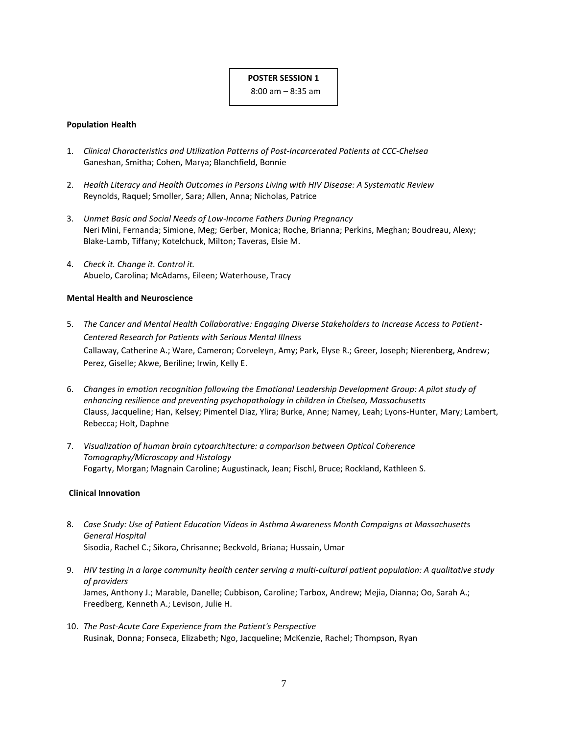**POSTER SESSION 1**

8:00 am – 8:35 am

**Population Health**

1. *Clinical Characteristics and Utilization Patterns of Post-Incarcerated Patients at CCC-Chelsea*
   Ganeshan, Smitha; Cohen, Marya; Blanchfield, Bonnie

2. *Health Literacy and Health Outcomes in Persons Living with HIV Disease: A Systematic Review*
   Reynolds, Raquel; Smoller, Sara; Allen, Anna; Nicholas, Patrice

3. *Unmet Basic and Social Needs of Low-Income Fathers During Pregnancy*
   Neri Mini, Fernanda; Simione, Meg; Gerber, Monica; Roche, Brianna; Perkins, Meghan; Boudreau, Alexy; Blake-Lamb, Tiffany; Kotelchuck, Milton; Taveras, Elsie M.

4. *Check it. Change it. Control it.*
   Abuelo, Carolina; McAdams, Eileen; Waterhouse, Tracy

**Mental Health and Neuroscience**

5. *The Cancer and Mental Health Collaborative: Engaging Diverse Stakeholders to Increase Access to Patient-Centered Research for Patients with Serious Mental Illness*
   Callaway, Catherine A.; Ware, Cameron; Corveleyn, Amy; Park, Elyse R.; Greer, Joseph; Nierenberg, Andrew; Perez, Giselle; Akwe, Beriline; Irwin, Kelly E.

6. *Changes in emotion recognition following the Emotional Leadership Development Group: A pilot study of enhancing resilience and preventing psychopathology in children in Chelsea, Massachusetts*
   Clauss, Jacqueline; Han, Kelsey; Pimentel Diaz, Ylira; Burke, Anne; Namey, Leah; Lyons-Hunter, Mary; Lambert, Rebecca; Holt, Daphne

7. *Visualization of human brain cytoarchitecture: a comparison between Optical Coherence Tomography/Microscopy and Histology*
   Fogarty, Morgan; Magnain Caroline; Augustinack, Jean; Fischl, Bruce; Rockland, Kathleen S.

**Clinical Innovation**

8. *Case Study: Use of Patient Education Videos in Asthma Awareness Month Campaigns at Massachusetts General Hospital*
   Sisodia, Rachel C.; Sikora, Chrisanne; Beckvold, Briana; Hussain, Umar

9. *HIV testing in a large community health center serving a multi-cultural patient population: A qualitative study of providers*
   James, Anthony J.; Marable, Danelle; Cubbison, Caroline; Tarbox, Andrew; Mejia, Dianna; Oo, Sarah A.; Freedberg, Kenneth A.; Levison, Julie H.

10. *The Post-Acute Care Experience from the Patient's Perspective*
    Rusinak, Donna; Fonseca, Elizabeth; Ngo, Jacqueline; McKenzie, Rachel; Thompson, Ryan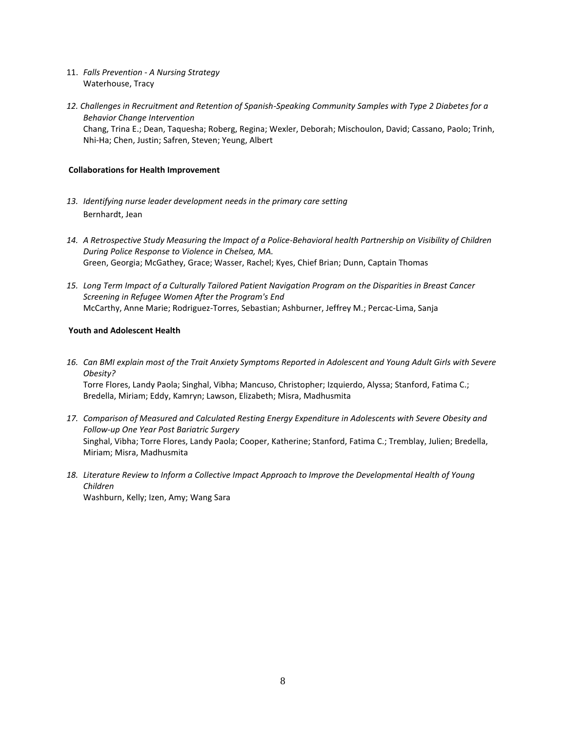11. *Falls Prevention - A Nursing Strategy*
    Waterhouse, Tracy

12. *Challenges in Recruitment and Retention of Spanish-Speaking Community Samples with Type 2 Diabetes for a Behavior Change Intervention*
    Chang, Trina E.; Dean, Taquesha; Roberg, Regina; Wexler, Deborah; Mischoulon, David; Cassano, Paolo; Trinh, Nhi-Ha; Chen, Justin; Safren, Steven; Yeung, Albert

**Collaborations for Health Improvement**

13. *Identifying nurse leader development needs in the primary care setting*
    Bernhardt, Jean

14. *A Retrospective Study Measuring the Impact of a Police-Behavioral health Partnership on Visibility of Children During Police Response to Violence in Chelsea, MA.*
    Green, Georgia; McGathey, Grace; Wasser, Rachel; Kyes, Chief Brian; Dunn, Captain Thomas

15. *Long Term Impact of a Culturally Tailored Patient Navigation Program on the Disparities in Breast Cancer Screening in Refugee Women After the Program's End*
    McCarthy, Anne Marie; Rodriguez-Torres, Sebastian; Ashburner, Jeffrey M.; Percac-Lima, Sanja

**Youth and Adolescent Health**

16. *Can BMI explain most of the Trait Anxiety Symptoms Reported in Adolescent and Young Adult Girls with Severe Obesity?*
    Torre Flores, Landy Paola; Singhal, Vibha; Mancuso, Christopher; Izquierdo, Alyssa; Stanford, Fatima C.; Bredella, Miriam; Eddy, Kamryn; Lawson, Elizabeth; Misra, Madhusmita

17. *Comparison of Measured and Calculated Resting Energy Expenditure in Adolescents with Severe Obesity and Follow-up One Year Post Bariatric Surgery*
    Singhal, Vibha; Torre Flores, Landy Paola; Cooper, Katherine; Stanford, Fatima C.; Tremblay, Julien; Bredella, Miriam; Misra, Madhusmita

18. *Literature Review to Inform a Collective Impact Approach to Improve the Developmental Health of Young Children*
    Washburn, Kelly; Izen, Amy; Wang Sara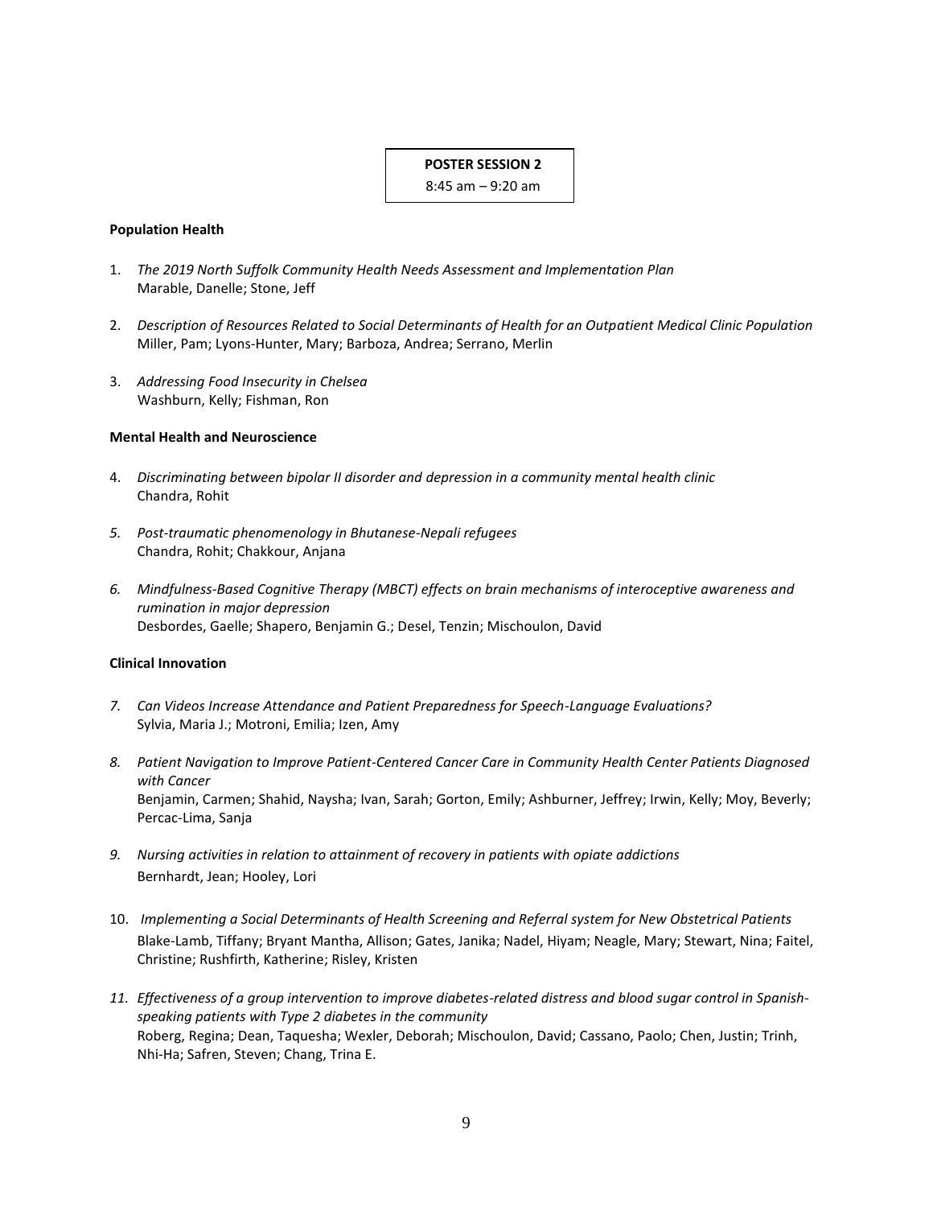**POSTER SESSION 2**

8:45 am – 9:20 am

**Population Health**

1. *The 2019 North Suffolk Community Health Needs Assessment and Implementation Plan*
   Marable, Danelle; Stone, Jeff

2. *Description of Resources Related to Social Determinants of Health for an Outpatient Medical Clinic Population*
   Miller, Pam; Lyons-Hunter, Mary; Barboza, Andrea; Serrano, Merlin

3. *Addressing Food Insecurity in Chelsea*
   Washburn, Kelly; Fishman, Ron

**Mental Health and Neuroscience**

4. *Discriminating between bipolar II disorder and depression in a community mental health clinic*
   Chandra, Rohit

5. *Post-traumatic phenomenology in Bhutanese-Nepali refugees*
   Chandra, Rohit; Chakkour, Anjana

6. *Mindfulness-Based Cognitive Therapy (MBCT) effects on brain mechanisms of interoceptive awareness and rumination in major depression*
   Desbordes, Gaelle; Shapero, Benjamin G.; Desel, Tenzin; Mischoulon, David

**Clinical Innovation**

7. *Can Videos Increase Attendance and Patient Preparedness for Speech-Language Evaluations?*
   Sylvia, Maria J.; Motroni, Emilia; Izen, Amy

8. *Patient Navigation to Improve Patient-Centered Cancer Care in Community Health Center Patients Diagnosed with Cancer*
   Benjamin, Carmen; Shahid, Naysha; Ivan, Sarah; Gorton, Emily; Ashburner, Jeffrey; Irwin, Kelly; Moy, Beverly; Percac-Lima, Sanja

9. *Nursing activities in relation to attainment of recovery in patients with opiate addictions*
   Bernhardt, Jean; Hooley, Lori

10. *Implementing a Social Determinants of Health Screening and Referral system for New Obstetrical Patients*
    Blake-Lamb, Tiffany; Bryant Mantha, Allison; Gates, Janika; Nadel, Hiyam; Neagle, Mary; Stewart, Nina; Faitel, Christine; Rushfirth, Katherine; Risley, Kristen

11. *Effectiveness of a group intervention to improve diabetes-related distress and blood sugar control in Spanish-speaking patients with Type 2 diabetes in the community*
    Roberg, Regina; Dean, Taquesha; Wexler, Deborah; Mischoulon, David; Cassano, Paolo; Chen, Justin; Trinh, Nhi-Ha; Safren, Steven; Chang, Trina E.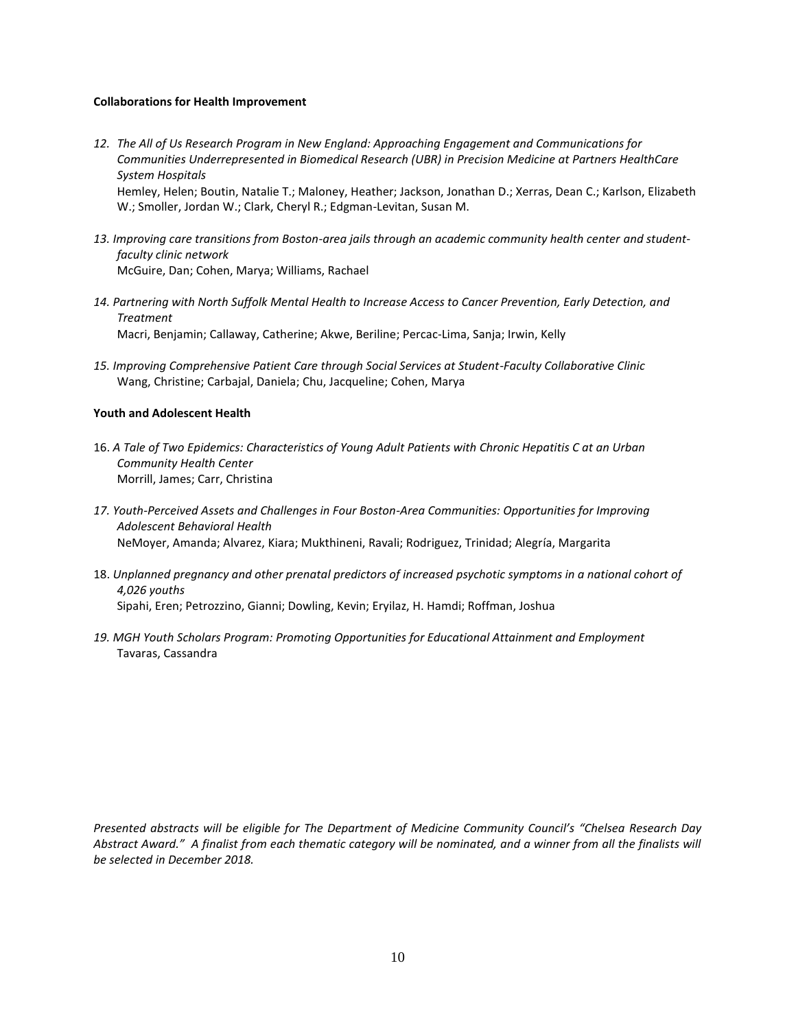**Collaborations for Health Improvement**

12. *The All of Us Research Program in New England: Approaching Engagement and Communications for Communities Underrepresented in Biomedical Research (UBR) in Precision Medicine at Partners HealthCare System Hospitals*
    Hemley, Helen; Boutin, Natalie T.; Maloney, Heather; Jackson, Jonathan D.; Xerras, Dean C.; Karlson, Elizabeth W.; Smoller, Jordan W.; Clark, Cheryl R.; Edgman-Levitan, Susan M.

13. *Improving care transitions from Boston-area jails through an academic community health center and student-faculty clinic network*
    McGuire, Dan; Cohen, Marya; Williams, Rachael

14. *Partnering with North Suffolk Mental Health to Increase Access to Cancer Prevention, Early Detection, and Treatment*
    Macri, Benjamin; Callaway, Catherine; Akwe, Beriline; Percac-Lima, Sanja; Irwin, Kelly

15. *Improving Comprehensive Patient Care through Social Services at Student-Faculty Collaborative Clinic*
    Wang, Christine; Carbajal, Daniela; Chu, Jacqueline; Cohen, Marya

**Youth and Adolescent Health**

16. *A Tale of Two Epidemics: Characteristics of Young Adult Patients with Chronic Hepatitis C at an Urban Community Health Center*
    Morrill, James; Carr, Christina

17. *Youth-Perceived Assets and Challenges in Four Boston-Area Communities: Opportunities for Improving Adolescent Behavioral Health*
    NeMoyer, Amanda; Alvarez, Kiara; Mukthineni, Ravali; Rodriguez, Trinidad; Alegría, Margarita

18. *Unplanned pregnancy and other prenatal predictors of increased psychotic symptoms in a national cohort of 4,026 youths*
    Sipahi, Eren; Petrozzino, Gianni; Dowling, Kevin; Eryilaz, H. Hamdi; Roffman, Joshua

19. *MGH Youth Scholars Program: Promoting Opportunities for Educational Attainment and Employment*
    Tavaras, Cassandra

*Presented abstracts will be eligible for The Department of Medicine Community Council's "Chelsea Research Day Abstract Award." A finalist from each thematic category will be nominated, and a winner from all the finalists will be selected in December 2018.*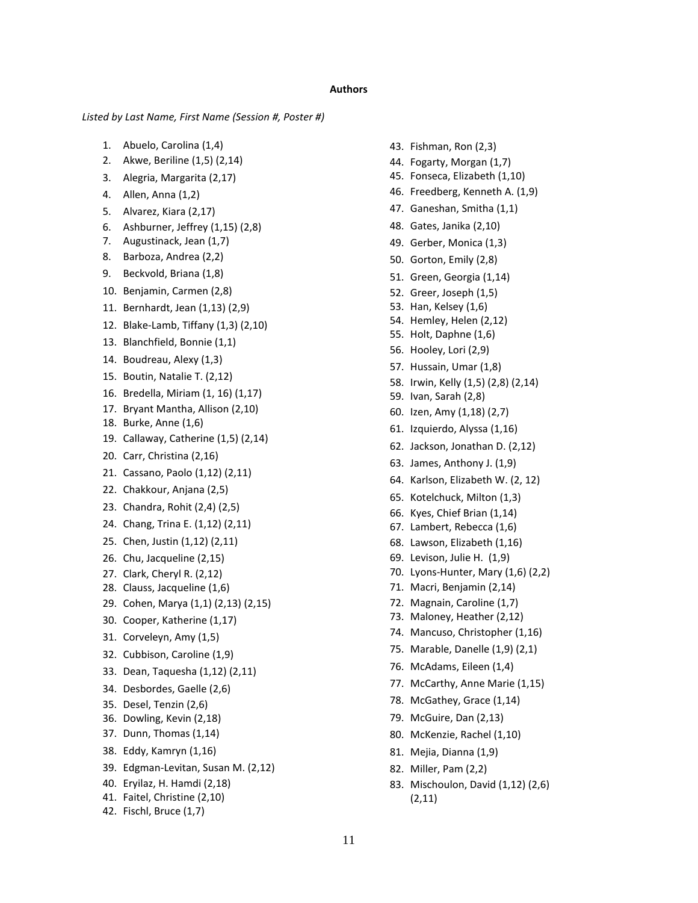**Authors**

*Listed by Last Name, First Name (Session #, Poster #)*

1. Abuelo, Carolina (1,4)
2. Akwe, Beriline (1,5) (2,14)
3. Alegria, Margarita (2,17)
4. Allen, Anna (1,2)
5. Alvarez, Kiara (2,17)
6. Ashburner, Jeffrey (1,15) (2,8)
7. Augustinack, Jean (1,7)
8. Barboza, Andrea (2,2)
9. Beckvold, Briana (1,8)
10. Benjamin, Carmen (2,8)
11. Bernhardt, Jean (1,13) (2,9)
12. Blake-Lamb, Tiffany (1,3) (2,10)
13. Blanchfield, Bonnie (1,1)
14. Boudreau, Alexy (1,3)
15. Boutin, Natalie T. (2,12)
16. Bredella, Miriam (1, 16) (1,17)
17. Bryant Mantha, Allison (2,10)
18. Burke, Anne (1,6)
19. Callaway, Catherine (1,5) (2,14)
20. Carr, Christina (2,16)
21. Cassano, Paolo (1,12) (2,11)
22. Chakkour, Anjana (2,5)
23. Chandra, Rohit (2,4) (2,5)
24. Chang, Trina E. (1,12) (2,11)
25. Chen, Justin (1,12) (2,11)
26. Chu, Jacqueline (2,15)
27. Clark, Cheryl R. (2,12)
28. Clauss, Jacqueline (1,6)
29. Cohen, Marya (1,1) (2,13) (2,15)
30. Cooper, Katherine (1,17)
31. Corveleyn, Amy (1,5)
32. Cubbison, Caroline (1,9)
33. Dean, Taquesha (1,12) (2,11)
34. Desbordes, Gaelle (2,6)
35. Desel, Tenzin (2,6)
36. Dowling, Kevin (2,18)
37. Dunn, Thomas (1,14)
38. Eddy, Kamryn (1,16)
39. Edgman-Levitan, Susan M. (2,12)
40. Eryilaz, H. Hamdi (2,18)
41. Faitel, Christine (2,10)
42. Fischl, Bruce (1,7)
43. Fishman, Ron (2,3)
44. Fogarty, Morgan (1,7)
45. Fonseca, Elizabeth (1,10)
46. Freedberg, Kenneth A. (1,9)
47. Ganeshan, Smitha (1,1)
48. Gates, Janika (2,10)
49. Gerber, Monica (1,3)
50. Gorton, Emily (2,8)
51. Green, Georgia (1,14)
52. Greer, Joseph (1,5)
53. Han, Kelsey (1,6)
54. Hemley, Helen (2,12)
55. Holt, Daphne (1,6)
56. Hooley, Lori (2,9)
57. Hussain, Umar (1,8)
58. Irwin, Kelly (1,5) (2,8) (2,14)
59. Ivan, Sarah (2,8)
60. Izen, Amy (1,18) (2,7)
61. Izquierdo, Alyssa (1,16)
62. Jackson, Jonathan D. (2,12)
63. James, Anthony J. (1,9)
64. Karlson, Elizabeth W. (2, 12)
65. Kotelchuck, Milton (1,3)
66. Kyes, Chief Brian (1,14)
67. Lambert, Rebecca (1,6)
68. Lawson, Elizabeth (1,16)
69. Levison, Julie H. (1,9)
70. Lyons-Hunter, Mary (1,6) (2,2)
71. Macri, Benjamin (2,14)
72. Magnain, Caroline (1,7)
73. Maloney, Heather (2,12)
74. Mancuso, Christopher (1,16)
75. Marable, Danelle (1,9) (2,1)
76. McAdams, Eileen (1,4)
77. McCarthy, Anne Marie (1,15)
78. McGathey, Grace (1,14)
79. McGuire, Dan (2,13)
80. McKenzie, Rachel (1,10)
81. Mejia, Dianna (1,9)
82. Miller, Pam (2,2)
83. Mischoulon, David (1,12) (2,6) (2,11)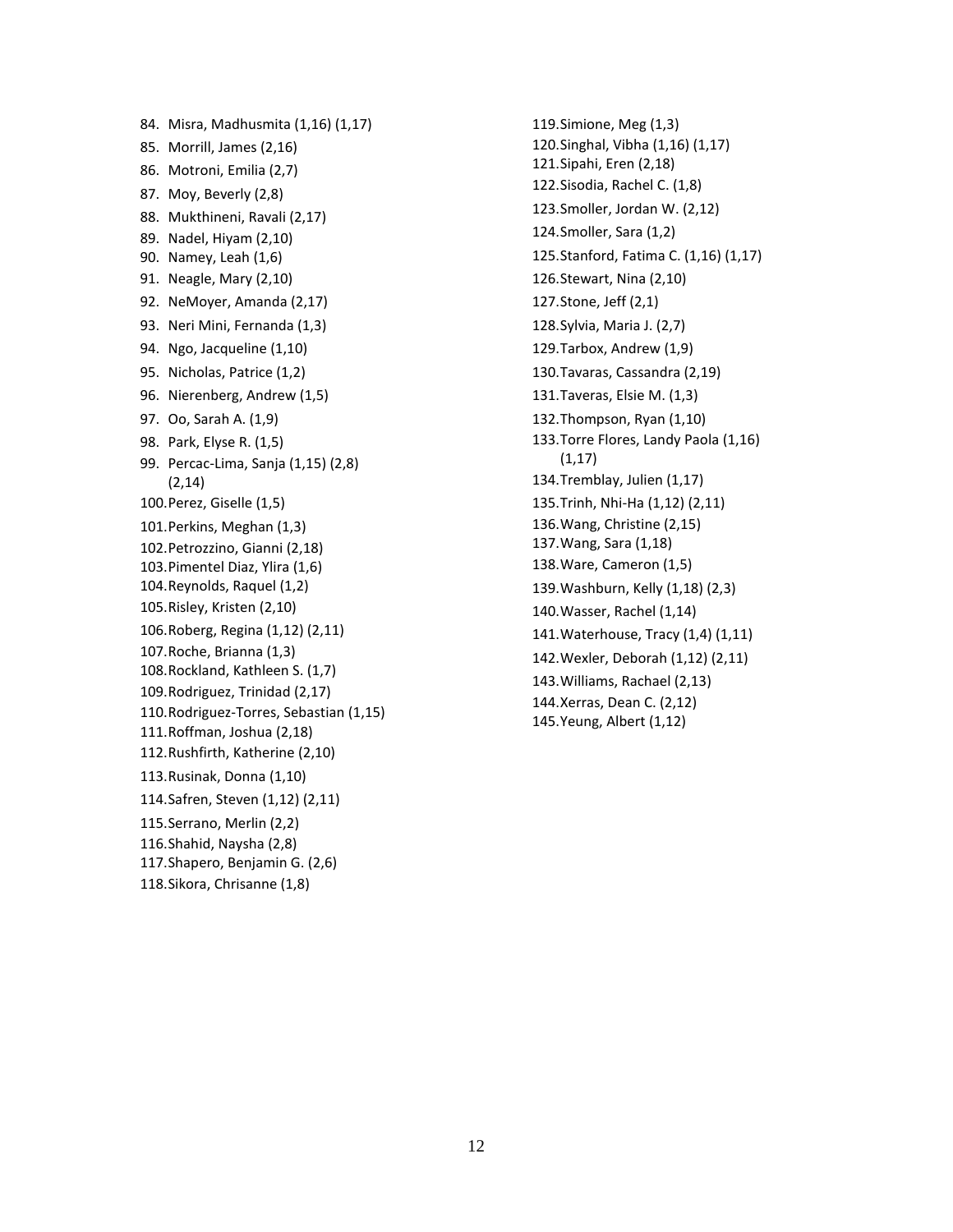84. Misra, Madhusmita (1,16) (1,17)
85. Morrill, James (2,16)
86. Motroni, Emilia (2,7)
87. Moy, Beverly (2,8)
88. Mukthineni, Ravali (2,17)
89. Nadel, Hiyam (2,10)
90. Namey, Leah (1,6)
91. Neagle, Mary (2,10)
92. NeMoyer, Amanda (2,17)
93. Neri Mini, Fernanda (1,3)
94. Ngo, Jacqueline (1,10)
95. Nicholas, Patrice (1,2)
96. Nierenberg, Andrew (1,5)
97. Oo, Sarah A. (1,9)
98. Park, Elyse R. (1,5)
99. Percac-Lima, Sanja (1,15) (2,8) (2,14)
100. Perez, Giselle (1,5)
101. Perkins, Meghan (1,3)
102. Petrozzino, Gianni (2,18)
103. Pimentel Diaz, Ylira (1,6)
104. Reynolds, Raquel (1,2)
105. Risley, Kristen (2,10)
106. Roberg, Regina (1,12) (2,11)
107. Roche, Brianna (1,3)
108. Rockland, Kathleen S. (1,7)
109. Rodriguez, Trinidad (2,17)
110. Rodriguez-Torres, Sebastian (1,15)
111. Roffman, Joshua (2,18)
112. Rushfirth, Katherine (2,10)
113. Rusinak, Donna (1,10)
114. Safren, Steven (1,12) (2,11)
115. Serrano, Merlin (2,2)
116. Shahid, Naysha (2,8)
117. Shapero, Benjamin G. (2,6)
118. Sikora, Chrisanne (1,8)
119. Simione, Meg (1,3)
120. Singhal, Vibha (1,16) (1,17)
121. Sipahi, Eren (2,18)
122. Sisodia, Rachel C. (1,8)
123. Smoller, Jordan W. (2,12)
124. Smoller, Sara (1,2)
125. Stanford, Fatima C. (1,16) (1,17)
126. Stewart, Nina (2,10)
127. Stone, Jeff (2,1)
128. Sylvia, Maria J. (2,7)
129. Tarbox, Andrew (1,9)
130. Tavaras, Cassandra (2,19)
131. Taveras, Elsie M. (1,3)
132. Thompson, Ryan (1,10)
133. Torre Flores, Landy Paola (1,16) (1,17)
134. Tremblay, Julien (1,17)
135. Trinh, Nhi-Ha (1,12) (2,11)
136. Wang, Christine (2,15)
137. Wang, Sara (1,18)
138. Ware, Cameron (1,5)
139. Washburn, Kelly (1,18) (2,3)
140. Wasser, Rachel (1,14)
141. Waterhouse, Tracy (1,4) (1,11)
142. Wexler, Deborah (1,12) (2,11)
143. Williams, Rachael (2,13)
144. Xerras, Dean C. (2,12)
145. Yeung, Albert (1,12)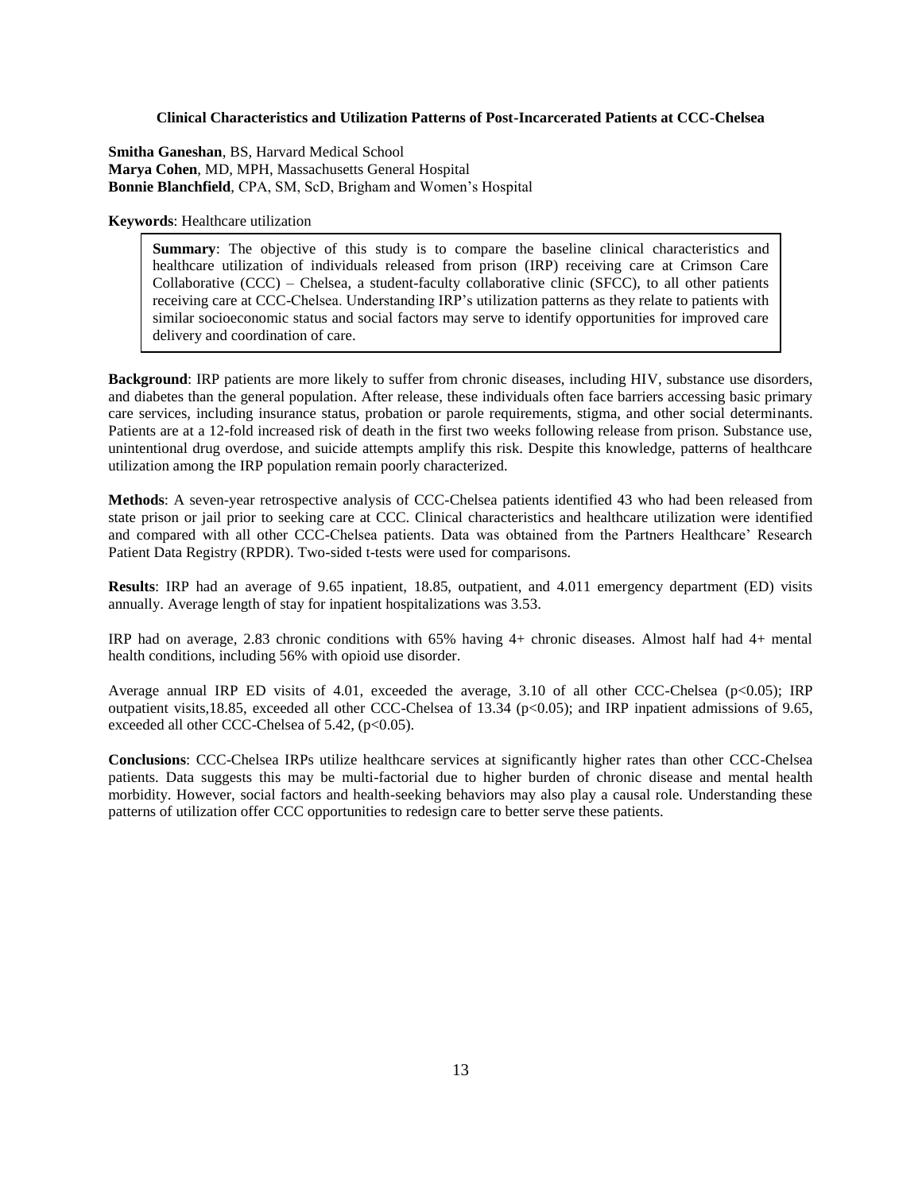**Clinical Characteristics and Utilization Patterns of Post-Incarcerated Patients at CCC-Chelsea**

**Smitha Ganeshan**, BS, Harvard Medical School
**Marya Cohen**, MD, MPH, Massachusetts General Hospital
**Bonnie Blanchfield**, CPA, SM, ScD, Brigham and Women's Hospital

**Keywords**: Healthcare utilization

**Summary**: The objective of this study is to compare the baseline clinical characteristics and healthcare utilization of individuals released from prison (IRP) receiving care at Crimson Care Collaborative (CCC) – Chelsea, a student-faculty collaborative clinic (SFCC), to all other patients receiving care at CCC-Chelsea. Understanding IRP's utilization patterns as they relate to patients with similar socioeconomic status and social factors may serve to identify opportunities for improved care delivery and coordination of care.

**Background**: IRP patients are more likely to suffer from chronic diseases, including HIV, substance use disorders, and diabetes than the general population. After release, these individuals often face barriers accessing basic primary care services, including insurance status, probation or parole requirements, stigma, and other social determinants. Patients are at a 12-fold increased risk of death in the first two weeks following release from prison. Substance use, unintentional drug overdose, and suicide attempts amplify this risk. Despite this knowledge, patterns of healthcare utilization among the IRP population remain poorly characterized.

**Methods**: A seven-year retrospective analysis of CCC-Chelsea patients identified 43 who had been released from state prison or jail prior to seeking care at CCC. Clinical characteristics and healthcare utilization were identified and compared with all other CCC-Chelsea patients. Data was obtained from the Partners Healthcare' Research Patient Data Registry (RPDR). Two-sided t-tests were used for comparisons.

**Results**: IRP had an average of 9.65 inpatient, 18.85, outpatient, and 4.011 emergency department (ED) visits annually. Average length of stay for inpatient hospitalizations was 3.53.

IRP had on average, 2.83 chronic conditions with 65% having 4+ chronic diseases. Almost half had 4+ mental health conditions, including 56% with opioid use disorder.

Average annual IRP ED visits of 4.01, exceeded the average, 3.10 of all other CCC-Chelsea ($p<0.05$); IRP outpatient visits,18.85, exceeded all other CCC-Chelsea of 13.34 ($p<0.05$); and IRP inpatient admissions of 9.65, exceeded all other CCC-Chelsea of 5.42, ($p<0.05$).

**Conclusions**: CCC-Chelsea IRPs utilize healthcare services at significantly higher rates than other CCC-Chelsea patients. Data suggests this may be multi-factorial due to higher burden of chronic disease and mental health morbidity. However, social factors and health-seeking behaviors may also play a causal role. Understanding these patterns of utilization offer CCC opportunities to redesign care to better serve these patients.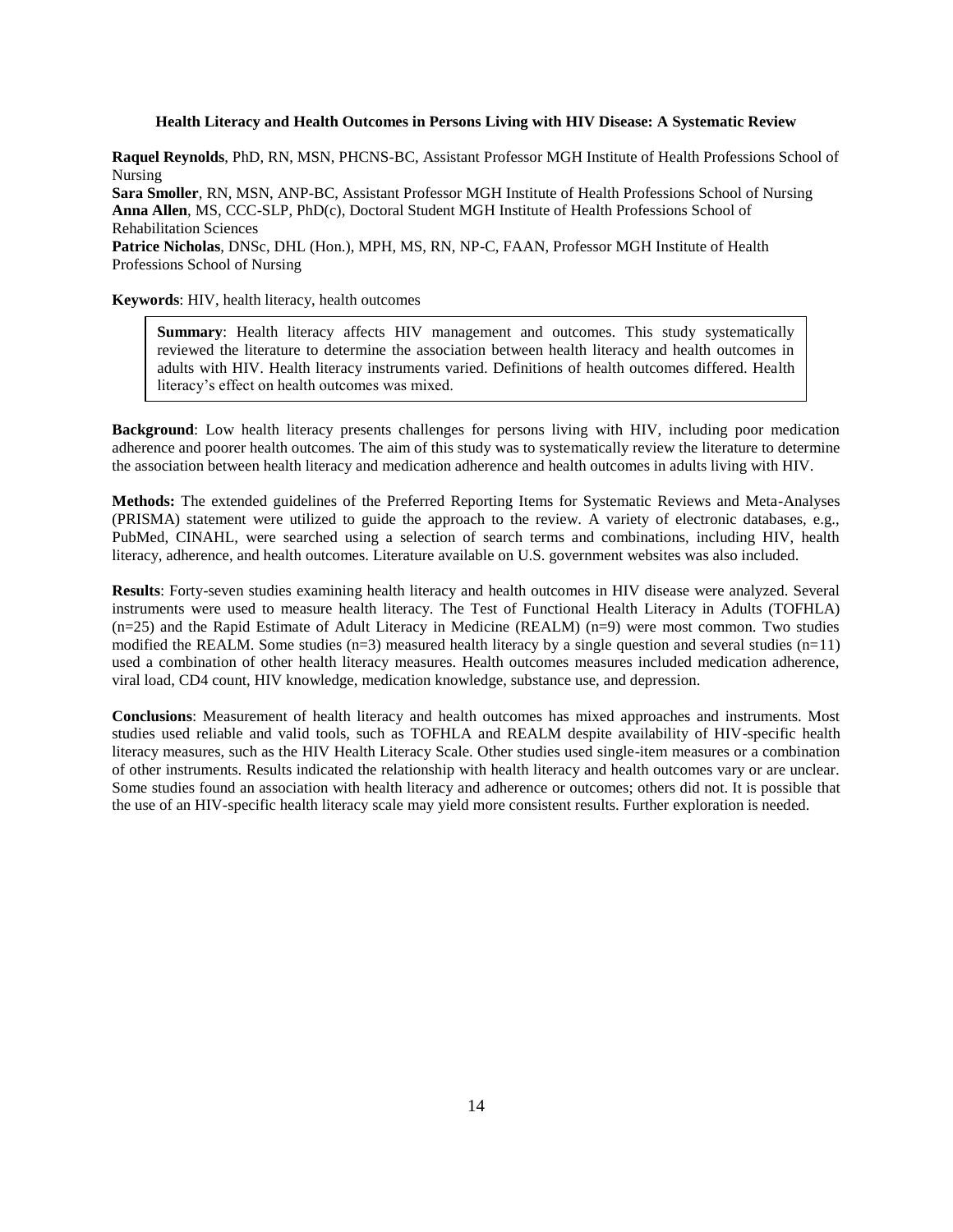### Health Literacy and Health Outcomes in Persons Living with HIV Disease: A Systematic Review

**Raquel Reynolds**, PhD, RN, MSN, PHCNS-BC, Assistant Professor MGH Institute of Health Professions School of Nursing
**Sara Smoller**, RN, MSN, ANP-BC, Assistant Professor MGH Institute of Health Professions School of Nursing
**Anna Allen**, MS, CCC-SLP, PhD(c), Doctoral Student MGH Institute of Health Professions School of Rehabilitation Sciences
**Patrice Nicholas**, DNSc, DHL (Hon.), MPH, MS, RN, NP-C, FAAN, Professor MGH Institute of Health Professions School of Nursing

**Keywords**: HIV, health literacy, health outcomes

**Summary**: Health literacy affects HIV management and outcomes. This study systematically reviewed the literature to determine the association between health literacy and health outcomes in adults with HIV. Health literacy instruments varied. Definitions of health outcomes differed. Health literacy's effect on health outcomes was mixed.

**Background**: Low health literacy presents challenges for persons living with HIV, including poor medication adherence and poorer health outcomes. The aim of this study was to systematically review the literature to determine the association between health literacy and medication adherence and health outcomes in adults living with HIV.

**Methods:** The extended guidelines of the Preferred Reporting Items for Systematic Reviews and Meta-Analyses (PRISMA) statement were utilized to guide the approach to the review. A variety of electronic databases, e.g., PubMed, CINAHL, were searched using a selection of search terms and combinations, including HIV, health literacy, adherence, and health outcomes. Literature available on U.S. government websites was also included.

**Results**: Forty-seven studies examining health literacy and health outcomes in HIV disease were analyzed. Several instruments were used to measure health literacy. The Test of Functional Health Literacy in Adults (TOFHLA) (n=25) and the Rapid Estimate of Adult Literacy in Medicine (REALM) (n=9) were most common. Two studies modified the REALM. Some studies (n=3) measured health literacy by a single question and several studies (n=11) used a combination of other health literacy measures. Health outcomes measures included medication adherence, viral load, CD4 count, HIV knowledge, medication knowledge, substance use, and depression.

**Conclusions**: Measurement of health literacy and health outcomes has mixed approaches and instruments. Most studies used reliable and valid tools, such as TOFHLA and REALM despite availability of HIV-specific health literacy measures, such as the HIV Health Literacy Scale. Other studies used single-item measures or a combination of other instruments. Results indicated the relationship with health literacy and health outcomes vary or are unclear. Some studies found an association with health literacy and adherence or outcomes; others did not. It is possible that the use of an HIV-specific health literacy scale may yield more consistent results. Further exploration is needed.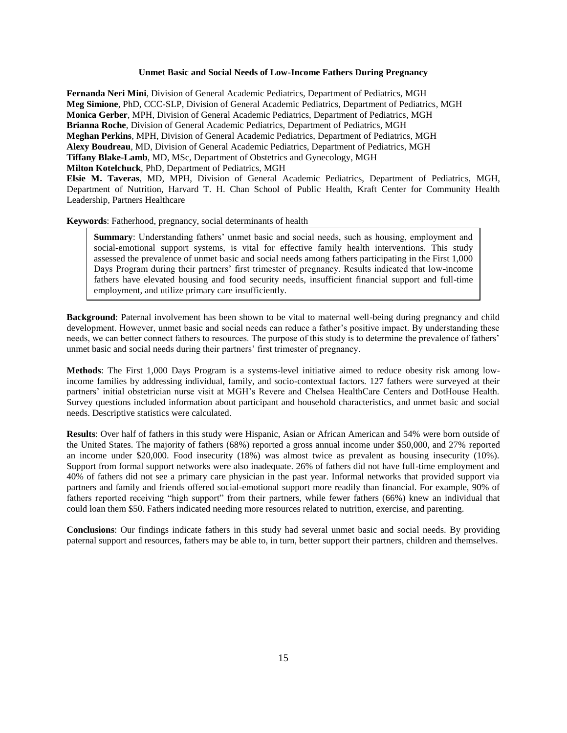## Unmet Basic and Social Needs of Low-Income Fathers During Pregnancy

**Fernanda Neri Mini**, Division of General Academic Pediatrics, Department of Pediatrics, MGH
**Meg Simione**, PhD, CCC-SLP, Division of General Academic Pediatrics, Department of Pediatrics, MGH
**Monica Gerber**, MPH, Division of General Academic Pediatrics, Department of Pediatrics, MGH
**Brianna Roche**, Division of General Academic Pediatrics, Department of Pediatrics, MGH
**Meghan Perkins**, MPH, Division of General Academic Pediatrics, Department of Pediatrics, MGH
**Alexy Boudreau**, MD, Division of General Academic Pediatrics, Department of Pediatrics, MGH
**Tiffany Blake-Lamb**, MD, MSc, Department of Obstetrics and Gynecology, MGH
**Milton Kotelchuck**, PhD, Department of Pediatrics, MGH
**Elsie M. Taveras**, MD, MPH, Division of General Academic Pediatrics, Department of Pediatrics, MGH, Department of Nutrition, Harvard T. H. Chan School of Public Health, Kraft Center for Community Health Leadership, Partners Healthcare

**Keywords**: Fatherhood, pregnancy, social determinants of health

**Summary**: Understanding fathers' unmet basic and social needs, such as housing, employment and social-emotional support systems, is vital for effective family health interventions. This study assessed the prevalence of unmet basic and social needs among fathers participating in the First 1,000 Days Program during their partners' first trimester of pregnancy. Results indicated that low-income fathers have elevated housing and food security needs, insufficient financial support and full-time employment, and utilize primary care insufficiently.

**Background**: Paternal involvement has been shown to be vital to maternal well-being during pregnancy and child development. However, unmet basic and social needs can reduce a father's positive impact. By understanding these needs, we can better connect fathers to resources. The purpose of this study is to determine the prevalence of fathers' unmet basic and social needs during their partners' first trimester of pregnancy.

**Methods**: The First 1,000 Days Program is a systems-level initiative aimed to reduce obesity risk among low-income families by addressing individual, family, and socio-contextual factors. 127 fathers were surveyed at their partners' initial obstetrician nurse visit at MGH's Revere and Chelsea HealthCare Centers and DotHouse Health. Survey questions included information about participant and household characteristics, and unmet basic and social needs. Descriptive statistics were calculated.

**Results**: Over half of fathers in this study were Hispanic, Asian or African American and 54% were born outside of the United States. The majority of fathers (68%) reported a gross annual income under $50,000, and 27% reported an income under $20,000. Food insecurity (18%) was almost twice as prevalent as housing insecurity (10%). Support from formal support networks were also inadequate. 26% of fathers did not have full-time employment and 40% of fathers did not see a primary care physician in the past year. Informal networks that provided support via partners and family and friends offered social-emotional support more readily than financial. For example, 90% of fathers reported receiving "high support" from their partners, while fewer fathers (66%) knew an individual that could loan them $50. Fathers indicated needing more resources related to nutrition, exercise, and parenting.

**Conclusions**: Our findings indicate fathers in this study had several unmet basic and social needs. By providing paternal support and resources, fathers may be able to, in turn, better support their partners, children and themselves.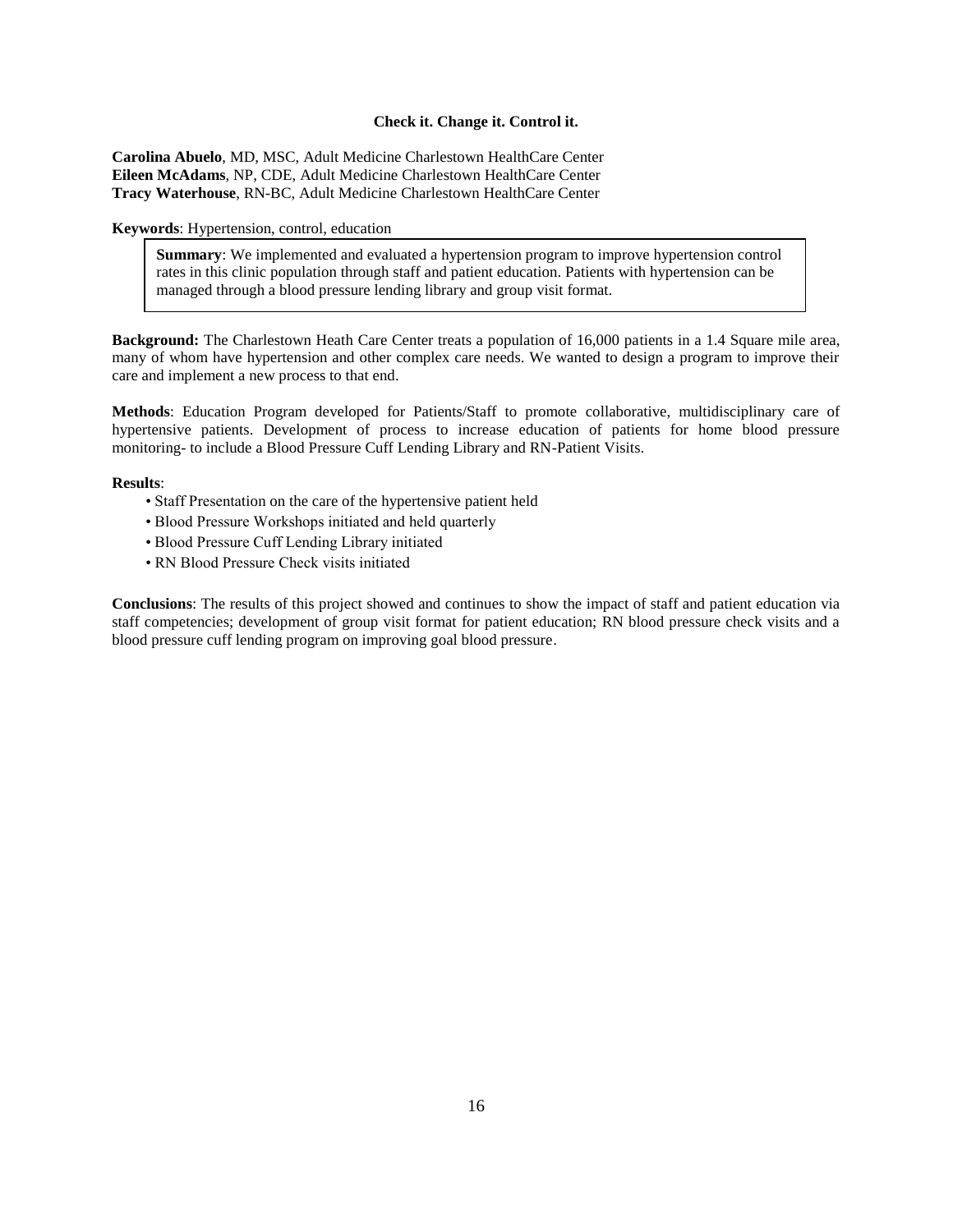### Check it. Change it. Control it.

**Carolina Abuelo**, MD, MSC, Adult Medicine Charlestown HealthCare Center
**Eileen McAdams**, NP, CDE, Adult Medicine Charlestown HealthCare Center
**Tracy Waterhouse**, RN-BC, Adult Medicine Charlestown HealthCare Center

**Keywords**: Hypertension, control, education

> **Summary**: We implemented and evaluated a hypertension program to improve hypertension control rates in this clinic population through staff and patient education. Patients with hypertension can be managed through a blood pressure lending library and group visit format.

**Background:** The Charlestown Heath Care Center treats a population of 16,000 patients in a 1.4 Square mile area, many of whom have hypertension and other complex care needs. We wanted to design a program to improve their care and implement a new process to that end.

**Methods**: Education Program developed for Patients/Staff to promote collaborative, multidisciplinary care of hypertensive patients. Development of process to increase education of patients for home blood pressure monitoring- to include a Blood Pressure Cuff Lending Library and RN-Patient Visits.

**Results**:

- Staff Presentation on the care of the hypertensive patient held
- Blood Pressure Workshops initiated and held quarterly
- Blood Pressure Cuff Lending Library initiated
- RN Blood Pressure Check visits initiated

**Conclusions**: The results of this project showed and continues to show the impact of staff and patient education via staff competencies; development of group visit format for patient education; RN blood pressure check visits and a blood pressure cuff lending program on improving goal blood pressure.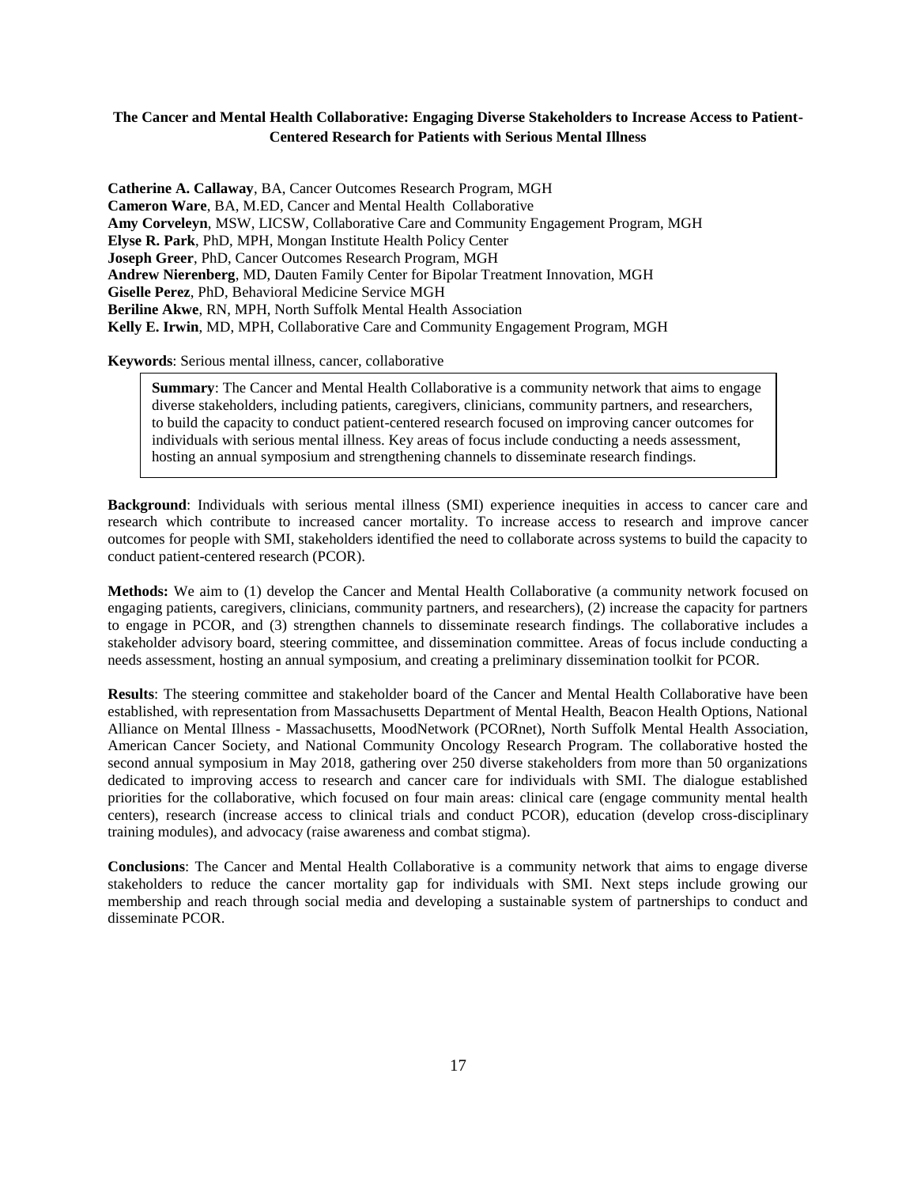## The Cancer and Mental Health Collaborative: Engaging Diverse Stakeholders to Increase Access to Patient-Centered Research for Patients with Serious Mental Illness

**Catherine A. Callaway**, BA, Cancer Outcomes Research Program, MGH
**Cameron Ware**, BA, M.ED, Cancer and Mental Health Collaborative
**Amy Corveleyn**, MSW, LICSW, Collaborative Care and Community Engagement Program, MGH
**Elyse R. Park**, PhD, MPH, Mongan Institute Health Policy Center
**Joseph Greer**, PhD, Cancer Outcomes Research Program, MGH
**Andrew Nierenberg**, MD, Dauten Family Center for Bipolar Treatment Innovation, MGH
**Giselle Perez**, PhD, Behavioral Medicine Service MGH
**Beriline Akwe**, RN, MPH, North Suffolk Mental Health Association
**Kelly E. Irwin**, MD, MPH, Collaborative Care and Community Engagement Program, MGH

**Keywords**: Serious mental illness, cancer, collaborative

**Summary**: The Cancer and Mental Health Collaborative is a community network that aims to engage diverse stakeholders, including patients, caregivers, clinicians, community partners, and researchers, to build the capacity to conduct patient-centered research focused on improving cancer outcomes for individuals with serious mental illness. Key areas of focus include conducting a needs assessment, hosting an annual symposium and strengthening channels to disseminate research findings.

**Background**: Individuals with serious mental illness (SMI) experience inequities in access to cancer care and research which contribute to increased cancer mortality. To increase access to research and improve cancer outcomes for people with SMI, stakeholders identified the need to collaborate across systems to build the capacity to conduct patient-centered research (PCOR).

**Methods:** We aim to (1) develop the Cancer and Mental Health Collaborative (a community network focused on engaging patients, caregivers, clinicians, community partners, and researchers), (2) increase the capacity for partners to engage in PCOR, and (3) strengthen channels to disseminate research findings. The collaborative includes a stakeholder advisory board, steering committee, and dissemination committee. Areas of focus include conducting a needs assessment, hosting an annual symposium, and creating a preliminary dissemination toolkit for PCOR.

**Results**: The steering committee and stakeholder board of the Cancer and Mental Health Collaborative have been established, with representation from Massachusetts Department of Mental Health, Beacon Health Options, National Alliance on Mental Illness - Massachusetts, MoodNetwork (PCORnet), North Suffolk Mental Health Association, American Cancer Society, and National Community Oncology Research Program. The collaborative hosted the second annual symposium in May 2018, gathering over 250 diverse stakeholders from more than 50 organizations dedicated to improving access to research and cancer care for individuals with SMI. The dialogue established priorities for the collaborative, which focused on four main areas: clinical care (engage community mental health centers), research (increase access to clinical trials and conduct PCOR), education (develop cross-disciplinary training modules), and advocacy (raise awareness and combat stigma).

**Conclusions**: The Cancer and Mental Health Collaborative is a community network that aims to engage diverse stakeholders to reduce the cancer mortality gap for individuals with SMI. Next steps include growing our membership and reach through social media and developing a sustainable system of partnerships to conduct and disseminate PCOR.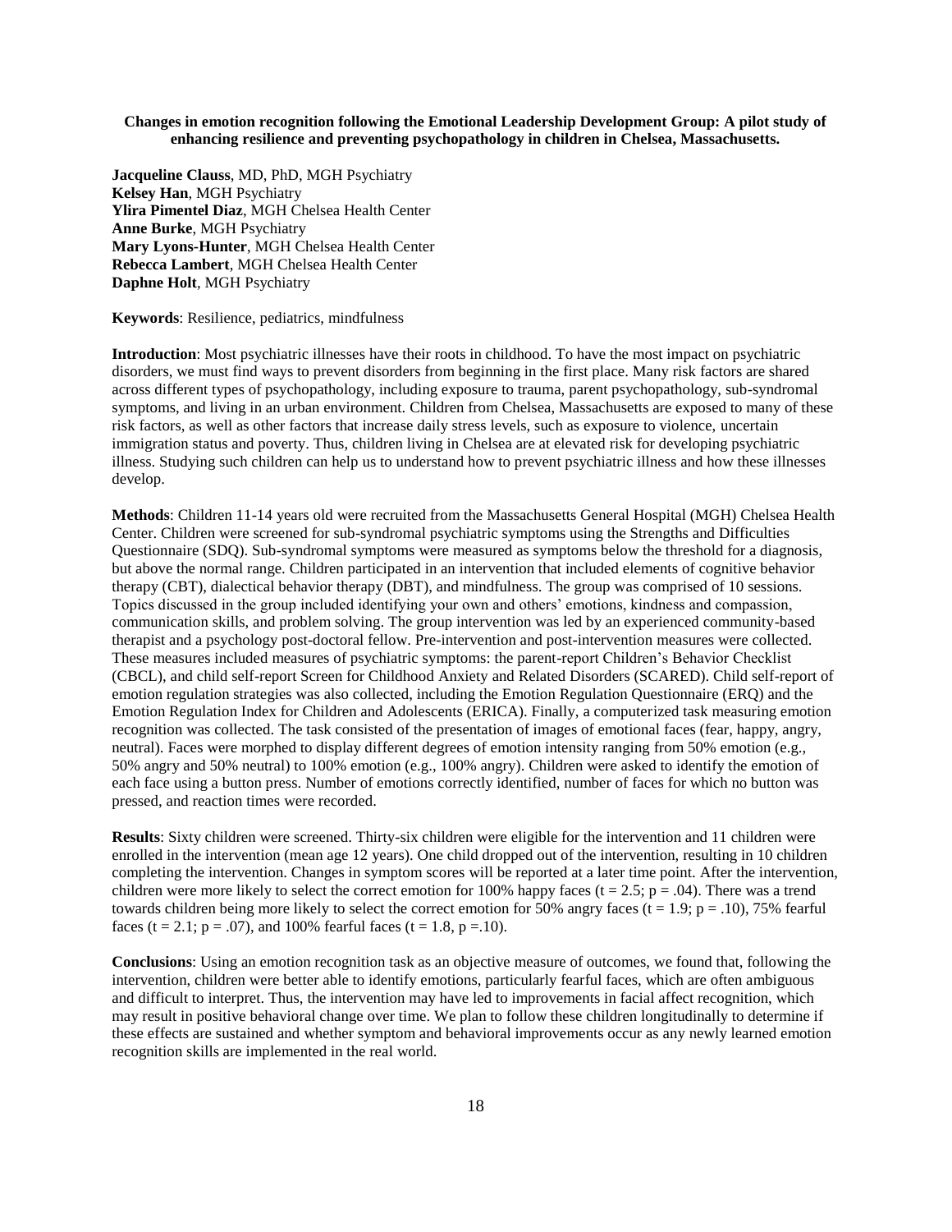**Changes in emotion recognition following the Emotional Leadership Development Group: A pilot study of enhancing resilience and preventing psychopathology in children in Chelsea, Massachusetts.**

**Jacqueline Clauss**, MD, PhD, MGH Psychiatry
**Kelsey Han**, MGH Psychiatry
**Ylira Pimentel Diaz**, MGH Chelsea Health Center
**Anne Burke**, MGH Psychiatry
**Mary Lyons-Hunter**, MGH Chelsea Health Center
**Rebecca Lambert**, MGH Chelsea Health Center
**Daphne Holt**, MGH Psychiatry

**Keywords**: Resilience, pediatrics, mindfulness

**Introduction**: Most psychiatric illnesses have their roots in childhood. To have the most impact on psychiatric disorders, we must find ways to prevent disorders from beginning in the first place. Many risk factors are shared across different types of psychopathology, including exposure to trauma, parent psychopathology, sub-syndromal symptoms, and living in an urban environment. Children from Chelsea, Massachusetts are exposed to many of these risk factors, as well as other factors that increase daily stress levels, such as exposure to violence, uncertain immigration status and poverty. Thus, children living in Chelsea are at elevated risk for developing psychiatric illness. Studying such children can help us to understand how to prevent psychiatric illness and how these illnesses develop.

**Methods**: Children 11-14 years old were recruited from the Massachusetts General Hospital (MGH) Chelsea Health Center. Children were screened for sub-syndromal psychiatric symptoms using the Strengths and Difficulties Questionnaire (SDQ). Sub-syndromal symptoms were measured as symptoms below the threshold for a diagnosis, but above the normal range. Children participated in an intervention that included elements of cognitive behavior therapy (CBT), dialectical behavior therapy (DBT), and mindfulness. The group was comprised of 10 sessions. Topics discussed in the group included identifying your own and others' emotions, kindness and compassion, communication skills, and problem solving. The group intervention was led by an experienced community-based therapist and a psychology post-doctoral fellow. Pre-intervention and post-intervention measures were collected. These measures included measures of psychiatric symptoms: the parent-report Children's Behavior Checklist (CBCL), and child self-report Screen for Childhood Anxiety and Related Disorders (SCARED). Child self-report of emotion regulation strategies was also collected, including the Emotion Regulation Questionnaire (ERQ) and the Emotion Regulation Index for Children and Adolescents (ERICA). Finally, a computerized task measuring emotion recognition was collected. The task consisted of the presentation of images of emotional faces (fear, happy, angry, neutral). Faces were morphed to display different degrees of emotion intensity ranging from 50% emotion (e.g., 50% angry and 50% neutral) to 100% emotion (e.g., 100% angry). Children were asked to identify the emotion of each face using a button press. Number of emotions correctly identified, number of faces for which no button was pressed, and reaction times were recorded.

**Results**: Sixty children were screened. Thirty-six children were eligible for the intervention and 11 children were enrolled in the intervention (mean age 12 years). One child dropped out of the intervention, resulting in 10 children completing the intervention. Changes in symptom scores will be reported at a later time point. After the intervention, children were more likely to select the correct emotion for 100% happy faces ($t = 2.5$; $p = .04$). There was a trend towards children being more likely to select the correct emotion for 50% angry faces ($t = 1.9$; $p = .10$), 75% fearful faces ($t = 2.1$; $p = .07$), and 100% fearful faces ($t = 1.8$, $p = .10$).

**Conclusions**: Using an emotion recognition task as an objective measure of outcomes, we found that, following the intervention, children were better able to identify emotions, particularly fearful faces, which are often ambiguous and difficult to interpret. Thus, the intervention may have led to improvements in facial affect recognition, which may result in positive behavioral change over time. We plan to follow these children longitudinally to determine if these effects are sustained and whether symptom and behavioral improvements occur as any newly learned emotion recognition skills are implemented in the real world.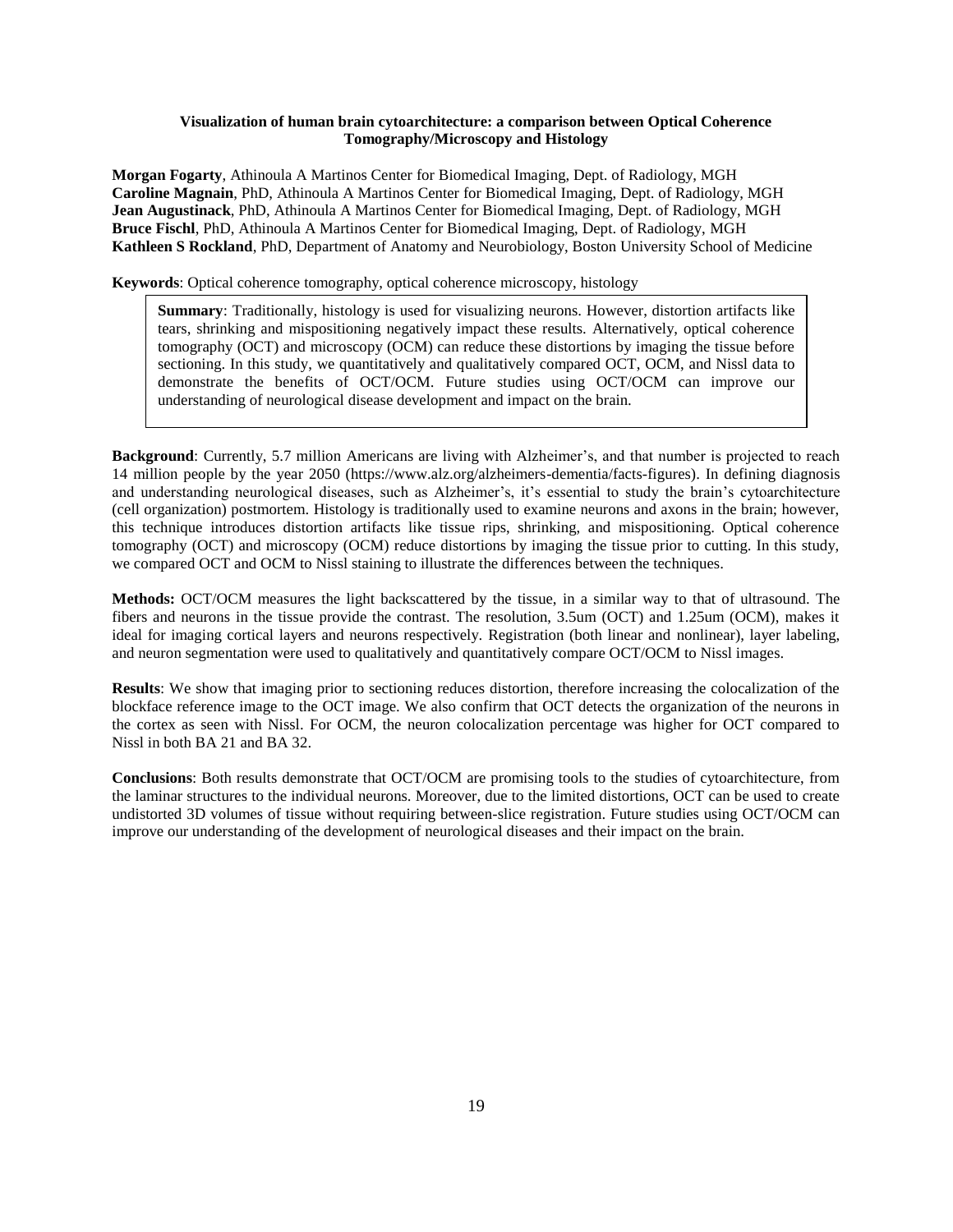### Visualization of human brain cytoarchitecture: a comparison between Optical Coherence Tomography/Microscopy and Histology

**Morgan Fogarty**, Athinoula A Martinos Center for Biomedical Imaging, Dept. of Radiology, MGH
**Caroline Magnain**, PhD, Athinoula A Martinos Center for Biomedical Imaging, Dept. of Radiology, MGH
**Jean Augustinack**, PhD, Athinoula A Martinos Center for Biomedical Imaging, Dept. of Radiology, MGH
**Bruce Fischl**, PhD, Athinoula A Martinos Center for Biomedical Imaging, Dept. of Radiology, MGH
**Kathleen S Rockland**, PhD, Department of Anatomy and Neurobiology, Boston University School of Medicine

**Keywords**: Optical coherence tomography, optical coherence microscopy, histology

**Summary**: Traditionally, histology is used for visualizing neurons. However, distortion artifacts like tears, shrinking and mispositioning negatively impact these results. Alternatively, optical coherence tomography (OCT) and microscopy (OCM) can reduce these distortions by imaging the tissue before sectioning. In this study, we quantitatively and qualitatively compared OCT, OCM, and Nissl data to demonstrate the benefits of OCT/OCM. Future studies using OCT/OCM can improve our understanding of neurological disease development and impact on the brain.

**Background**: Currently, 5.7 million Americans are living with Alzheimer's, and that number is projected to reach 14 million people by the year 2050 (https://www.alz.org/alzheimers-dementia/facts-figures). In defining diagnosis and understanding neurological diseases, such as Alzheimer's, it's essential to study the brain's cytoarchitecture (cell organization) postmortem. Histology is traditionally used to examine neurons and axons in the brain; however, this technique introduces distortion artifacts like tissue rips, shrinking, and mispositioning. Optical coherence tomography (OCT) and microscopy (OCM) reduce distortions by imaging the tissue prior to cutting. In this study, we compared OCT and OCM to Nissl staining to illustrate the differences between the techniques.

**Methods:** OCT/OCM measures the light backscattered by the tissue, in a similar way to that of ultrasound. The fibers and neurons in the tissue provide the contrast. The resolution, 3.5um (OCT) and 1.25um (OCM), makes it ideal for imaging cortical layers and neurons respectively. Registration (both linear and nonlinear), layer labeling, and neuron segmentation were used to qualitatively and quantitatively compare OCT/OCM to Nissl images.

**Results**: We show that imaging prior to sectioning reduces distortion, therefore increasing the colocalization of the blockface reference image to the OCT image. We also confirm that OCT detects the organization of the neurons in the cortex as seen with Nissl. For OCM, the neuron colocalization percentage was higher for OCT compared to Nissl in both BA 21 and BA 32.

**Conclusions**: Both results demonstrate that OCT/OCM are promising tools to the studies of cytoarchitecture, from the laminar structures to the individual neurons. Moreover, due to the limited distortions, OCT can be used to create undistorted 3D volumes of tissue without requiring between-slice registration. Future studies using OCT/OCM can improve our understanding of the development of neurological diseases and their impact on the brain.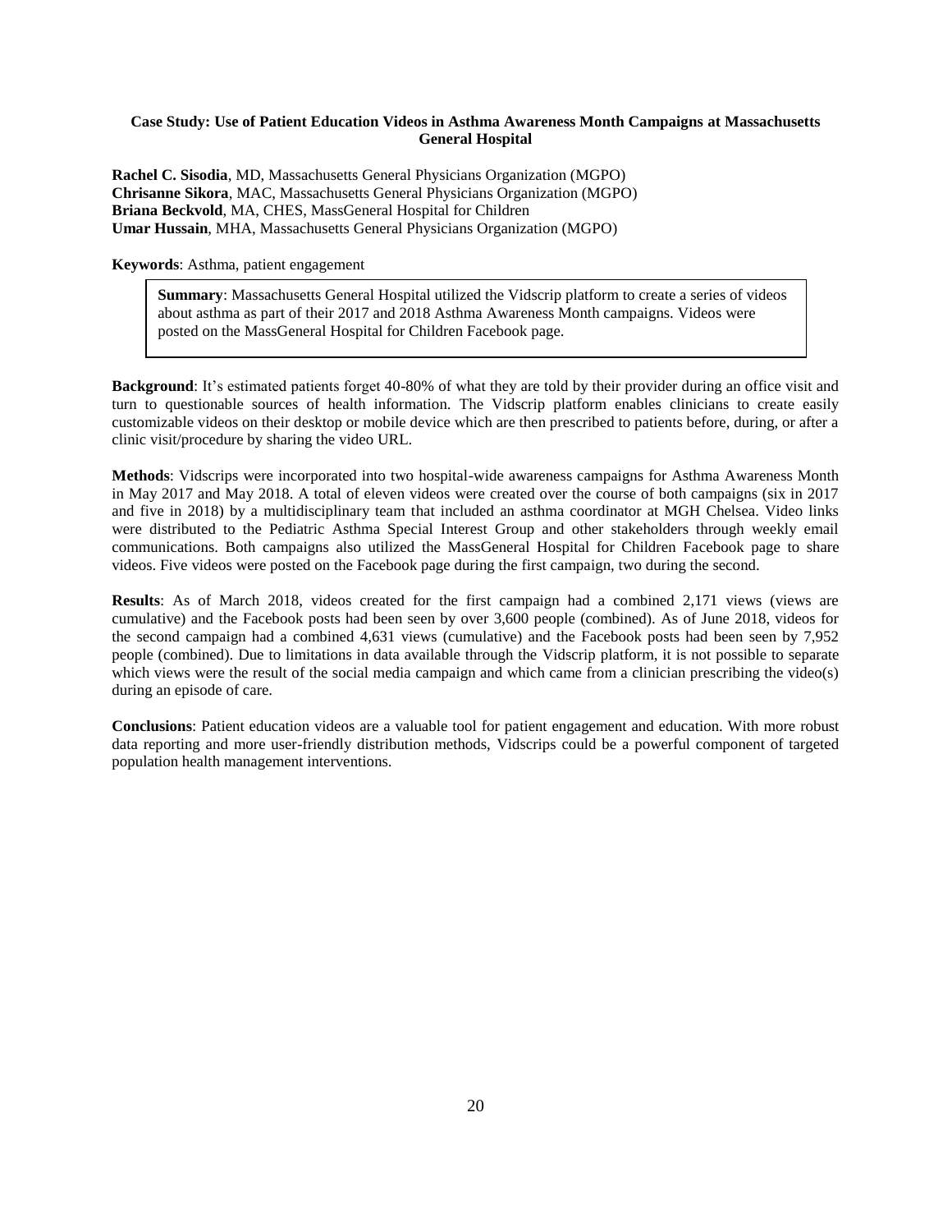**Case Study: Use of Patient Education Videos in Asthma Awareness Month Campaigns at Massachusetts General Hospital**

**Rachel C. Sisodia**, MD, Massachusetts General Physicians Organization (MGPO)
**Chrisanne Sikora**, MAC, Massachusetts General Physicians Organization (MGPO)
**Briana Beckvold**, MA, CHES, MassGeneral Hospital for Children
**Umar Hussain**, MHA, Massachusetts General Physicians Organization (MGPO)

**Keywords**: Asthma, patient engagement

> **Summary**: Massachusetts General Hospital utilized the Vidscrip platform to create a series of videos about asthma as part of their 2017 and 2018 Asthma Awareness Month campaigns. Videos were posted on the MassGeneral Hospital for Children Facebook page.

**Background**: It's estimated patients forget 40-80% of what they are told by their provider during an office visit and turn to questionable sources of health information. The Vidscrip platform enables clinicians to create easily customizable videos on their desktop or mobile device which are then prescribed to patients before, during, or after a clinic visit/procedure by sharing the video URL.

**Methods**: Vidscrips were incorporated into two hospital-wide awareness campaigns for Asthma Awareness Month in May 2017 and May 2018. A total of eleven videos were created over the course of both campaigns (six in 2017 and five in 2018) by a multidisciplinary team that included an asthma coordinator at MGH Chelsea. Video links were distributed to the Pediatric Asthma Special Interest Group and other stakeholders through weekly email communications. Both campaigns also utilized the MassGeneral Hospital for Children Facebook page to share videos. Five videos were posted on the Facebook page during the first campaign, two during the second.

**Results**: As of March 2018, videos created for the first campaign had a combined 2,171 views (views are cumulative) and the Facebook posts had been seen by over 3,600 people (combined). As of June 2018, videos for the second campaign had a combined 4,631 views (cumulative) and the Facebook posts had been seen by 7,952 people (combined). Due to limitations in data available through the Vidscrip platform, it is not possible to separate which views were the result of the social media campaign and which came from a clinician prescribing the video(s) during an episode of care.

**Conclusions**: Patient education videos are a valuable tool for patient engagement and education. With more robust data reporting and more user-friendly distribution methods, Vidscrips could be a powerful component of targeted population health management interventions.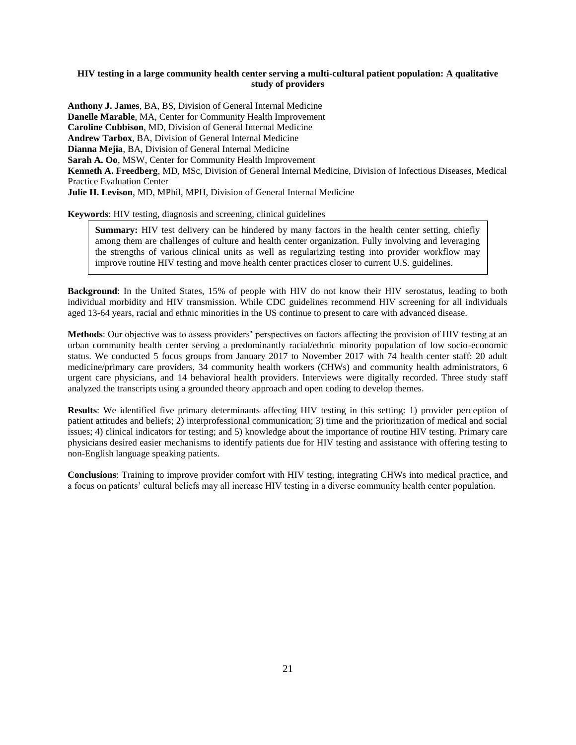### HIV testing in a large community health center serving a multi-cultural patient population: A qualitative study of providers

**Anthony J. James**, BA, BS, Division of General Internal Medicine
**Danelle Marable**, MA, Center for Community Health Improvement
**Caroline Cubbison**, MD, Division of General Internal Medicine
**Andrew Tarbox**, BA, Division of General Internal Medicine
**Dianna Mejia**, BA, Division of General Internal Medicine
**Sarah A. Oo**, MSW, Center for Community Health Improvement
**Kenneth A. Freedberg**, MD, MSc, Division of General Internal Medicine, Division of Infectious Diseases, Medical Practice Evaluation Center
**Julie H. Levison**, MD, MPhil, MPH, Division of General Internal Medicine

**Keywords**: HIV testing, diagnosis and screening, clinical guidelines

> **Summary:** HIV test delivery can be hindered by many factors in the health center setting, chiefly among them are challenges of culture and health center organization. Fully involving and leveraging the strengths of various clinical units as well as regularizing testing into provider workflow may improve routine HIV testing and move health center practices closer to current U.S. guidelines.

**Background**: In the United States, 15% of people with HIV do not know their HIV serostatus, leading to both individual morbidity and HIV transmission. While CDC guidelines recommend HIV screening for all individuals aged 13-64 years, racial and ethnic minorities in the US continue to present to care with advanced disease.

**Methods**: Our objective was to assess providers' perspectives on factors affecting the provision of HIV testing at an urban community health center serving a predominantly racial/ethnic minority population of low socio-economic status. We conducted 5 focus groups from January 2017 to November 2017 with 74 health center staff: 20 adult medicine/primary care providers, 34 community health workers (CHWs) and community health administrators, 6 urgent care physicians, and 14 behavioral health providers. Interviews were digitally recorded. Three study staff analyzed the transcripts using a grounded theory approach and open coding to develop themes.

**Results**: We identified five primary determinants affecting HIV testing in this setting: 1) provider perception of patient attitudes and beliefs; 2) interprofessional communication; 3) time and the prioritization of medical and social issues; 4) clinical indicators for testing; and 5) knowledge about the importance of routine HIV testing. Primary care physicians desired easier mechanisms to identify patients due for HIV testing and assistance with offering testing to non-English language speaking patients.

**Conclusions**: Training to improve provider comfort with HIV testing, integrating CHWs into medical practice, and a focus on patients' cultural beliefs may all increase HIV testing in a diverse community health center population.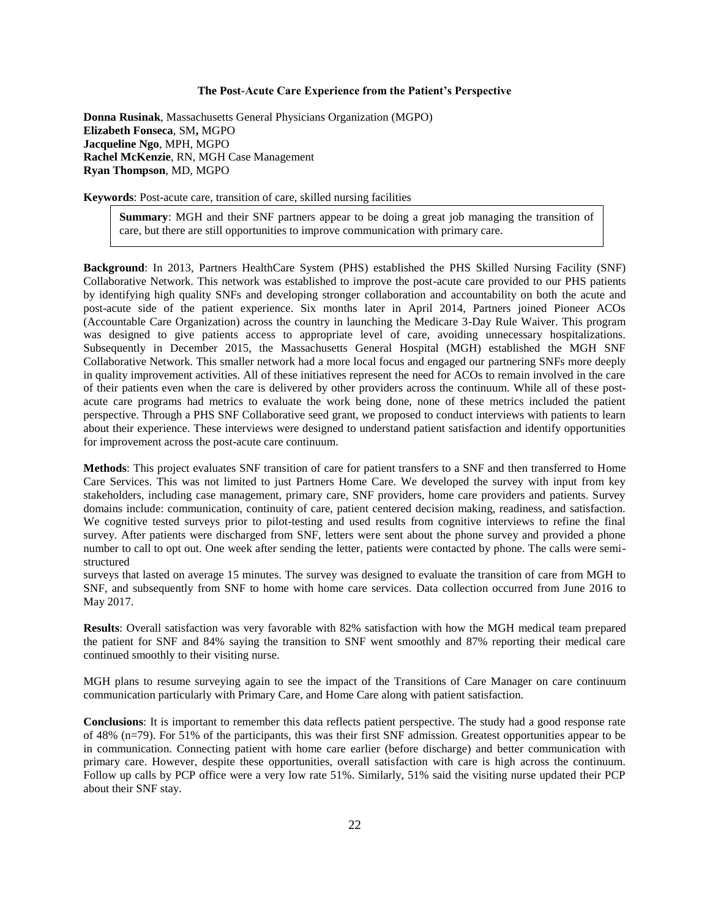### The Post-Acute Care Experience from the Patient's Perspective

**Donna Rusinak**, Massachusetts General Physicians Organization (MGPO)
**Elizabeth Fonseca**, SM**,** MGPO
**Jacqueline Ngo**, MPH, MGPO
**Rachel McKenzie**, RN, MGH Case Management
**Ryan Thompson**, MD, MGPO

**Keywords**: Post-acute care, transition of care, skilled nursing facilities

> **Summary**: MGH and their SNF partners appear to be doing a great job managing the transition of care, but there are still opportunities to improve communication with primary care.

**Background**: In 2013, Partners HealthCare System (PHS) established the PHS Skilled Nursing Facility (SNF) Collaborative Network. This network was established to improve the post-acute care provided to our PHS patients by identifying high quality SNFs and developing stronger collaboration and accountability on both the acute and post-acute side of the patient experience. Six months later in April 2014, Partners joined Pioneer ACOs (Accountable Care Organization) across the country in launching the Medicare 3-Day Rule Waiver. This program was designed to give patients access to appropriate level of care, avoiding unnecessary hospitalizations. Subsequently in December 2015, the Massachusetts General Hospital (MGH) established the MGH SNF Collaborative Network. This smaller network had a more local focus and engaged our partnering SNFs more deeply in quality improvement activities. All of these initiatives represent the need for ACOs to remain involved in the care of their patients even when the care is delivered by other providers across the continuum. While all of these post-acute care programs had metrics to evaluate the work being done, none of these metrics included the patient perspective. Through a PHS SNF Collaborative seed grant, we proposed to conduct interviews with patients to learn about their experience. These interviews were designed to understand patient satisfaction and identify opportunities for improvement across the post-acute care continuum.

**Methods**: This project evaluates SNF transition of care for patient transfers to a SNF and then transferred to Home Care Services. This was not limited to just Partners Home Care. We developed the survey with input from key stakeholders, including case management, primary care, SNF providers, home care providers and patients. Survey domains include: communication, continuity of care, patient centered decision making, readiness, and satisfaction. We cognitive tested surveys prior to pilot-testing and used results from cognitive interviews to refine the final survey. After patients were discharged from SNF, letters were sent about the phone survey and provided a phone number to call to opt out. One week after sending the letter, patients were contacted by phone. The calls were semi-structured surveys that lasted on average 15 minutes. The survey was designed to evaluate the transition of care from MGH to SNF, and subsequently from SNF to home with home care services. Data collection occurred from June 2016 to May 2017.

**Results**: Overall satisfaction was very favorable with 82% satisfaction with how the MGH medical team prepared the patient for SNF and 84% saying the transition to SNF went smoothly and 87% reporting their medical care continued smoothly to their visiting nurse.

MGH plans to resume surveying again to see the impact of the Transitions of Care Manager on care continuum communication particularly with Primary Care, and Home Care along with patient satisfaction.

**Conclusions**: It is important to remember this data reflects patient perspective. The study had a good response rate of 48% (n=79). For 51% of the participants, this was their first SNF admission. Greatest opportunities appear to be in communication. Connecting patient with home care earlier (before discharge) and better communication with primary care. However, despite these opportunities, overall satisfaction with care is high across the continuum. Follow up calls by PCP office were a very low rate 51%. Similarly, 51% said the visiting nurse updated their PCP about their SNF stay.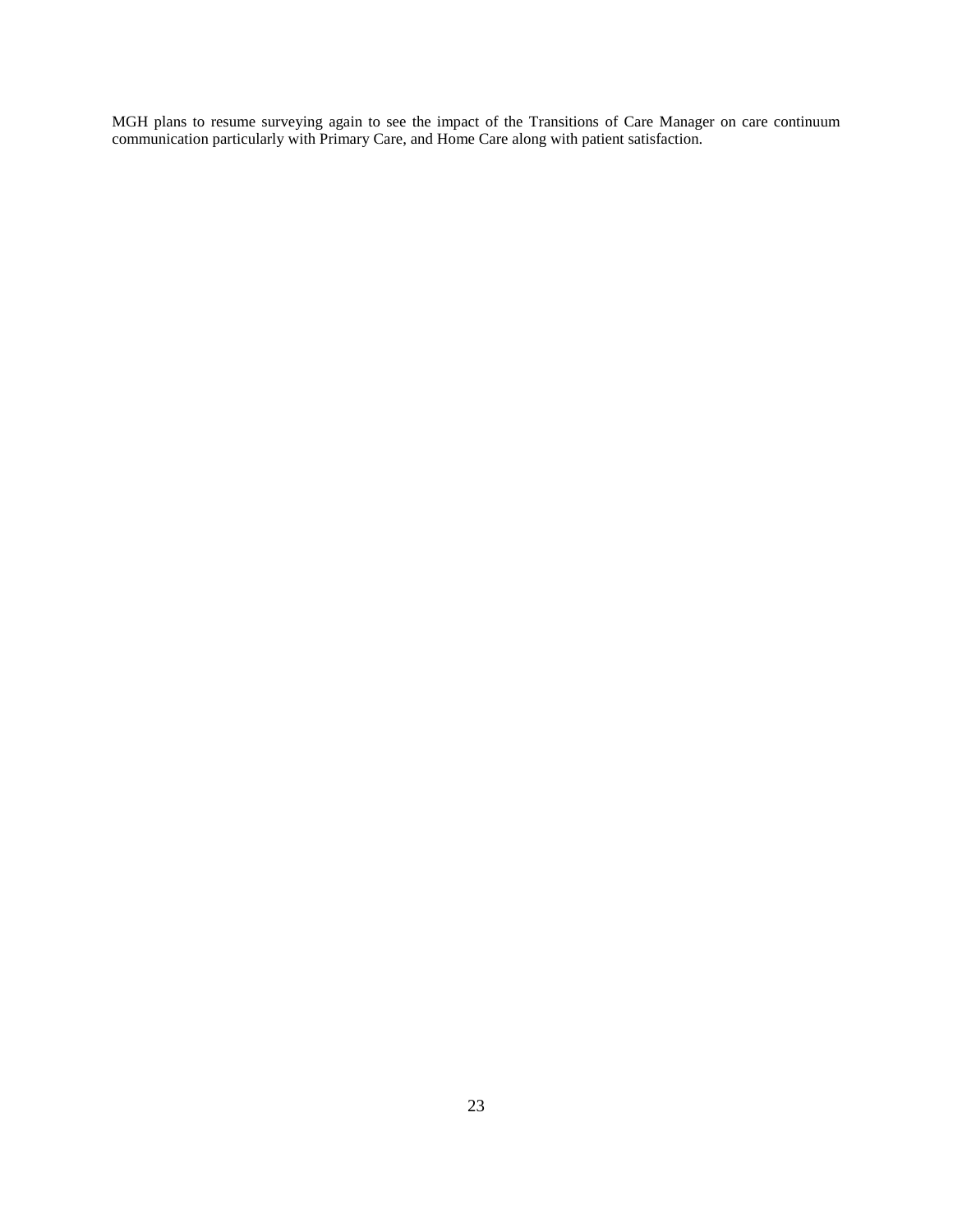MGH plans to resume surveying again to see the impact of the Transitions of Care Manager on care continuum communication particularly with Primary Care, and Home Care along with patient satisfaction.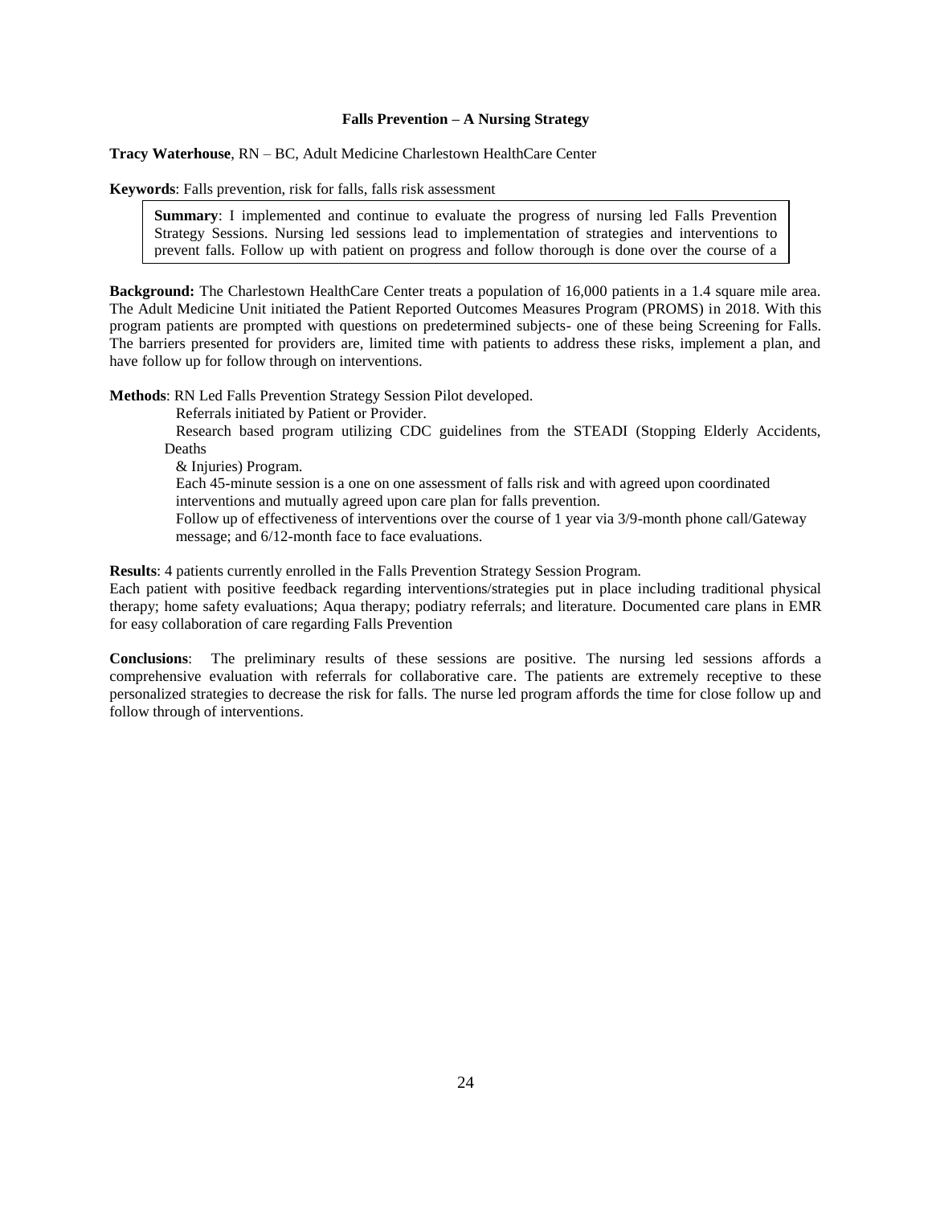**Falls Prevention – A Nursing Strategy**

**Tracy Waterhouse**, RN – BC, Adult Medicine Charlestown HealthCare Center

**Keywords**: Falls prevention, risk for falls, falls risk assessment

**Summary**: I implemented and continue to evaluate the progress of nursing led Falls Prevention Strategy Sessions. Nursing led sessions lead to implementation of strategies and interventions to prevent falls. Follow up with patient on progress and follow thorough is done over the course of a

**Background:** The Charlestown HealthCare Center treats a population of 16,000 patients in a 1.4 square mile area. The Adult Medicine Unit initiated the Patient Reported Outcomes Measures Program (PROMS) in 2018. With this program patients are prompted with questions on predetermined subjects- one of these being Screening for Falls. The barriers presented for providers are, limited time with patients to address these risks, implement a plan, and have follow up for follow through on interventions.

**Methods**: RN Led Falls Prevention Strategy Session Pilot developed.

Referrals initiated by Patient or Provider.

Research based program utilizing CDC guidelines from the STEADI (Stopping Elderly Accidents, Deaths & Injuries) Program.

Each 45-minute session is a one on one assessment of falls risk and with agreed upon coordinated interventions and mutually agreed upon care plan for falls prevention.

Follow up of effectiveness of interventions over the course of 1 year via 3/9-month phone call/Gateway message; and 6/12-month face to face evaluations.

**Results**: 4 patients currently enrolled in the Falls Prevention Strategy Session Program.

Each patient with positive feedback regarding interventions/strategies put in place including traditional physical therapy; home safety evaluations; Aqua therapy; podiatry referrals; and literature. Documented care plans in EMR for easy collaboration of care regarding Falls Prevention

**Conclusions**: The preliminary results of these sessions are positive. The nursing led sessions affords a comprehensive evaluation with referrals for collaborative care. The patients are extremely receptive to these personalized strategies to decrease the risk for falls. The nurse led program affords the time for close follow up and follow through of interventions.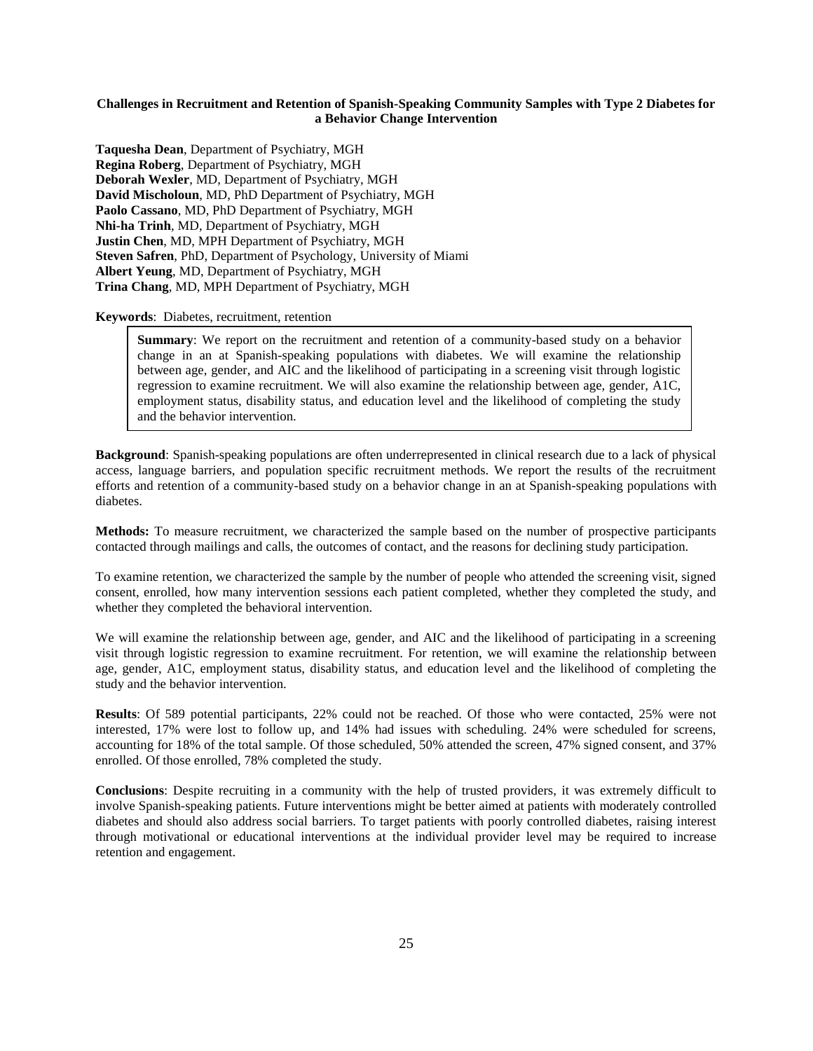**Challenges in Recruitment and Retention of Spanish-Speaking Community Samples with Type 2 Diabetes for a Behavior Change Intervention**

**Taquesha Dean**, Department of Psychiatry, MGH
**Regina Roberg**, Department of Psychiatry, MGH
**Deborah Wexler**, MD, Department of Psychiatry, MGH
**David Mischoloun**, MD, PhD Department of Psychiatry, MGH
**Paolo Cassano**, MD, PhD Department of Psychiatry, MGH
**Nhi-ha Trinh**, MD, Department of Psychiatry, MGH
**Justin Chen**, MD, MPH Department of Psychiatry, MGH
**Steven Safren**, PhD, Department of Psychology, University of Miami
**Albert Yeung**, MD, Department of Psychiatry, MGH
**Trina Chang**, MD, MPH Department of Psychiatry, MGH

**Keywords**: Diabetes, recruitment, retention

**Summary**: We report on the recruitment and retention of a community-based study on a behavior change in an at Spanish-speaking populations with diabetes. We will examine the relationship between age, gender, and AIC and the likelihood of participating in a screening visit through logistic regression to examine recruitment. We will also examine the relationship between age, gender, A1C, employment status, disability status, and education level and the likelihood of completing the study and the behavior intervention.

**Background**: Spanish-speaking populations are often underrepresented in clinical research due to a lack of physical access, language barriers, and population specific recruitment methods. We report the results of the recruitment efforts and retention of a community-based study on a behavior change in an at Spanish-speaking populations with diabetes.

**Methods:** To measure recruitment, we characterized the sample based on the number of prospective participants contacted through mailings and calls, the outcomes of contact, and the reasons for declining study participation.

To examine retention, we characterized the sample by the number of people who attended the screening visit, signed consent, enrolled, how many intervention sessions each patient completed, whether they completed the study, and whether they completed the behavioral intervention.

We will examine the relationship between age, gender, and AIC and the likelihood of participating in a screening visit through logistic regression to examine recruitment. For retention, we will examine the relationship between age, gender, A1C, employment status, disability status, and education level and the likelihood of completing the study and the behavior intervention.

**Results**: Of 589 potential participants, 22% could not be reached. Of those who were contacted, 25% were not interested, 17% were lost to follow up, and 14% had issues with scheduling. 24% were scheduled for screens, accounting for 18% of the total sample. Of those scheduled, 50% attended the screen, 47% signed consent, and 37% enrolled. Of those enrolled, 78% completed the study.

**Conclusions**: Despite recruiting in a community with the help of trusted providers, it was extremely difficult to involve Spanish-speaking patients. Future interventions might be better aimed at patients with moderately controlled diabetes and should also address social barriers. To target patients with poorly controlled diabetes, raising interest through motivational or educational interventions at the individual provider level may be required to increase retention and engagement.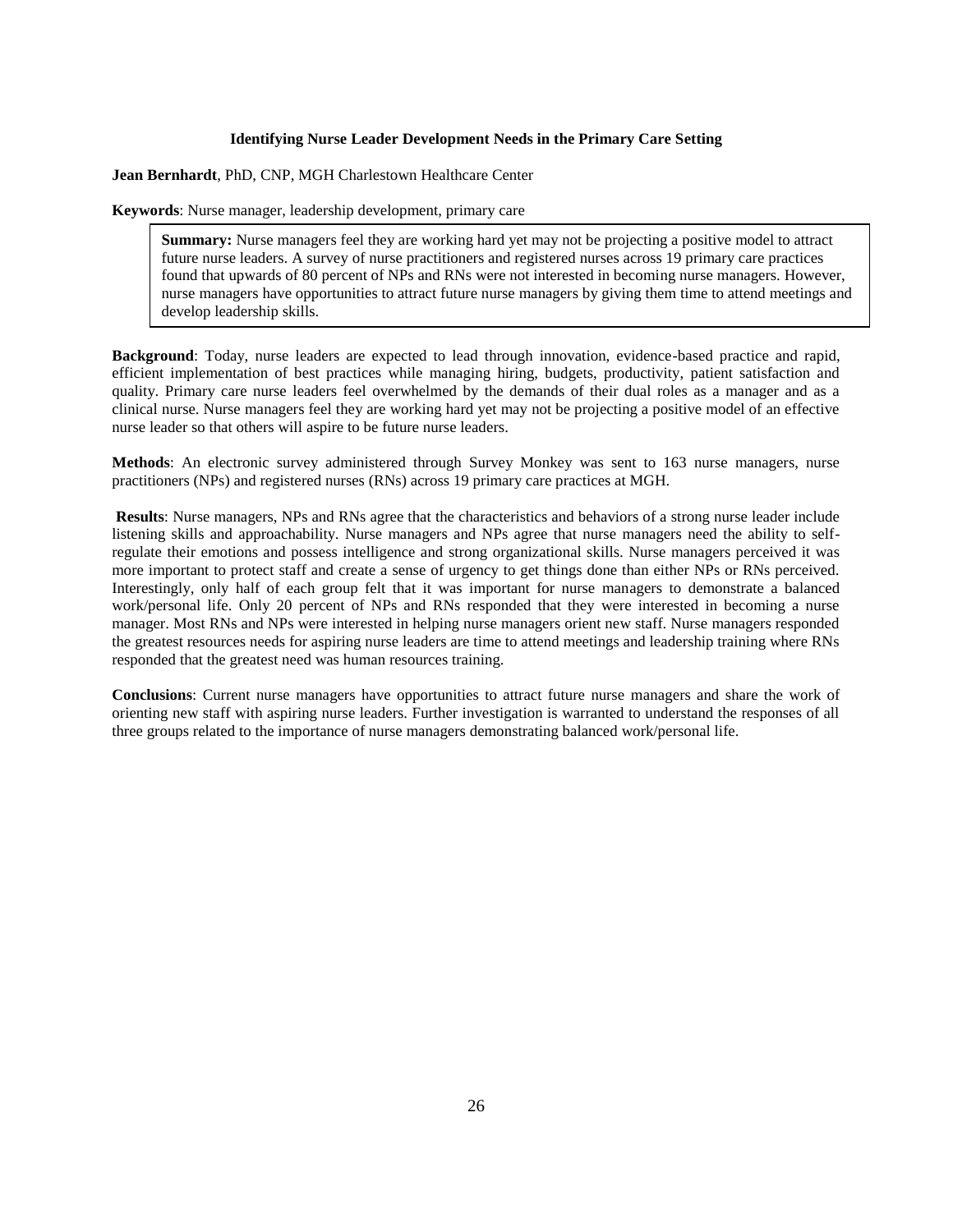## Identifying Nurse Leader Development Needs in the Primary Care Setting

**Jean Bernhardt**, PhD, CNP, MGH Charlestown Healthcare Center

**Keywords**: Nurse manager, leadership development, primary care

> **Summary:** Nurse managers feel they are working hard yet may not be projecting a positive model to attract future nurse leaders. A survey of nurse practitioners and registered nurses across 19 primary care practices found that upwards of 80 percent of NPs and RNs were not interested in becoming nurse managers. However, nurse managers have opportunities to attract future nurse managers by giving them time to attend meetings and develop leadership skills.

**Background**: Today, nurse leaders are expected to lead through innovation, evidence-based practice and rapid, efficient implementation of best practices while managing hiring, budgets, productivity, patient satisfaction and quality. Primary care nurse leaders feel overwhelmed by the demands of their dual roles as a manager and as a clinical nurse. Nurse managers feel they are working hard yet may not be projecting a positive model of an effective nurse leader so that others will aspire to be future nurse leaders.

**Methods**: An electronic survey administered through Survey Monkey was sent to 163 nurse managers, nurse practitioners (NPs) and registered nurses (RNs) across 19 primary care practices at MGH.

**Results**: Nurse managers, NPs and RNs agree that the characteristics and behaviors of a strong nurse leader include listening skills and approachability. Nurse managers and NPs agree that nurse managers need the ability to self-regulate their emotions and possess intelligence and strong organizational skills. Nurse managers perceived it was more important to protect staff and create a sense of urgency to get things done than either NPs or RNs perceived. Interestingly, only half of each group felt that it was important for nurse managers to demonstrate a balanced work/personal life. Only 20 percent of NPs and RNs responded that they were interested in becoming a nurse manager. Most RNs and NPs were interested in helping nurse managers orient new staff. Nurse managers responded the greatest resources needs for aspiring nurse leaders are time to attend meetings and leadership training where RNs responded that the greatest need was human resources training.

**Conclusions**: Current nurse managers have opportunities to attract future nurse managers and share the work of orienting new staff with aspiring nurse leaders. Further investigation is warranted to understand the responses of all three groups related to the importance of nurse managers demonstrating balanced work/personal life.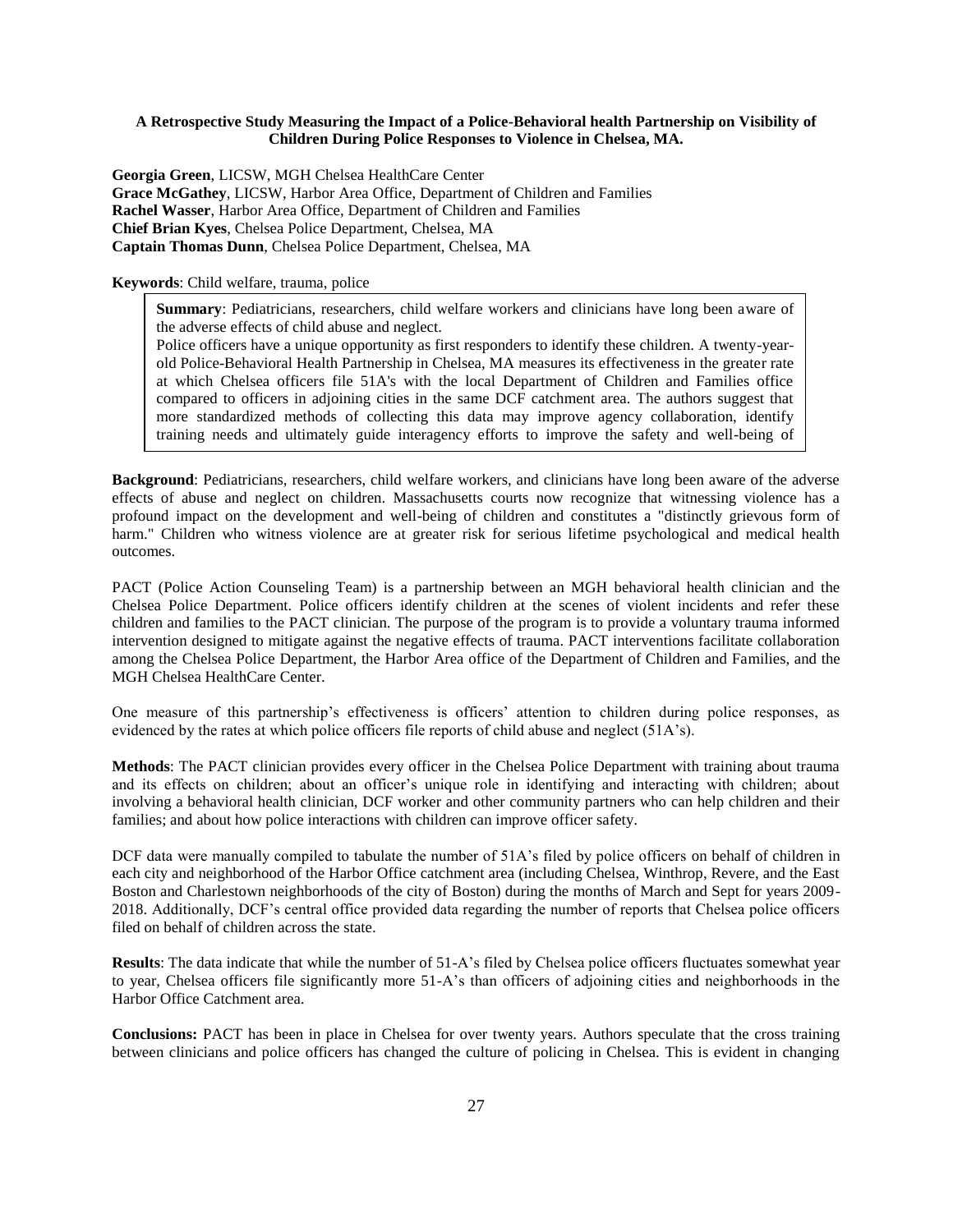**A Retrospective Study Measuring the Impact of a Police-Behavioral health Partnership on Visibility of Children During Police Responses to Violence in Chelsea, MA.**

**Georgia Green**, LICSW, MGH Chelsea HealthCare Center
**Grace McGathey**, LICSW, Harbor Area Office, Department of Children and Families
**Rachel Wasser**, Harbor Area Office, Department of Children and Families
**Chief Brian Kyes**, Chelsea Police Department, Chelsea, MA
**Captain Thomas Dunn**, Chelsea Police Department, Chelsea, MA

**Keywords**: Child welfare, trauma, police

> **Summary**: Pediatricians, researchers, child welfare workers and clinicians have long been aware of the adverse effects of child abuse and neglect.
> Police officers have a unique opportunity as first responders to identify these children. A twenty-year-old Police-Behavioral Health Partnership in Chelsea, MA measures its effectiveness in the greater rate at which Chelsea officers file 51A's with the local Department of Children and Families office compared to officers in adjoining cities in the same DCF catchment area. The authors suggest that more standardized methods of collecting this data may improve agency collaboration, identify training needs and ultimately guide interagency efforts to improve the safety and well-being of

**Background**: Pediatricians, researchers, child welfare workers, and clinicians have long been aware of the adverse effects of abuse and neglect on children. Massachusetts courts now recognize that witnessing violence has a profound impact on the development and well-being of children and constitutes a "distinctly grievous form of harm." Children who witness violence are at greater risk for serious lifetime psychological and medical health outcomes.

PACT (Police Action Counseling Team) is a partnership between an MGH behavioral health clinician and the Chelsea Police Department. Police officers identify children at the scenes of violent incidents and refer these children and families to the PACT clinician. The purpose of the program is to provide a voluntary trauma informed intervention designed to mitigate against the negative effects of trauma. PACT interventions facilitate collaboration among the Chelsea Police Department, the Harbor Area office of the Department of Children and Families, and the MGH Chelsea HealthCare Center.

One measure of this partnership's effectiveness is officers' attention to children during police responses, as evidenced by the rates at which police officers file reports of child abuse and neglect (51A's).

**Methods**: The PACT clinician provides every officer in the Chelsea Police Department with training about trauma and its effects on children; about an officer's unique role in identifying and interacting with children; about involving a behavioral health clinician, DCF worker and other community partners who can help children and their families; and about how police interactions with children can improve officer safety.

DCF data were manually compiled to tabulate the number of 51A's filed by police officers on behalf of children in each city and neighborhood of the Harbor Office catchment area (including Chelsea, Winthrop, Revere, and the East Boston and Charlestown neighborhoods of the city of Boston) during the months of March and Sept for years 2009-2018. Additionally, DCF's central office provided data regarding the number of reports that Chelsea police officers filed on behalf of children across the state.

**Results**: The data indicate that while the number of 51-A's filed by Chelsea police officers fluctuates somewhat year to year, Chelsea officers file significantly more 51-A's than officers of adjoining cities and neighborhoods in the Harbor Office Catchment area.

**Conclusions:** PACT has been in place in Chelsea for over twenty years. Authors speculate that the cross training between clinicians and police officers has changed the culture of policing in Chelsea. This is evident in changing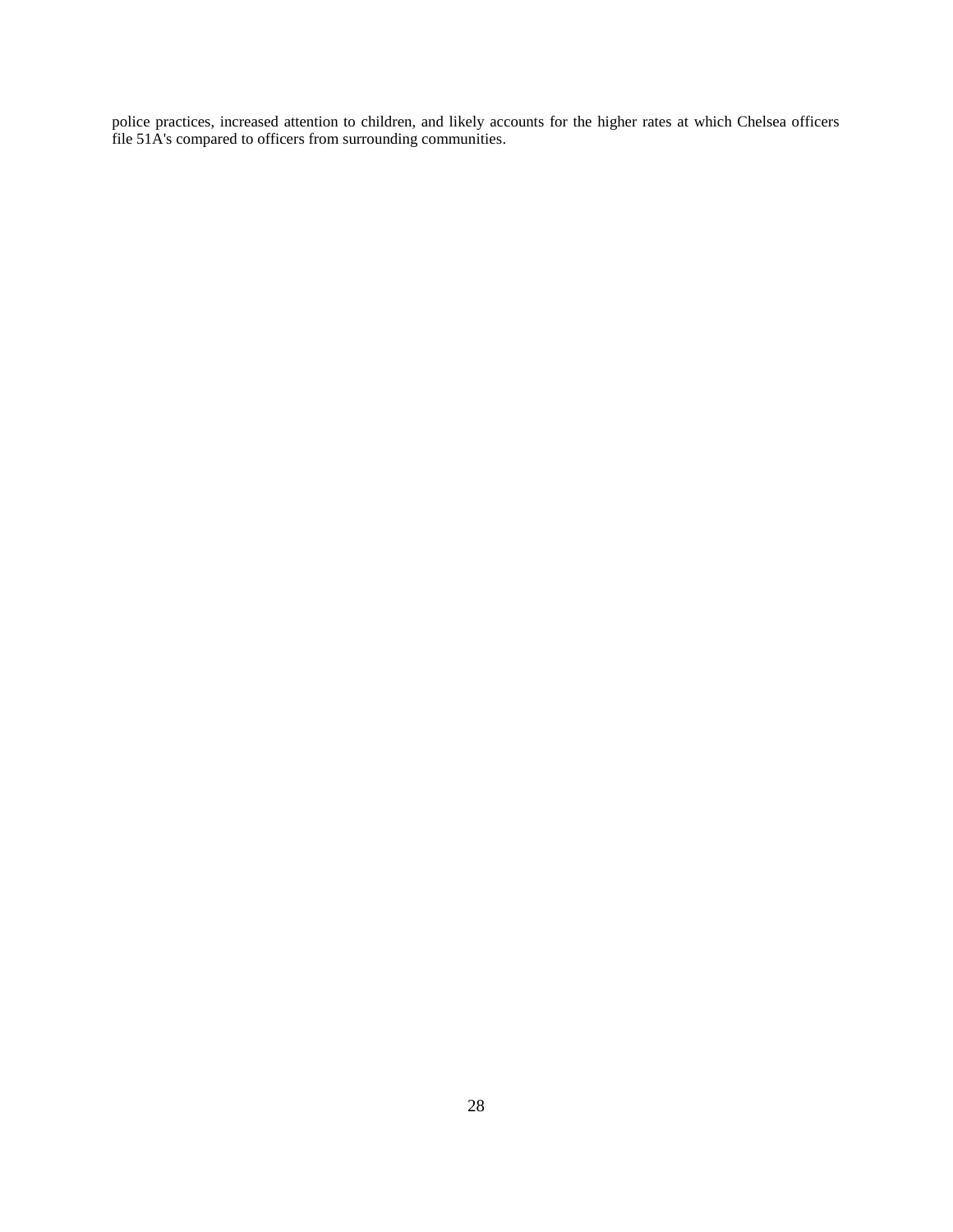police practices, increased attention to children, and likely accounts for the higher rates at which Chelsea officers file 51A's compared to officers from surrounding communities.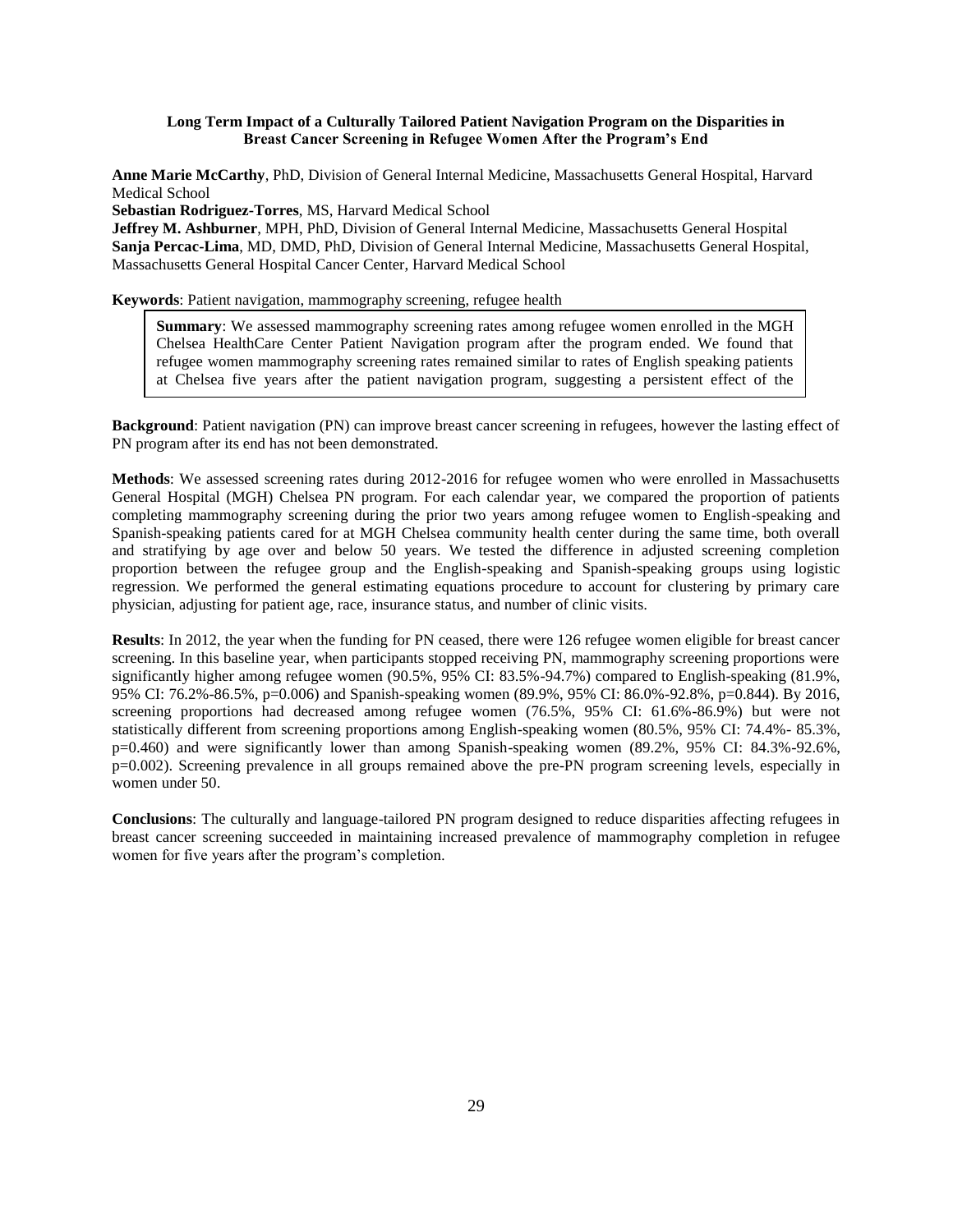**Long Term Impact of a Culturally Tailored Patient Navigation Program on the Disparities in Breast Cancer Screening in Refugee Women After the Program's End**

**Anne Marie McCarthy**, PhD, Division of General Internal Medicine, Massachusetts General Hospital, Harvard Medical School
**Sebastian Rodriguez-Torres**, MS, Harvard Medical School
**Jeffrey M. Ashburner**, MPH, PhD, Division of General Internal Medicine, Massachusetts General Hospital
**Sanja Percac-Lima**, MD, DMD, PhD, Division of General Internal Medicine, Massachusetts General Hospital, Massachusetts General Hospital Cancer Center, Harvard Medical School

**Keywords**: Patient navigation, mammography screening, refugee health

**Summary**: We assessed mammography screening rates among refugee women enrolled in the MGH Chelsea HealthCare Center Patient Navigation program after the program ended. We found that refugee women mammography screening rates remained similar to rates of English speaking patients at Chelsea five years after the patient navigation program, suggesting a persistent effect of the

**Background**: Patient navigation (PN) can improve breast cancer screening in refugees, however the lasting effect of PN program after its end has not been demonstrated.

**Methods**: We assessed screening rates during 2012-2016 for refugee women who were enrolled in Massachusetts General Hospital (MGH) Chelsea PN program. For each calendar year, we compared the proportion of patients completing mammography screening during the prior two years among refugee women to English-speaking and Spanish-speaking patients cared for at MGH Chelsea community health center during the same time, both overall and stratifying by age over and below 50 years. We tested the difference in adjusted screening completion proportion between the refugee group and the English-speaking and Spanish-speaking groups using logistic regression. We performed the general estimating equations procedure to account for clustering by primary care physician, adjusting for patient age, race, insurance status, and number of clinic visits.

**Results**: In 2012, the year when the funding for PN ceased, there were 126 refugee women eligible for breast cancer screening. In this baseline year, when participants stopped receiving PN, mammography screening proportions were significantly higher among refugee women (90.5%, 95% CI: 83.5%-94.7%) compared to English-speaking (81.9%, 95% CI: 76.2%-86.5%, p=0.006) and Spanish-speaking women (89.9%, 95% CI: 86.0%-92.8%, p=0.844). By 2016, screening proportions had decreased among refugee women (76.5%, 95% CI: 61.6%-86.9%) but were not statistically different from screening proportions among English-speaking women (80.5%, 95% CI: 74.4%- 85.3%, p=0.460) and were significantly lower than among Spanish-speaking women (89.2%, 95% CI: 84.3%-92.6%, p=0.002). Screening prevalence in all groups remained above the pre-PN program screening levels, especially in women under 50.

**Conclusions**: The culturally and language-tailored PN program designed to reduce disparities affecting refugees in breast cancer screening succeeded in maintaining increased prevalence of mammography completion in refugee women for five years after the program's completion.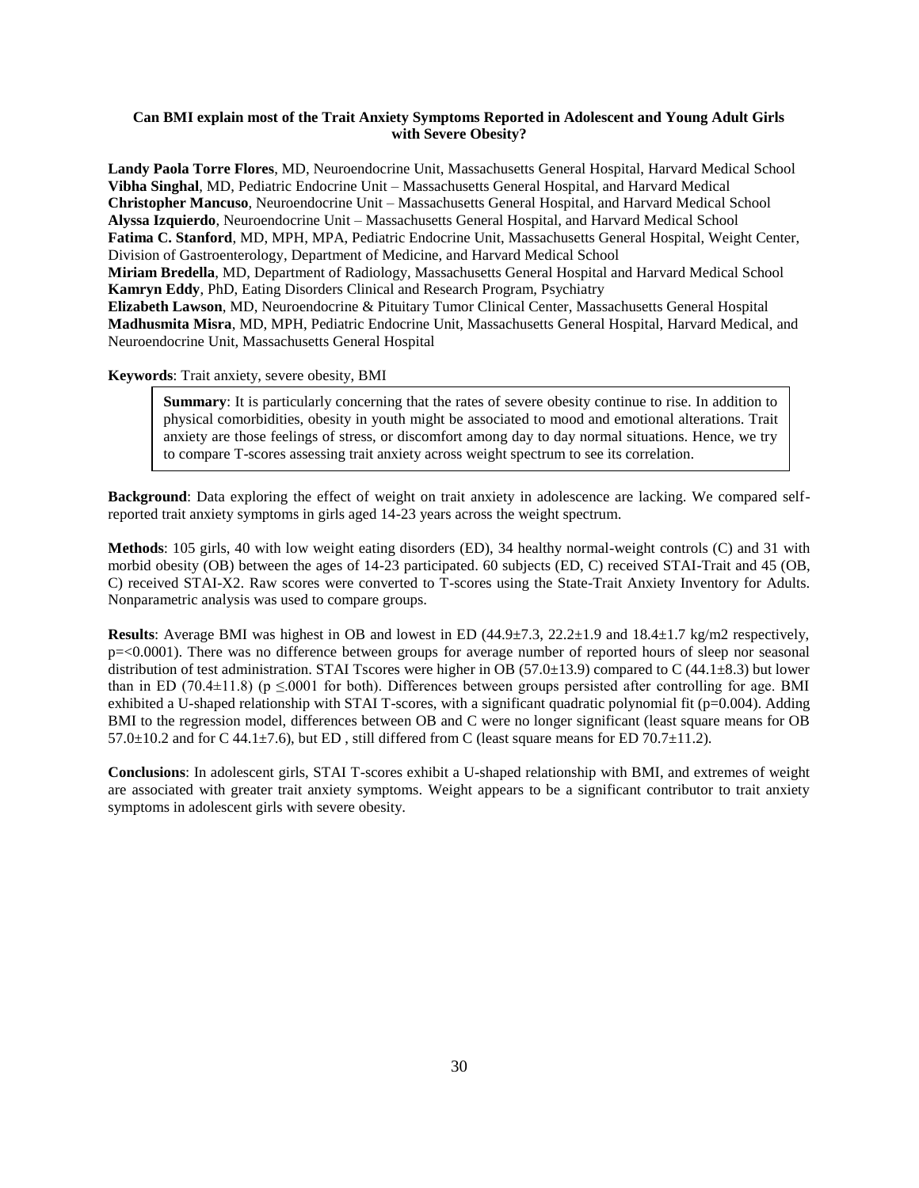**Can BMI explain most of the Trait Anxiety Symptoms Reported in Adolescent and Young Adult Girls with Severe Obesity?**

**Landy Paola Torre Flores**, MD, Neuroendocrine Unit, Massachusetts General Hospital, Harvard Medical School
**Vibha Singhal**, MD, Pediatric Endocrine Unit – Massachusetts General Hospital, and Harvard Medical
**Christopher Mancuso**, Neuroendocrine Unit – Massachusetts General Hospital, and Harvard Medical School
**Alyssa Izquierdo**, Neuroendocrine Unit – Massachusetts General Hospital, and Harvard Medical School
**Fatima C. Stanford**, MD, MPH, MPA, Pediatric Endocrine Unit, Massachusetts General Hospital, Weight Center, Division of Gastroenterology, Department of Medicine, and Harvard Medical School
**Miriam Bredella**, MD, Department of Radiology, Massachusetts General Hospital and Harvard Medical School
**Kamryn Eddy**, PhD, Eating Disorders Clinical and Research Program, Psychiatry
**Elizabeth Lawson**, MD, Neuroendocrine & Pituitary Tumor Clinical Center, Massachusetts General Hospital
**Madhusmita Misra**, MD, MPH, Pediatric Endocrine Unit, Massachusetts General Hospital, Harvard Medical, and Neuroendocrine Unit, Massachusetts General Hospital

**Keywords**: Trait anxiety, severe obesity, BMI

**Summary**: It is particularly concerning that the rates of severe obesity continue to rise. In addition to physical comorbidities, obesity in youth might be associated to mood and emotional alterations. Trait anxiety are those feelings of stress, or discomfort among day to day normal situations. Hence, we try to compare T-scores assessing trait anxiety across weight spectrum to see its correlation.

**Background**: Data exploring the effect of weight on trait anxiety in adolescence are lacking. We compared self-reported trait anxiety symptoms in girls aged 14-23 years across the weight spectrum.

**Methods**: 105 girls, 40 with low weight eating disorders (ED), 34 healthy normal-weight controls (C) and 31 with morbid obesity (OB) between the ages of 14-23 participated. 60 subjects (ED, C) received STAI-Trait and 45 (OB, C) received STAI-X2. Raw scores were converted to T-scores using the State-Trait Anxiety Inventory for Adults. Nonparametric analysis was used to compare groups.

**Results**: Average BMI was highest in OB and lowest in ED ($44.9\pm7.3$, $22.2\pm1.9$ and $18.4\pm1.7$ kg/m2 respectively, p=<0.0001). There was no difference between groups for average number of reported hours of sleep nor seasonal distribution of test administration. STAI Tscores were higher in OB ($57.0\pm13.9$) compared to C ($44.1\pm8.3$) but lower than in ED ($70.4\pm11.8$) ($p \leq .0001$ for both). Differences between groups persisted after controlling for age. BMI exhibited a U-shaped relationship with STAI T-scores, with a significant quadratic polynomial fit (p=0.004). Adding BMI to the regression model, differences between OB and C were no longer significant (least square means for OB $57.0\pm10.2$ and for C $44.1\pm7.6$), but ED , still differed from C (least square means for ED $70.7\pm11.2$).

**Conclusions**: In adolescent girls, STAI T-scores exhibit a U-shaped relationship with BMI, and extremes of weight are associated with greater trait anxiety symptoms. Weight appears to be a significant contributor to trait anxiety symptoms in adolescent girls with severe obesity.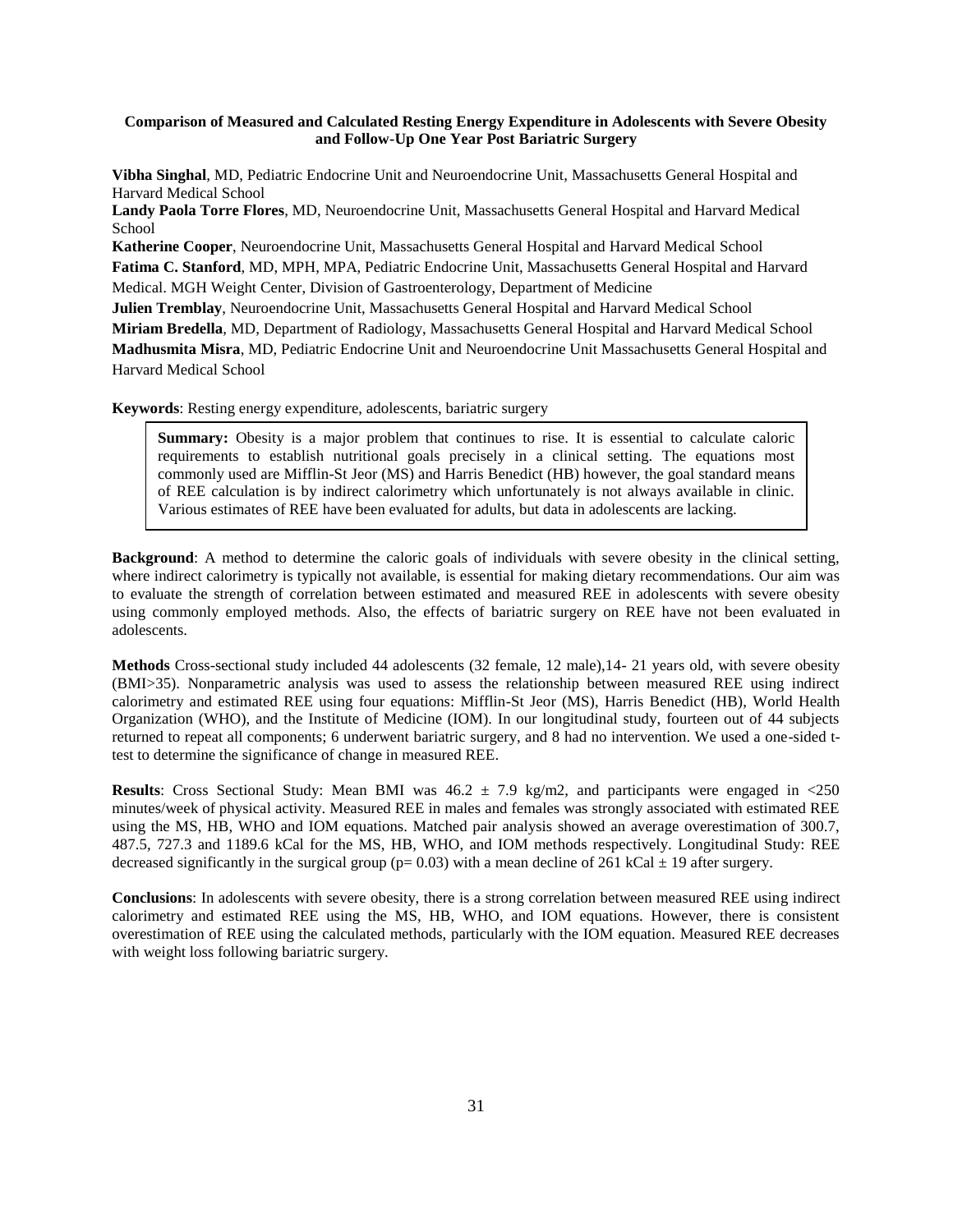**Comparison of Measured and Calculated Resting Energy Expenditure in Adolescents with Severe Obesity and Follow-Up One Year Post Bariatric Surgery**

**Vibha Singhal**, MD, Pediatric Endocrine Unit and Neuroendocrine Unit, Massachusetts General Hospital and Harvard Medical School

**Landy Paola Torre Flores**, MD, Neuroendocrine Unit, Massachusetts General Hospital and Harvard Medical School

**Katherine Cooper**, Neuroendocrine Unit, Massachusetts General Hospital and Harvard Medical School

**Fatima C. Stanford**, MD, MPH, MPA, Pediatric Endocrine Unit, Massachusetts General Hospital and Harvard Medical. MGH Weight Center, Division of Gastroenterology, Department of Medicine

**Julien Tremblay**, Neuroendocrine Unit, Massachusetts General Hospital and Harvard Medical School

**Miriam Bredella**, MD, Department of Radiology, Massachusetts General Hospital and Harvard Medical School

**Madhusmita Misra**, MD, Pediatric Endocrine Unit and Neuroendocrine Unit Massachusetts General Hospital and Harvard Medical School

**Keywords**: Resting energy expenditure, adolescents, bariatric surgery

> **Summary:** Obesity is a major problem that continues to rise. It is essential to calculate caloric requirements to establish nutritional goals precisely in a clinical setting. The equations most commonly used are Mifflin-St Jeor (MS) and Harris Benedict (HB) however, the goal standard means of REE calculation is by indirect calorimetry which unfortunately is not always available in clinic. Various estimates of REE have been evaluated for adults, but data in adolescents are lacking.

**Background**: A method to determine the caloric goals of individuals with severe obesity in the clinical setting, where indirect calorimetry is typically not available, is essential for making dietary recommendations. Our aim was to evaluate the strength of correlation between estimated and measured REE in adolescents with severe obesity using commonly employed methods. Also, the effects of bariatric surgery on REE have not been evaluated in adolescents.

**Methods** Cross-sectional study included 44 adolescents (32 female, 12 male),14- 21 years old, with severe obesity (BMI>35). Nonparametric analysis was used to assess the relationship between measured REE using indirect calorimetry and estimated REE using four equations: Mifflin-St Jeor (MS), Harris Benedict (HB), World Health Organization (WHO), and the Institute of Medicine (IOM). In our longitudinal study, fourteen out of 44 subjects returned to repeat all components; 6 underwent bariatric surgery, and 8 had no intervention. We used a one-sided t-test to determine the significance of change in measured REE.

**Results**: Cross Sectional Study: Mean BMI was $46.2 \pm 7.9$ kg/m2, and participants were engaged in <250 minutes/week of physical activity. Measured REE in males and females was strongly associated with estimated REE using the MS, HB, WHO and IOM equations. Matched pair analysis showed an average overestimation of 300.7, 487.5, 727.3 and 1189.6 kCal for the MS, HB, WHO, and IOM methods respectively. Longitudinal Study: REE decreased significantly in the surgical group ($p= 0.03$) with a mean decline of 261 kCal $\pm$ 19 after surgery.

**Conclusions**: In adolescents with severe obesity, there is a strong correlation between measured REE using indirect calorimetry and estimated REE using the MS, HB, WHO, and IOM equations. However, there is consistent overestimation of REE using the calculated methods, particularly with the IOM equation. Measured REE decreases with weight loss following bariatric surgery.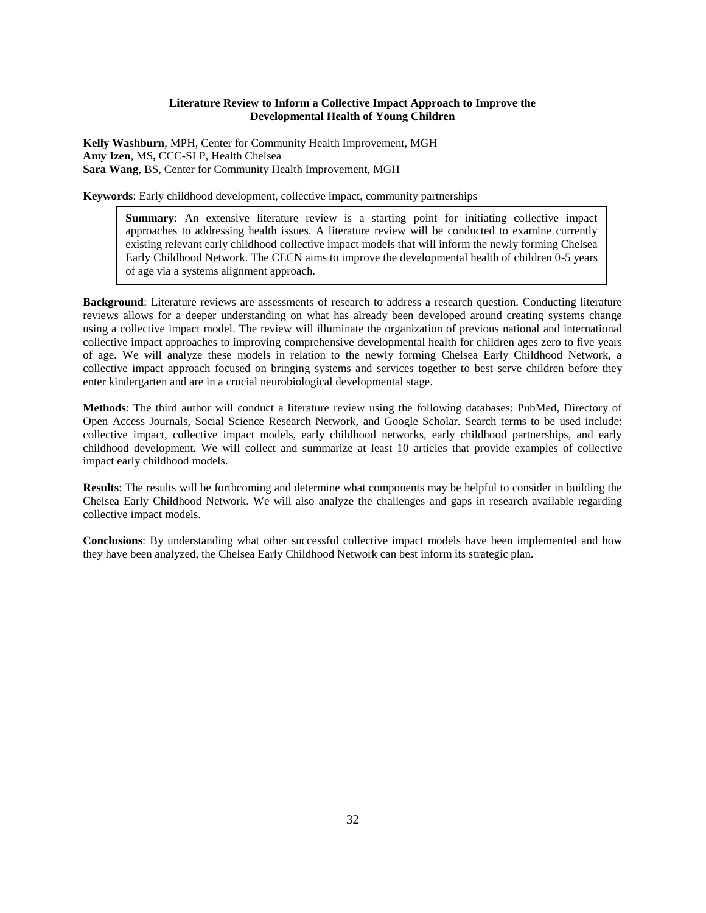## Literature Review to Inform a Collective Impact Approach to Improve the Developmental Health of Young Children

**Kelly Washburn**, MPH, Center for Community Health Improvement, MGH
**Amy Izen**, MS**,** CCC-SLP, Health Chelsea
**Sara Wang**, BS, Center for Community Health Improvement, MGH

**Keywords**: Early childhood development, collective impact, community partnerships

> **Summary**: An extensive literature review is a starting point for initiating collective impact approaches to addressing health issues. A literature review will be conducted to examine currently existing relevant early childhood collective impact models that will inform the newly forming Chelsea Early Childhood Network. The CECN aims to improve the developmental health of children 0-5 years of age via a systems alignment approach.

**Background**: Literature reviews are assessments of research to address a research question. Conducting literature reviews allows for a deeper understanding on what has already been developed around creating systems change using a collective impact model. The review will illuminate the organization of previous national and international collective impact approaches to improving comprehensive developmental health for children ages zero to five years of age. We will analyze these models in relation to the newly forming Chelsea Early Childhood Network, a collective impact approach focused on bringing systems and services together to best serve children before they enter kindergarten and are in a crucial neurobiological developmental stage.

**Methods**: The third author will conduct a literature review using the following databases: PubMed, Directory of Open Access Journals, Social Science Research Network, and Google Scholar. Search terms to be used include: collective impact, collective impact models, early childhood networks, early childhood partnerships, and early childhood development. We will collect and summarize at least 10 articles that provide examples of collective impact early childhood models.

**Results**: The results will be forthcoming and determine what components may be helpful to consider in building the Chelsea Early Childhood Network. We will also analyze the challenges and gaps in research available regarding collective impact models.

**Conclusions**: By understanding what other successful collective impact models have been implemented and how they have been analyzed, the Chelsea Early Childhood Network can best inform its strategic plan.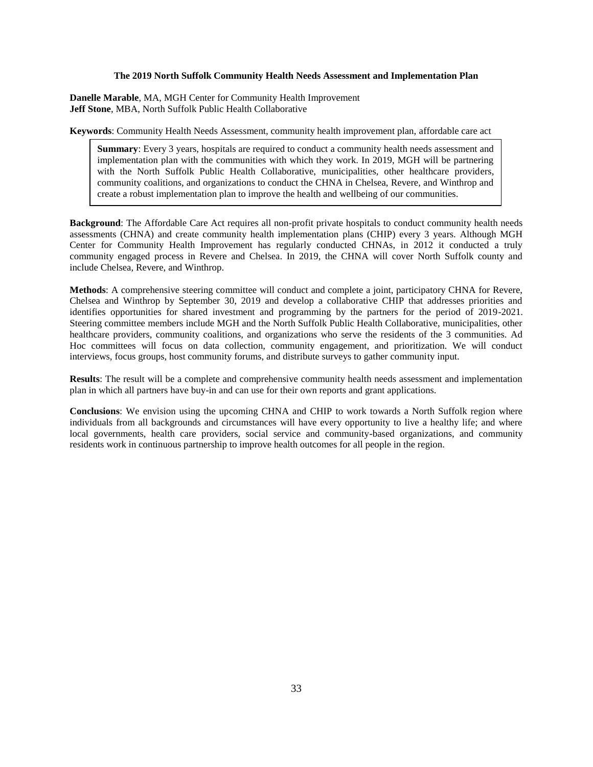## The 2019 North Suffolk Community Health Needs Assessment and Implementation Plan

**Danelle Marable**, MA, MGH Center for Community Health Improvement
**Jeff Stone**, MBA, North Suffolk Public Health Collaborative

**Keywords**: Community Health Needs Assessment, community health improvement plan, affordable care act

> **Summary**: Every 3 years, hospitals are required to conduct a community health needs assessment and implementation plan with the communities with which they work. In 2019, MGH will be partnering with the North Suffolk Public Health Collaborative, municipalities, other healthcare providers, community coalitions, and organizations to conduct the CHNA in Chelsea, Revere, and Winthrop and create a robust implementation plan to improve the health and wellbeing of our communities.

**Background**: The Affordable Care Act requires all non-profit private hospitals to conduct community health needs assessments (CHNA) and create community health implementation plans (CHIP) every 3 years. Although MGH Center for Community Health Improvement has regularly conducted CHNAs, in 2012 it conducted a truly community engaged process in Revere and Chelsea. In 2019, the CHNA will cover North Suffolk county and include Chelsea, Revere, and Winthrop.

**Methods**: A comprehensive steering committee will conduct and complete a joint, participatory CHNA for Revere, Chelsea and Winthrop by September 30, 2019 and develop a collaborative CHIP that addresses priorities and identifies opportunities for shared investment and programming by the partners for the period of 2019-2021. Steering committee members include MGH and the North Suffolk Public Health Collaborative, municipalities, other healthcare providers, community coalitions, and organizations who serve the residents of the 3 communities. Ad Hoc committees will focus on data collection, community engagement, and prioritization. We will conduct interviews, focus groups, host community forums, and distribute surveys to gather community input.

**Results**: The result will be a complete and comprehensive community health needs assessment and implementation plan in which all partners have buy-in and can use for their own reports and grant applications.

**Conclusions**: We envision using the upcoming CHNA and CHIP to work towards a North Suffolk region where individuals from all backgrounds and circumstances will have every opportunity to live a healthy life; and where local governments, health care providers, social service and community-based organizations, and community residents work in continuous partnership to improve health outcomes for all people in the region.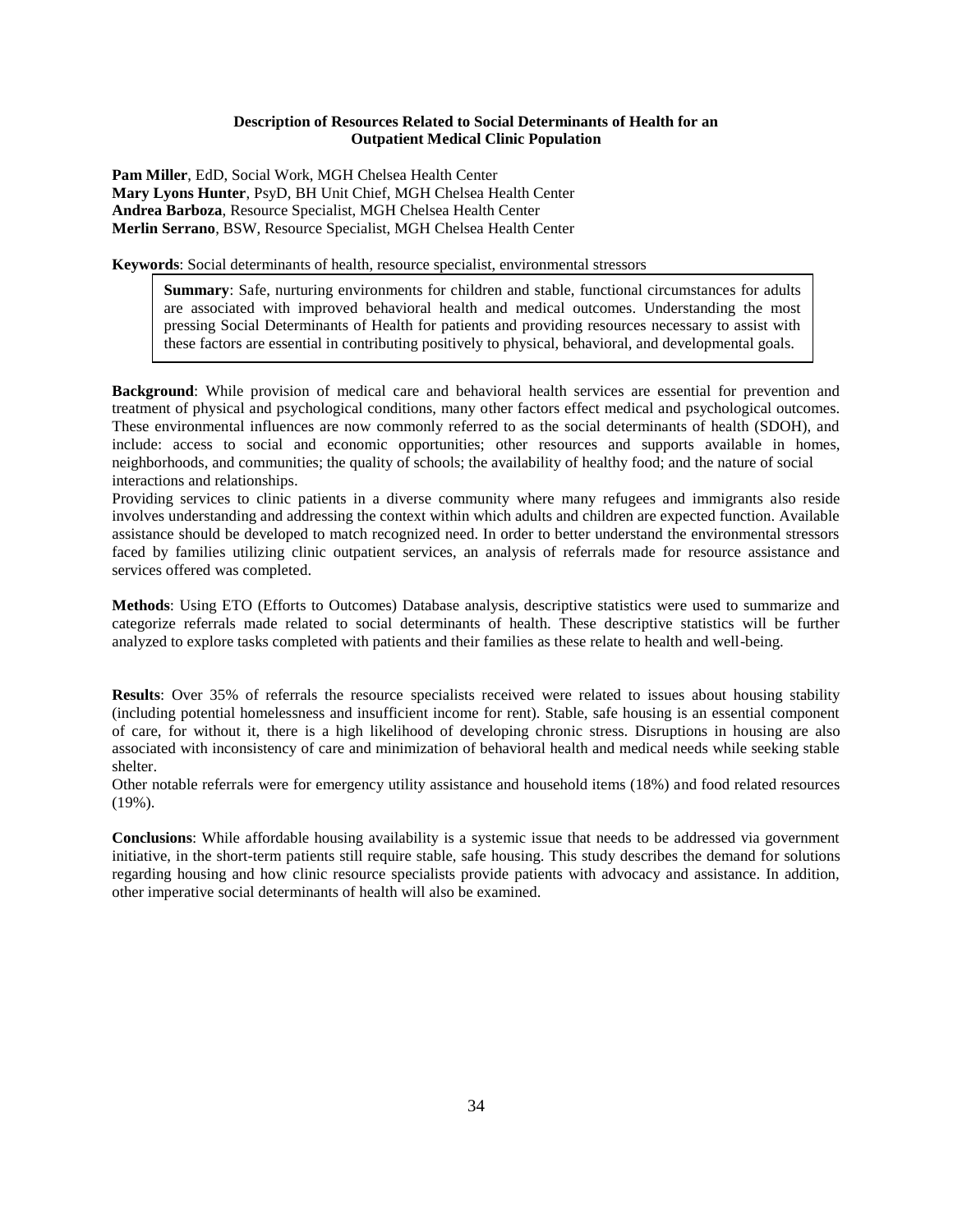# Description of Resources Related to Social Determinants of Health for an Outpatient Medical Clinic Population

**Pam Miller**, EdD, Social Work, MGH Chelsea Health Center
**Mary Lyons Hunter**, PsyD, BH Unit Chief, MGH Chelsea Health Center
**Andrea Barboza**, Resource Specialist, MGH Chelsea Health Center
**Merlin Serrano**, BSW, Resource Specialist, MGH Chelsea Health Center

**Keywords**: Social determinants of health, resource specialist, environmental stressors

**Summary**: Safe, nurturing environments for children and stable, functional circumstances for adults are associated with improved behavioral health and medical outcomes. Understanding the most pressing Social Determinants of Health for patients and providing resources necessary to assist with these factors are essential in contributing positively to physical, behavioral, and developmental goals.

**Background**: While provision of medical care and behavioral health services are essential for prevention and treatment of physical and psychological conditions, many other factors effect medical and psychological outcomes. These environmental influences are now commonly referred to as the social determinants of health (SDOH), and include: access to social and economic opportunities; other resources and supports available in homes, neighborhoods, and communities; the quality of schools; the availability of healthy food; and the nature of social interactions and relationships.

Providing services to clinic patients in a diverse community where many refugees and immigrants also reside involves understanding and addressing the context within which adults and children are expected function. Available assistance should be developed to match recognized need. In order to better understand the environmental stressors faced by families utilizing clinic outpatient services, an analysis of referrals made for resource assistance and services offered was completed.

**Methods**: Using ETO (Efforts to Outcomes) Database analysis, descriptive statistics were used to summarize and categorize referrals made related to social determinants of health. These descriptive statistics will be further analyzed to explore tasks completed with patients and their families as these relate to health and well-being.

**Results**: Over 35% of referrals the resource specialists received were related to issues about housing stability (including potential homelessness and insufficient income for rent). Stable, safe housing is an essential component of care, for without it, there is a high likelihood of developing chronic stress. Disruptions in housing are also associated with inconsistency of care and minimization of behavioral health and medical needs while seeking stable shelter.

Other notable referrals were for emergency utility assistance and household items (18%) and food related resources (19%).

**Conclusions**: While affordable housing availability is a systemic issue that needs to be addressed via government initiative, in the short-term patients still require stable, safe housing. This study describes the demand for solutions regarding housing and how clinic resource specialists provide patients with advocacy and assistance. In addition, other imperative social determinants of health will also be examined.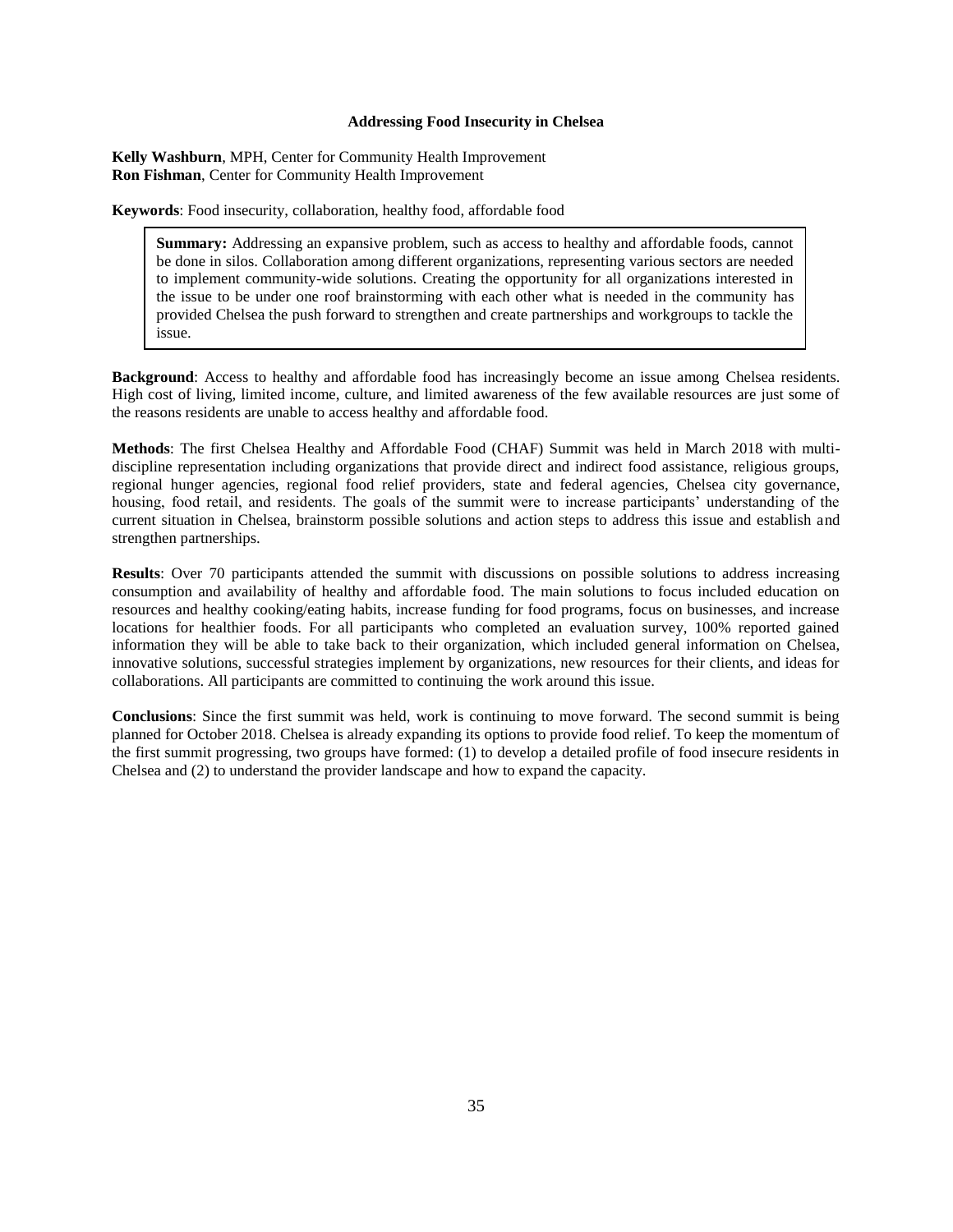## Addressing Food Insecurity in Chelsea

**Kelly Washburn**, MPH, Center for Community Health Improvement
**Ron Fishman**, Center for Community Health Improvement

**Keywords**: Food insecurity, collaboration, healthy food, affordable food

> **Summary:** Addressing an expansive problem, such as access to healthy and affordable foods, cannot be done in silos. Collaboration among different organizations, representing various sectors are needed to implement community-wide solutions. Creating the opportunity for all organizations interested in the issue to be under one roof brainstorming with each other what is needed in the community has provided Chelsea the push forward to strengthen and create partnerships and workgroups to tackle the issue.

**Background**: Access to healthy and affordable food has increasingly become an issue among Chelsea residents. High cost of living, limited income, culture, and limited awareness of the few available resources are just some of the reasons residents are unable to access healthy and affordable food.

**Methods**: The first Chelsea Healthy and Affordable Food (CHAF) Summit was held in March 2018 with multi-discipline representation including organizations that provide direct and indirect food assistance, religious groups, regional hunger agencies, regional food relief providers, state and federal agencies, Chelsea city governance, housing, food retail, and residents. The goals of the summit were to increase participants' understanding of the current situation in Chelsea, brainstorm possible solutions and action steps to address this issue and establish and strengthen partnerships.

**Results**: Over 70 participants attended the summit with discussions on possible solutions to address increasing consumption and availability of healthy and affordable food. The main solutions to focus included education on resources and healthy cooking/eating habits, increase funding for food programs, focus on businesses, and increase locations for healthier foods. For all participants who completed an evaluation survey, 100% reported gained information they will be able to take back to their organization, which included general information on Chelsea, innovative solutions, successful strategies implement by organizations, new resources for their clients, and ideas for collaborations. All participants are committed to continuing the work around this issue.

**Conclusions**: Since the first summit was held, work is continuing to move forward. The second summit is being planned for October 2018. Chelsea is already expanding its options to provide food relief. To keep the momentum of the first summit progressing, two groups have formed: (1) to develop a detailed profile of food insecure residents in Chelsea and (2) to understand the provider landscape and how to expand the capacity.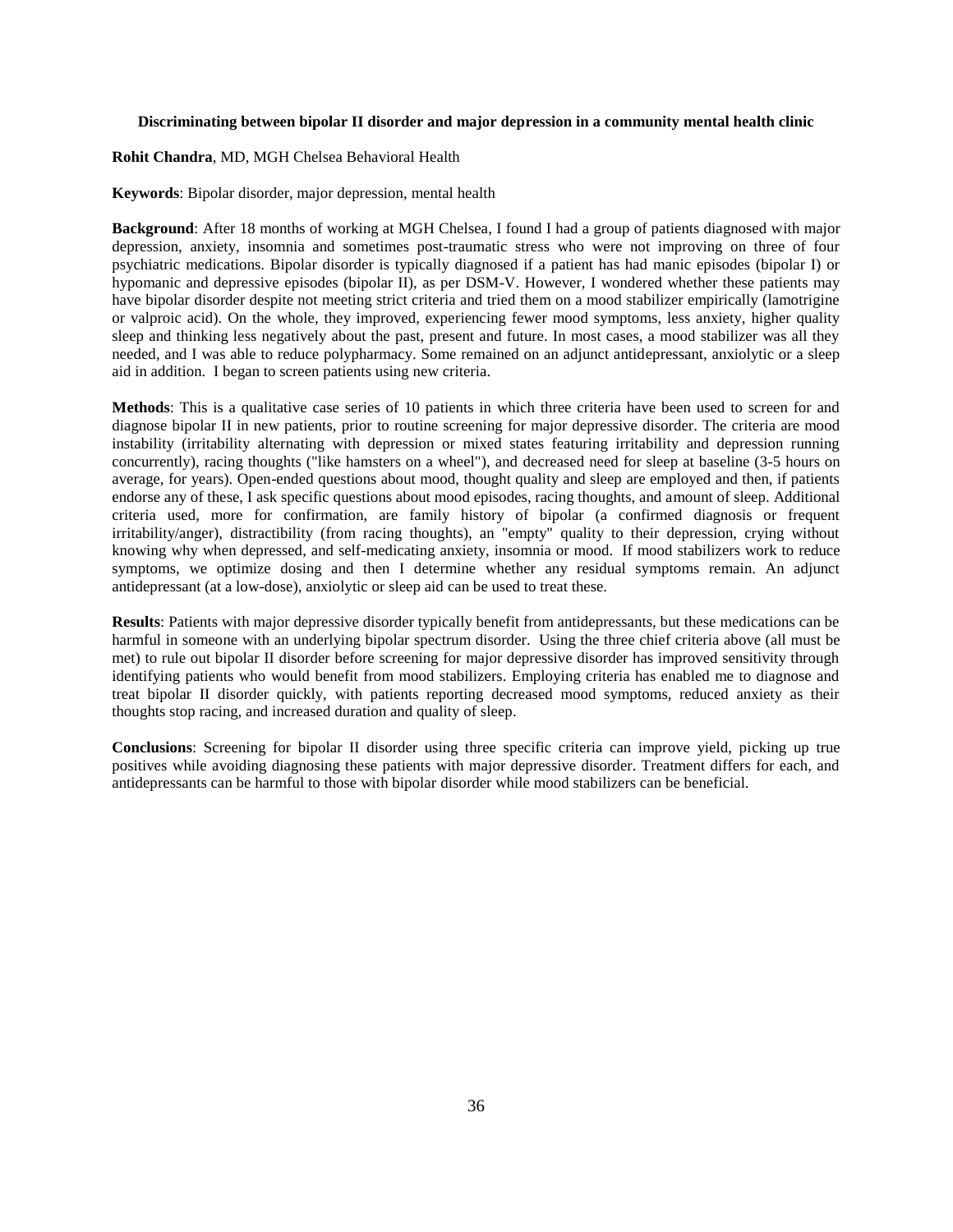## Discriminating between bipolar II disorder and major depression in a community mental health clinic

**Rohit Chandra**, MD, MGH Chelsea Behavioral Health

**Keywords**: Bipolar disorder, major depression, mental health

**Background**: After 18 months of working at MGH Chelsea, I found I had a group of patients diagnosed with major depression, anxiety, insomnia and sometimes post-traumatic stress who were not improving on three of four psychiatric medications. Bipolar disorder is typically diagnosed if a patient has had manic episodes (bipolar I) or hypomanic and depressive episodes (bipolar II), as per DSM-V. However, I wondered whether these patients may have bipolar disorder despite not meeting strict criteria and tried them on a mood stabilizer empirically (lamotrigine or valproic acid). On the whole, they improved, experiencing fewer mood symptoms, less anxiety, higher quality sleep and thinking less negatively about the past, present and future. In most cases, a mood stabilizer was all they needed, and I was able to reduce polypharmacy. Some remained on an adjunct antidepressant, anxiolytic or a sleep aid in addition. I began to screen patients using new criteria.

**Methods**: This is a qualitative case series of 10 patients in which three criteria have been used to screen for and diagnose bipolar II in new patients, prior to routine screening for major depressive disorder. The criteria are mood instability (irritability alternating with depression or mixed states featuring irritability and depression running concurrently), racing thoughts ("like hamsters on a wheel"), and decreased need for sleep at baseline (3-5 hours on average, for years). Open-ended questions about mood, thought quality and sleep are employed and then, if patients endorse any of these, I ask specific questions about mood episodes, racing thoughts, and amount of sleep. Additional criteria used, more for confirmation, are family history of bipolar (a confirmed diagnosis or frequent irritability/anger), distractibility (from racing thoughts), an "empty" quality to their depression, crying without knowing why when depressed, and self-medicating anxiety, insomnia or mood. If mood stabilizers work to reduce symptoms, we optimize dosing and then I determine whether any residual symptoms remain. An adjunct antidepressant (at a low-dose), anxiolytic or sleep aid can be used to treat these.

**Results**: Patients with major depressive disorder typically benefit from antidepressants, but these medications can be harmful in someone with an underlying bipolar spectrum disorder. Using the three chief criteria above (all must be met) to rule out bipolar II disorder before screening for major depressive disorder has improved sensitivity through identifying patients who would benefit from mood stabilizers. Employing criteria has enabled me to diagnose and treat bipolar II disorder quickly, with patients reporting decreased mood symptoms, reduced anxiety as their thoughts stop racing, and increased duration and quality of sleep.

**Conclusions**: Screening for bipolar II disorder using three specific criteria can improve yield, picking up true positives while avoiding diagnosing these patients with major depressive disorder. Treatment differs for each, and antidepressants can be harmful to those with bipolar disorder while mood stabilizers can be beneficial.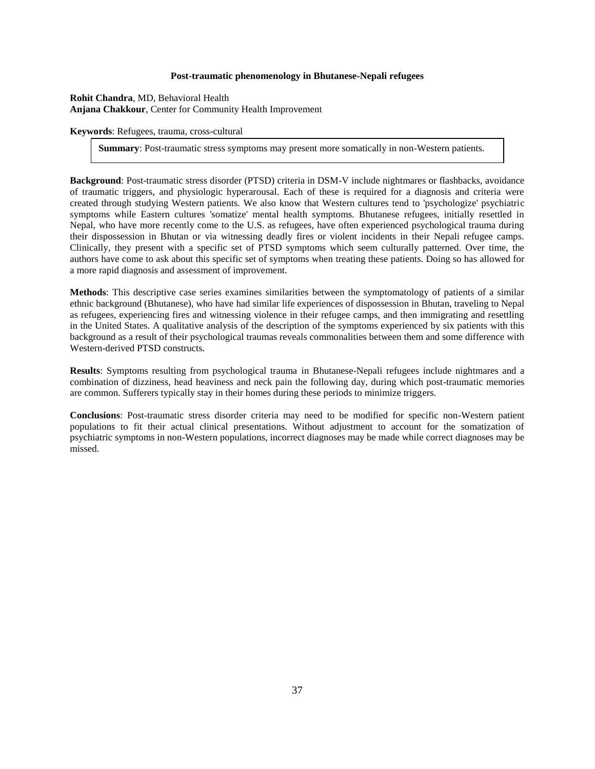### Post-traumatic phenomenology in Bhutanese-Nepali refugees

**Rohit Chandra**, MD, Behavioral Health
**Anjana Chakkour**, Center for Community Health Improvement

**Keywords**: Refugees, trauma, cross-cultural

**Summary**: Post-traumatic stress symptoms may present more somatically in non-Western patients.

**Background**: Post-traumatic stress disorder (PTSD) criteria in DSM-V include nightmares or flashbacks, avoidance of traumatic triggers, and physiologic hyperarousal. Each of these is required for a diagnosis and criteria were created through studying Western patients. We also know that Western cultures tend to 'psychologize' psychiatric symptoms while Eastern cultures 'somatize' mental health symptoms. Bhutanese refugees, initially resettled in Nepal, who have more recently come to the U.S. as refugees, have often experienced psychological trauma during their dispossession in Bhutan or via witnessing deadly fires or violent incidents in their Nepali refugee camps. Clinically, they present with a specific set of PTSD symptoms which seem culturally patterned. Over time, the authors have come to ask about this specific set of symptoms when treating these patients. Doing so has allowed for a more rapid diagnosis and assessment of improvement.

**Methods**: This descriptive case series examines similarities between the symptomatology of patients of a similar ethnic background (Bhutanese), who have had similar life experiences of dispossession in Bhutan, traveling to Nepal as refugees, experiencing fires and witnessing violence in their refugee camps, and then immigrating and resettling in the United States. A qualitative analysis of the description of the symptoms experienced by six patients with this background as a result of their psychological traumas reveals commonalities between them and some difference with Western-derived PTSD constructs.

**Results**: Symptoms resulting from psychological trauma in Bhutanese-Nepali refugees include nightmares and a combination of dizziness, head heaviness and neck pain the following day, during which post-traumatic memories are common. Sufferers typically stay in their homes during these periods to minimize triggers.

**Conclusions**: Post-traumatic stress disorder criteria may need to be modified for specific non-Western patient populations to fit their actual clinical presentations. Without adjustment to account for the somatization of psychiatric symptoms in non-Western populations, incorrect diagnoses may be made while correct diagnoses may be missed.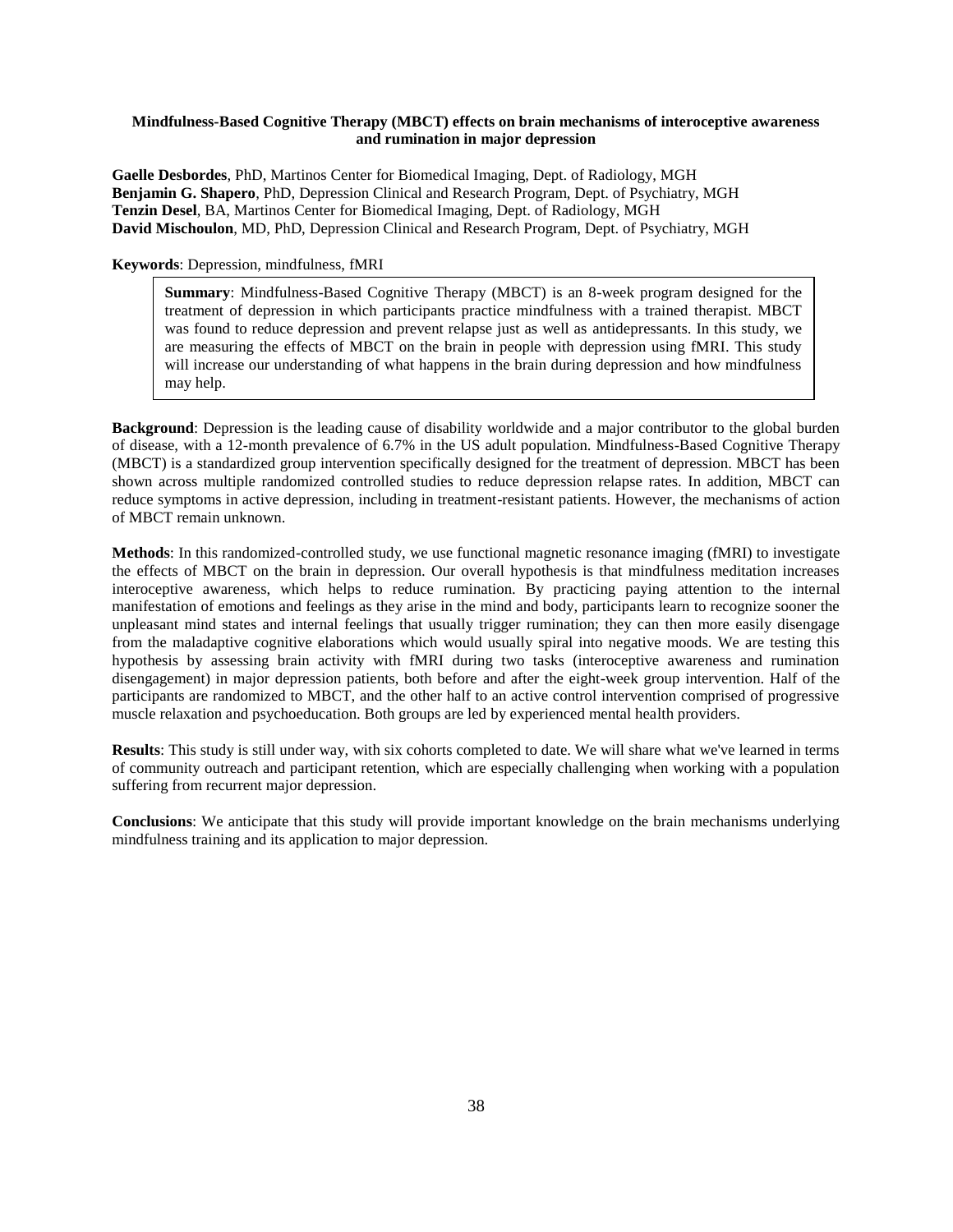**Mindfulness-Based Cognitive Therapy (MBCT) effects on brain mechanisms of interoceptive awareness and rumination in major depression**

**Gaelle Desbordes**, PhD, Martinos Center for Biomedical Imaging, Dept. of Radiology, MGH
**Benjamin G. Shapero**, PhD, Depression Clinical and Research Program, Dept. of Psychiatry, MGH
**Tenzin Desel**, BA, Martinos Center for Biomedical Imaging, Dept. of Radiology, MGH
**David Mischoulon**, MD, PhD, Depression Clinical and Research Program, Dept. of Psychiatry, MGH

**Keywords**: Depression, mindfulness, fMRI

**Summary**: Mindfulness-Based Cognitive Therapy (MBCT) is an 8-week program designed for the treatment of depression in which participants practice mindfulness with a trained therapist. MBCT was found to reduce depression and prevent relapse just as well as antidepressants. In this study, we are measuring the effects of MBCT on the brain in people with depression using fMRI. This study will increase our understanding of what happens in the brain during depression and how mindfulness may help.

**Background**: Depression is the leading cause of disability worldwide and a major contributor to the global burden of disease, with a 12-month prevalence of 6.7% in the US adult population. Mindfulness-Based Cognitive Therapy (MBCT) is a standardized group intervention specifically designed for the treatment of depression. MBCT has been shown across multiple randomized controlled studies to reduce depression relapse rates. In addition, MBCT can reduce symptoms in active depression, including in treatment-resistant patients. However, the mechanisms of action of MBCT remain unknown.

**Methods**: In this randomized-controlled study, we use functional magnetic resonance imaging (fMRI) to investigate the effects of MBCT on the brain in depression. Our overall hypothesis is that mindfulness meditation increases interoceptive awareness, which helps to reduce rumination. By practicing paying attention to the internal manifestation of emotions and feelings as they arise in the mind and body, participants learn to recognize sooner the unpleasant mind states and internal feelings that usually trigger rumination; they can then more easily disengage from the maladaptive cognitive elaborations which would usually spiral into negative moods. We are testing this hypothesis by assessing brain activity with fMRI during two tasks (interoceptive awareness and rumination disengagement) in major depression patients, both before and after the eight-week group intervention. Half of the participants are randomized to MBCT, and the other half to an active control intervention comprised of progressive muscle relaxation and psychoeducation. Both groups are led by experienced mental health providers.

**Results**: This study is still under way, with six cohorts completed to date. We will share what we've learned in terms of community outreach and participant retention, which are especially challenging when working with a population suffering from recurrent major depression.

**Conclusions**: We anticipate that this study will provide important knowledge on the brain mechanisms underlying mindfulness training and its application to major depression.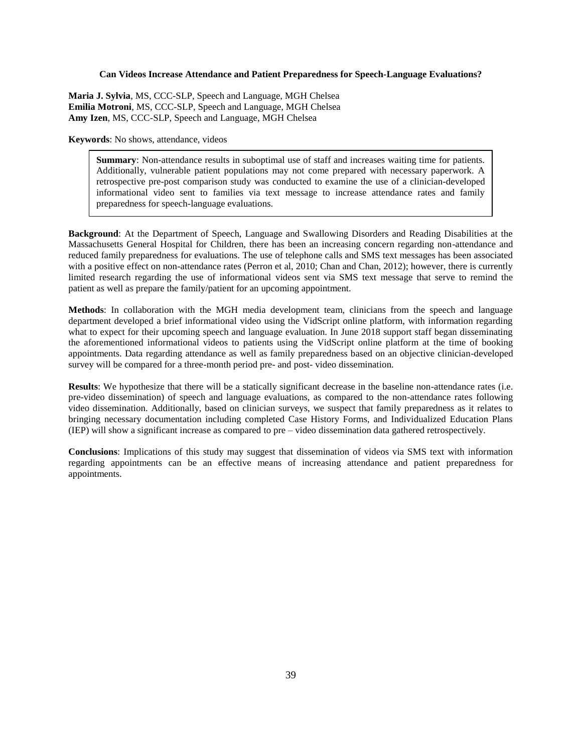## Can Videos Increase Attendance and Patient Preparedness for Speech-Language Evaluations?

**Maria J. Sylvia**, MS, CCC-SLP, Speech and Language, MGH Chelsea
**Emilia Motroni**, MS, CCC-SLP, Speech and Language, MGH Chelsea
**Amy Izen**, MS, CCC-SLP, Speech and Language, MGH Chelsea

**Keywords**: No shows, attendance, videos

> **Summary**: Non-attendance results in suboptimal use of staff and increases waiting time for patients. Additionally, vulnerable patient populations may not come prepared with necessary paperwork. A retrospective pre-post comparison study was conducted to examine the use of a clinician-developed informational video sent to families via text message to increase attendance rates and family preparedness for speech-language evaluations.

**Background**: At the Department of Speech, Language and Swallowing Disorders and Reading Disabilities at the Massachusetts General Hospital for Children, there has been an increasing concern regarding non-attendance and reduced family preparedness for evaluations. The use of telephone calls and SMS text messages has been associated with a positive effect on non-attendance rates (Perron et al, 2010; Chan and Chan, 2012); however, there is currently limited research regarding the use of informational videos sent via SMS text message that serve to remind the patient as well as prepare the family/patient for an upcoming appointment.

**Methods**: In collaboration with the MGH media development team, clinicians from the speech and language department developed a brief informational video using the VidScript online platform, with information regarding what to expect for their upcoming speech and language evaluation. In June 2018 support staff began disseminating the aforementioned informational videos to patients using the VidScript online platform at the time of booking appointments. Data regarding attendance as well as family preparedness based on an objective clinician-developed survey will be compared for a three-month period pre- and post- video dissemination.

**Results**: We hypothesize that there will be a statically significant decrease in the baseline non-attendance rates (i.e. pre-video dissemination) of speech and language evaluations, as compared to the non-attendance rates following video dissemination. Additionally, based on clinician surveys, we suspect that family preparedness as it relates to bringing necessary documentation including completed Case History Forms, and Individualized Education Plans (IEP) will show a significant increase as compared to pre – video dissemination data gathered retrospectively.

**Conclusions**: Implications of this study may suggest that dissemination of videos via SMS text with information regarding appointments can be an effective means of increasing attendance and patient preparedness for appointments.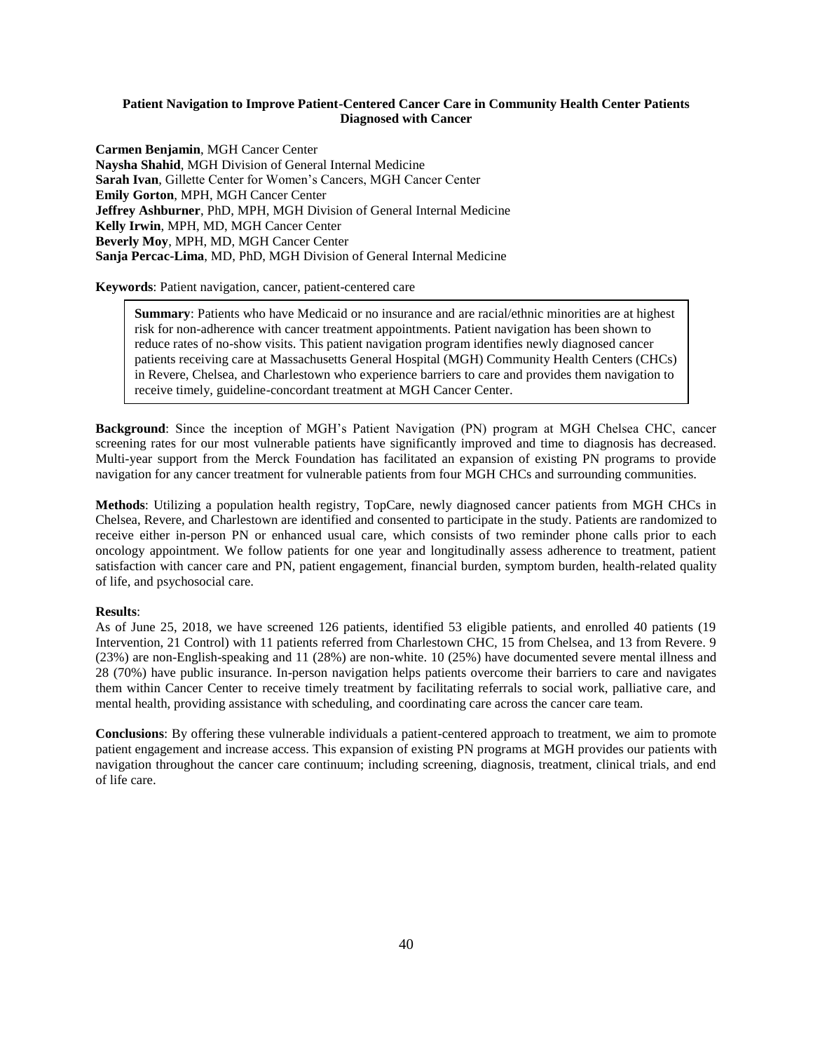**Patient Navigation to Improve Patient-Centered Cancer Care in Community Health Center Patients Diagnosed with Cancer**

**Carmen Benjamin**, MGH Cancer Center
**Naysha Shahid**, MGH Division of General Internal Medicine
**Sarah Ivan**, Gillette Center for Women's Cancers, MGH Cancer Center
**Emily Gorton**, MPH, MGH Cancer Center
**Jeffrey Ashburner**, PhD, MPH, MGH Division of General Internal Medicine
**Kelly Irwin**, MPH, MD, MGH Cancer Center
**Beverly Moy**, MPH, MD, MGH Cancer Center
**Sanja Percac-Lima**, MD, PhD, MGH Division of General Internal Medicine

**Keywords**: Patient navigation, cancer, patient-centered care

**Summary**: Patients who have Medicaid or no insurance and are racial/ethnic minorities are at highest risk for non-adherence with cancer treatment appointments. Patient navigation has been shown to reduce rates of no-show visits. This patient navigation program identifies newly diagnosed cancer patients receiving care at Massachusetts General Hospital (MGH) Community Health Centers (CHCs) in Revere, Chelsea, and Charlestown who experience barriers to care and provides them navigation to receive timely, guideline-concordant treatment at MGH Cancer Center.

**Background**: Since the inception of MGH's Patient Navigation (PN) program at MGH Chelsea CHC, cancer screening rates for our most vulnerable patients have significantly improved and time to diagnosis has decreased. Multi-year support from the Merck Foundation has facilitated an expansion of existing PN programs to provide navigation for any cancer treatment for vulnerable patients from four MGH CHCs and surrounding communities.

**Methods**: Utilizing a population health registry, TopCare, newly diagnosed cancer patients from MGH CHCs in Chelsea, Revere, and Charlestown are identified and consented to participate in the study. Patients are randomized to receive either in-person PN or enhanced usual care, which consists of two reminder phone calls prior to each oncology appointment. We follow patients for one year and longitudinally assess adherence to treatment, patient satisfaction with cancer care and PN, patient engagement, financial burden, symptom burden, health-related quality of life, and psychosocial care.

**Results**:
As of June 25, 2018, we have screened 126 patients, identified 53 eligible patients, and enrolled 40 patients (19 Intervention, 21 Control) with 11 patients referred from Charlestown CHC, 15 from Chelsea, and 13 from Revere. 9 (23%) are non-English-speaking and 11 (28%) are non-white. 10 (25%) have documented severe mental illness and 28 (70%) have public insurance. In-person navigation helps patients overcome their barriers to care and navigates them within Cancer Center to receive timely treatment by facilitating referrals to social work, palliative care, and mental health, providing assistance with scheduling, and coordinating care across the cancer care team.

**Conclusions**: By offering these vulnerable individuals a patient-centered approach to treatment, we aim to promote patient engagement and increase access. This expansion of existing PN programs at MGH provides our patients with navigation throughout the cancer care continuum; including screening, diagnosis, treatment, clinical trials, and end of life care.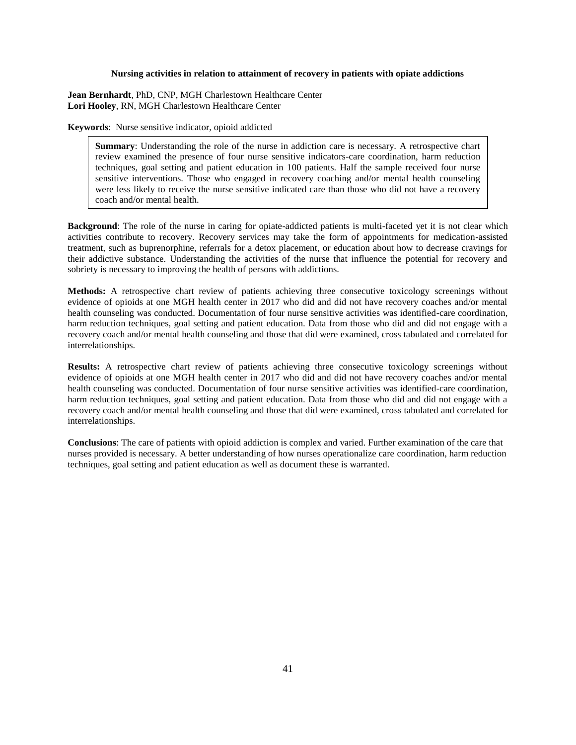### Nursing activities in relation to attainment of recovery in patients with opiate addictions

**Jean Bernhardt**, PhD, CNP, MGH Charlestown Healthcare Center
**Lori Hooley**, RN, MGH Charlestown Healthcare Center

**Keywords**: Nurse sensitive indicator, opioid addicted

**Summary**: Understanding the role of the nurse in addiction care is necessary. A retrospective chart review examined the presence of four nurse sensitive indicators-care coordination, harm reduction techniques, goal setting and patient education in 100 patients. Half the sample received four nurse sensitive interventions. Those who engaged in recovery coaching and/or mental health counseling were less likely to receive the nurse sensitive indicated care than those who did not have a recovery coach and/or mental health.

**Background**: The role of the nurse in caring for opiate-addicted patients is multi-faceted yet it is not clear which activities contribute to recovery. Recovery services may take the form of appointments for medication-assisted treatment, such as buprenorphine, referrals for a detox placement, or education about how to decrease cravings for their addictive substance. Understanding the activities of the nurse that influence the potential for recovery and sobriety is necessary to improving the health of persons with addictions.

**Methods:** A retrospective chart review of patients achieving three consecutive toxicology screenings without evidence of opioids at one MGH health center in 2017 who did and did not have recovery coaches and/or mental health counseling was conducted. Documentation of four nurse sensitive activities was identified-care coordination, harm reduction techniques, goal setting and patient education. Data from those who did and did not engage with a recovery coach and/or mental health counseling and those that did were examined, cross tabulated and correlated for interrelationships.

**Results:** A retrospective chart review of patients achieving three consecutive toxicology screenings without evidence of opioids at one MGH health center in 2017 who did and did not have recovery coaches and/or mental health counseling was conducted. Documentation of four nurse sensitive activities was identified-care coordination, harm reduction techniques, goal setting and patient education. Data from those who did and did not engage with a recovery coach and/or mental health counseling and those that did were examined, cross tabulated and correlated for interrelationships.

**Conclusions**: The care of patients with opioid addiction is complex and varied. Further examination of the care that nurses provided is necessary. A better understanding of how nurses operationalize care coordination, harm reduction techniques, goal setting and patient education as well as document these is warranted.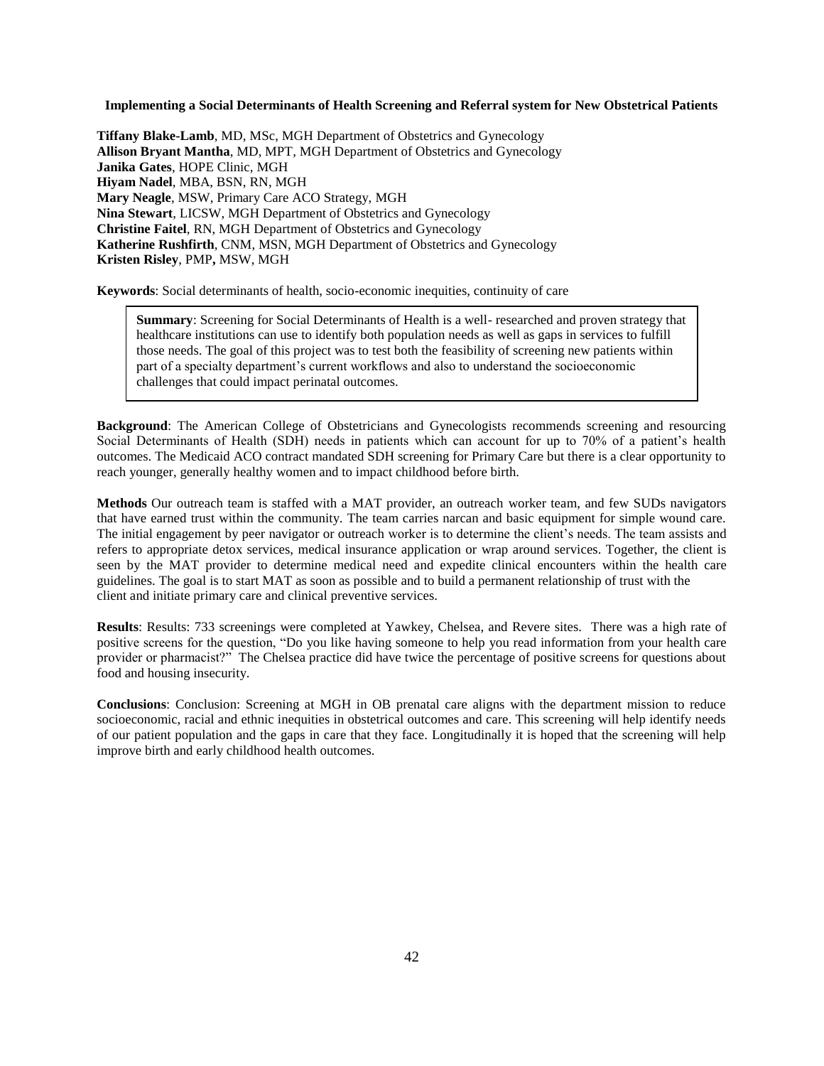**Implementing a Social Determinants of Health Screening and Referral system for New Obstetrical Patients**

**Tiffany Blake-Lamb**, MD, MSc, MGH Department of Obstetrics and Gynecology
**Allison Bryant Mantha**, MD, MPT, MGH Department of Obstetrics and Gynecology
**Janika Gates**, HOPE Clinic, MGH
**Hiyam Nadel**, MBA, BSN, RN, MGH
**Mary Neagle**, MSW, Primary Care ACO Strategy, MGH
**Nina Stewart**, LICSW, MGH Department of Obstetrics and Gynecology
**Christine Faitel**, RN, MGH Department of Obstetrics and Gynecology
**Katherine Rushfirth**, CNM, MSN, MGH Department of Obstetrics and Gynecology
**Kristen Risley**, PMP**,** MSW, MGH

**Keywords**: Social determinants of health, socio-economic inequities, continuity of care

> **Summary**: Screening for Social Determinants of Health is a well- researched and proven strategy that healthcare institutions can use to identify both population needs as well as gaps in services to fulfill those needs. The goal of this project was to test both the feasibility of screening new patients within part of a specialty department's current workflows and also to understand the socioeconomic challenges that could impact perinatal outcomes.

**Background**: The American College of Obstetricians and Gynecologists recommends screening and resourcing Social Determinants of Health (SDH) needs in patients which can account for up to 70% of a patient's health outcomes. The Medicaid ACO contract mandated SDH screening for Primary Care but there is a clear opportunity to reach younger, generally healthy women and to impact childhood before birth.

**Methods** Our outreach team is staffed with a MAT provider, an outreach worker team, and few SUDs navigators that have earned trust within the community. The team carries narcan and basic equipment for simple wound care. The initial engagement by peer navigator or outreach worker is to determine the client's needs. The team assists and refers to appropriate detox services, medical insurance application or wrap around services. Together, the client is seen by the MAT provider to determine medical need and expedite clinical encounters within the health care guidelines. The goal is to start MAT as soon as possible and to build a permanent relationship of trust with the client and initiate primary care and clinical preventive services.

**Results**: Results: 733 screenings were completed at Yawkey, Chelsea, and Revere sites. There was a high rate of positive screens for the question, "Do you like having someone to help you read information from your health care provider or pharmacist?" The Chelsea practice did have twice the percentage of positive screens for questions about food and housing insecurity.

**Conclusions**: Conclusion: Screening at MGH in OB prenatal care aligns with the department mission to reduce socioeconomic, racial and ethnic inequities in obstetrical outcomes and care. This screening will help identify needs of our patient population and the gaps in care that they face. Longitudinally it is hoped that the screening will help improve birth and early childhood health outcomes.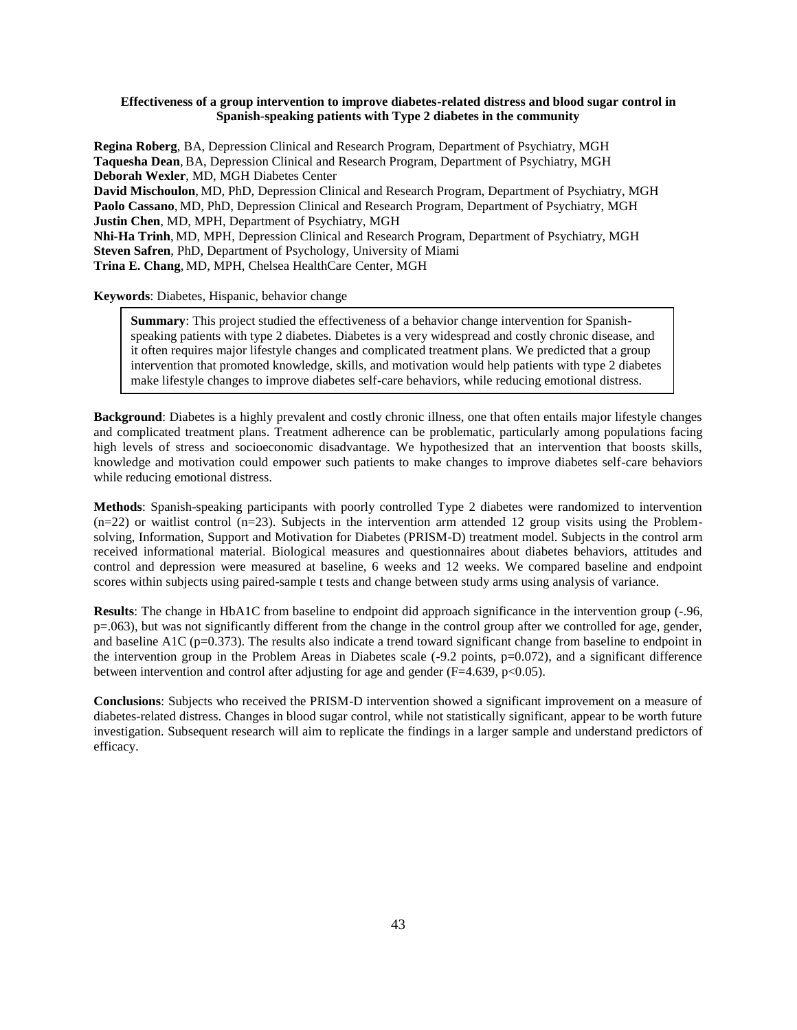## Effectiveness of a group intervention to improve diabetes-related distress and blood sugar control in Spanish-speaking patients with Type 2 diabetes in the community

**Regina Roberg**, BA, Depression Clinical and Research Program, Department of Psychiatry, MGH
**Taquesha Dean**, BA, Depression Clinical and Research Program, Department of Psychiatry, MGH
**Deborah Wexler**, MD, MGH Diabetes Center
**David Mischoulon**, MD, PhD, Depression Clinical and Research Program, Department of Psychiatry, MGH
**Paolo Cassano**, MD, PhD, Depression Clinical and Research Program, Department of Psychiatry, MGH
**Justin Chen**, MD, MPH, Department of Psychiatry, MGH
**Nhi-Ha Trinh**, MD, MPH, Depression Clinical and Research Program, Department of Psychiatry, MGH
**Steven Safren**, PhD, Department of Psychology, University of Miami
**Trina E. Chang**, MD, MPH, Chelsea HealthCare Center, MGH

**Keywords**: Diabetes, Hispanic, behavior change

**Summary**: This project studied the effectiveness of a behavior change intervention for Spanish-speaking patients with type 2 diabetes. Diabetes is a very widespread and costly chronic disease, and it often requires major lifestyle changes and complicated treatment plans. We predicted that a group intervention that promoted knowledge, skills, and motivation would help patients with type 2 diabetes make lifestyle changes to improve diabetes self-care behaviors, while reducing emotional distress.

**Background**: Diabetes is a highly prevalent and costly chronic illness, one that often entails major lifestyle changes and complicated treatment plans. Treatment adherence can be problematic, particularly among populations facing high levels of stress and socioeconomic disadvantage. We hypothesized that an intervention that boosts skills, knowledge and motivation could empower such patients to make changes to improve diabetes self-care behaviors while reducing emotional distress.

**Methods**: Spanish-speaking participants with poorly controlled Type 2 diabetes were randomized to intervention ($n=22$) or waitlist control ($n=23$). Subjects in the intervention arm attended 12 group visits using the Problem-solving, Information, Support and Motivation for Diabetes (PRISM-D) treatment model. Subjects in the control arm received informational material. Biological measures and questionnaires about diabetes behaviors, attitudes and control and depression were measured at baseline, 6 weeks and 12 weeks. We compared baseline and endpoint scores within subjects using paired-sample t tests and change between study arms using analysis of variance.

**Results**: The change in HbA1C from baseline to endpoint did approach significance in the intervention group (-.96, $p=.063$), but was not significantly different from the change in the control group after we controlled for age, gender, and baseline A1C ($p=0.373$). The results also indicate a trend toward significant change from baseline to endpoint in the intervention group in the Problem Areas in Diabetes scale (-9.2 points, $p=0.072$), and a significant difference between intervention and control after adjusting for age and gender ($F=4.639$, $p<0.05$).

**Conclusions**: Subjects who received the PRISM-D intervention showed a significant improvement on a measure of diabetes-related distress. Changes in blood sugar control, while not statistically significant, appear to be worth future investigation. Subsequent research will aim to replicate the findings in a larger sample and understand predictors of efficacy.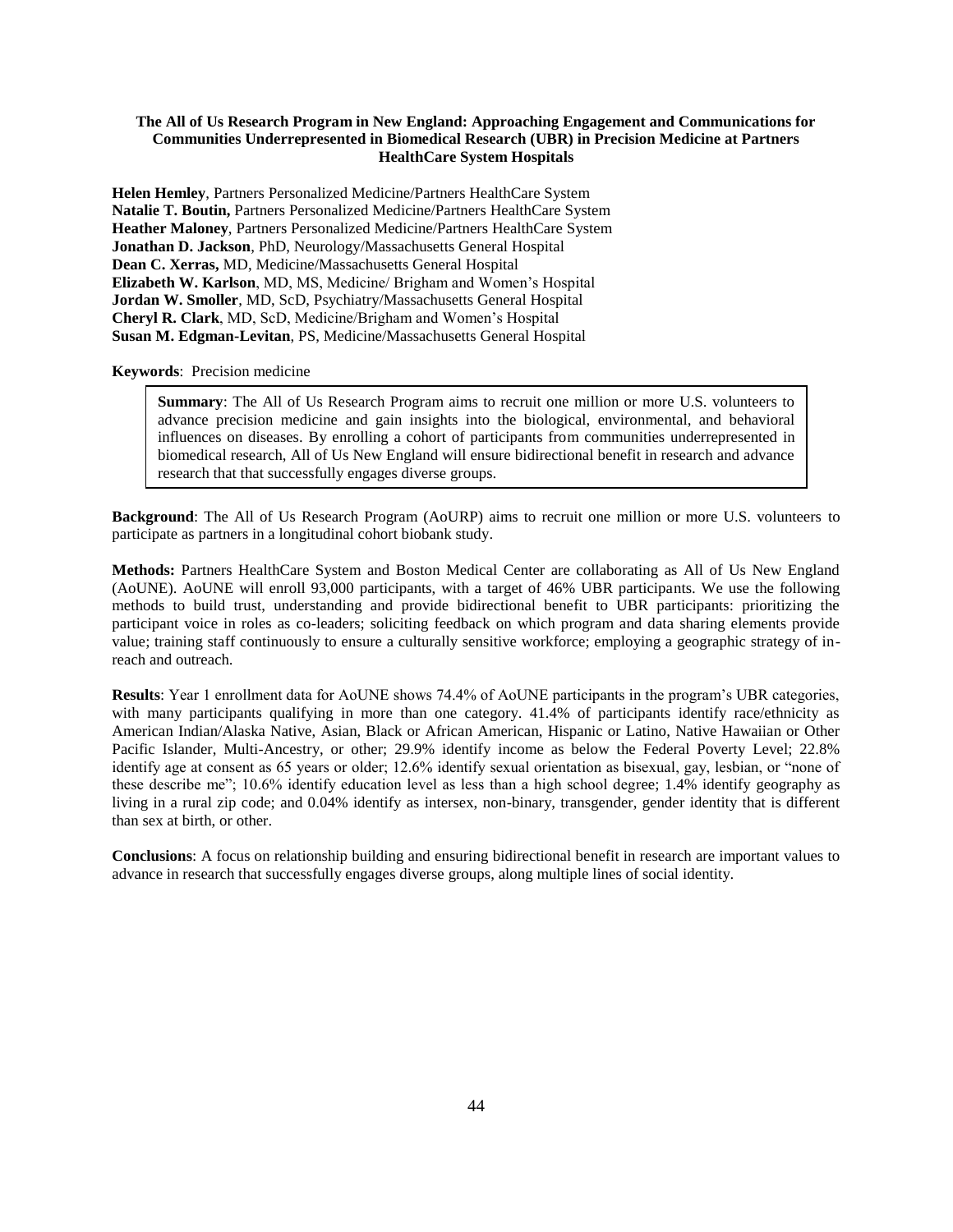**The All of Us Research Program in New England: Approaching Engagement and Communications for Communities Underrepresented in Biomedical Research (UBR) in Precision Medicine at Partners HealthCare System Hospitals**

**Helen Hemley**, Partners Personalized Medicine/Partners HealthCare System
**Natalie T. Boutin,** Partners Personalized Medicine/Partners HealthCare System
**Heather Maloney**, Partners Personalized Medicine/Partners HealthCare System
**Jonathan D. Jackson**, PhD, Neurology/Massachusetts General Hospital
**Dean C. Xerras,** MD, Medicine/Massachusetts General Hospital
**Elizabeth W. Karlson**, MD, MS, Medicine/ Brigham and Women's Hospital
**Jordan W. Smoller**, MD, ScD, Psychiatry/Massachusetts General Hospital
**Cheryl R. Clark**, MD, ScD, Medicine/Brigham and Women's Hospital
**Susan M. Edgman-Levitan**, PS, Medicine/Massachusetts General Hospital

**Keywords**: Precision medicine

**Summary**: The All of Us Research Program aims to recruit one million or more U.S. volunteers to advance precision medicine and gain insights into the biological, environmental, and behavioral influences on diseases. By enrolling a cohort of participants from communities underrepresented in biomedical research, All of Us New England will ensure bidirectional benefit in research and advance research that that successfully engages diverse groups.

**Background**: The All of Us Research Program (AoURP) aims to recruit one million or more U.S. volunteers to participate as partners in a longitudinal cohort biobank study.

**Methods:** Partners HealthCare System and Boston Medical Center are collaborating as All of Us New England (AoUNE). AoUNE will enroll 93,000 participants, with a target of 46% UBR participants. We use the following methods to build trust, understanding and provide bidirectional benefit to UBR participants: prioritizing the participant voice in roles as co-leaders; soliciting feedback on which program and data sharing elements provide value; training staff continuously to ensure a culturally sensitive workforce; employing a geographic strategy of in-reach and outreach.

**Results**: Year 1 enrollment data for AoUNE shows 74.4% of AoUNE participants in the program's UBR categories, with many participants qualifying in more than one category. 41.4% of participants identify race/ethnicity as American Indian/Alaska Native, Asian, Black or African American, Hispanic or Latino, Native Hawaiian or Other Pacific Islander, Multi-Ancestry, or other; 29.9% identify income as below the Federal Poverty Level; 22.8% identify age at consent as 65 years or older; 12.6% identify sexual orientation as bisexual, gay, lesbian, or "none of these describe me"; 10.6% identify education level as less than a high school degree; 1.4% identify geography as living in a rural zip code; and 0.04% identify as intersex, non-binary, transgender, gender identity that is different than sex at birth, or other.

**Conclusions**: A focus on relationship building and ensuring bidirectional benefit in research are important values to advance in research that successfully engages diverse groups, along multiple lines of social identity.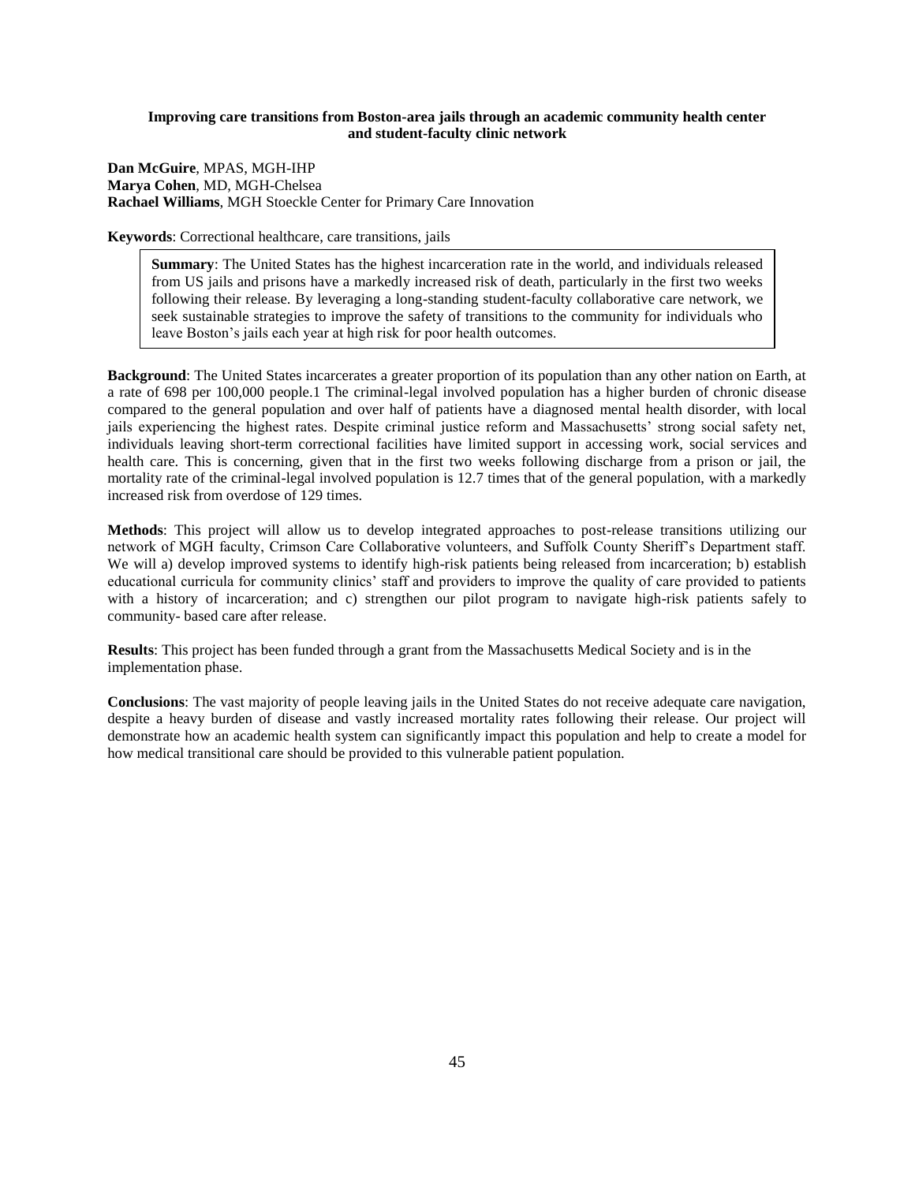**Improving care transitions from Boston-area jails through an academic community health center and student-faculty clinic network**

**Dan McGuire**, MPAS, MGH-IHP
**Marya Cohen**, MD, MGH-Chelsea
**Rachael Williams**, MGH Stoeckle Center for Primary Care Innovation

**Keywords**: Correctional healthcare, care transitions, jails

**Summary**: The United States has the highest incarceration rate in the world, and individuals released from US jails and prisons have a markedly increased risk of death, particularly in the first two weeks following their release. By leveraging a long-standing student-faculty collaborative care network, we seek sustainable strategies to improve the safety of transitions to the community for individuals who leave Boston's jails each year at high risk for poor health outcomes.

**Background**: The United States incarcerates a greater proportion of its population than any other nation on Earth, at a rate of 698 per 100,000 people.1 The criminal-legal involved population has a higher burden of chronic disease compared to the general population and over half of patients have a diagnosed mental health disorder, with local jails experiencing the highest rates. Despite criminal justice reform and Massachusetts' strong social safety net, individuals leaving short-term correctional facilities have limited support in accessing work, social services and health care. This is concerning, given that in the first two weeks following discharge from a prison or jail, the mortality rate of the criminal-legal involved population is 12.7 times that of the general population, with a markedly increased risk from overdose of 129 times.

**Methods**: This project will allow us to develop integrated approaches to post-release transitions utilizing our network of MGH faculty, Crimson Care Collaborative volunteers, and Suffolk County Sheriff's Department staff. We will a) develop improved systems to identify high-risk patients being released from incarceration; b) establish educational curricula for community clinics' staff and providers to improve the quality of care provided to patients with a history of incarceration; and c) strengthen our pilot program to navigate high-risk patients safely to community- based care after release.

**Results**: This project has been funded through a grant from the Massachusetts Medical Society and is in the implementation phase.

**Conclusions**: The vast majority of people leaving jails in the United States do not receive adequate care navigation, despite a heavy burden of disease and vastly increased mortality rates following their release. Our project will demonstrate how an academic health system can significantly impact this population and help to create a model for how medical transitional care should be provided to this vulnerable patient population.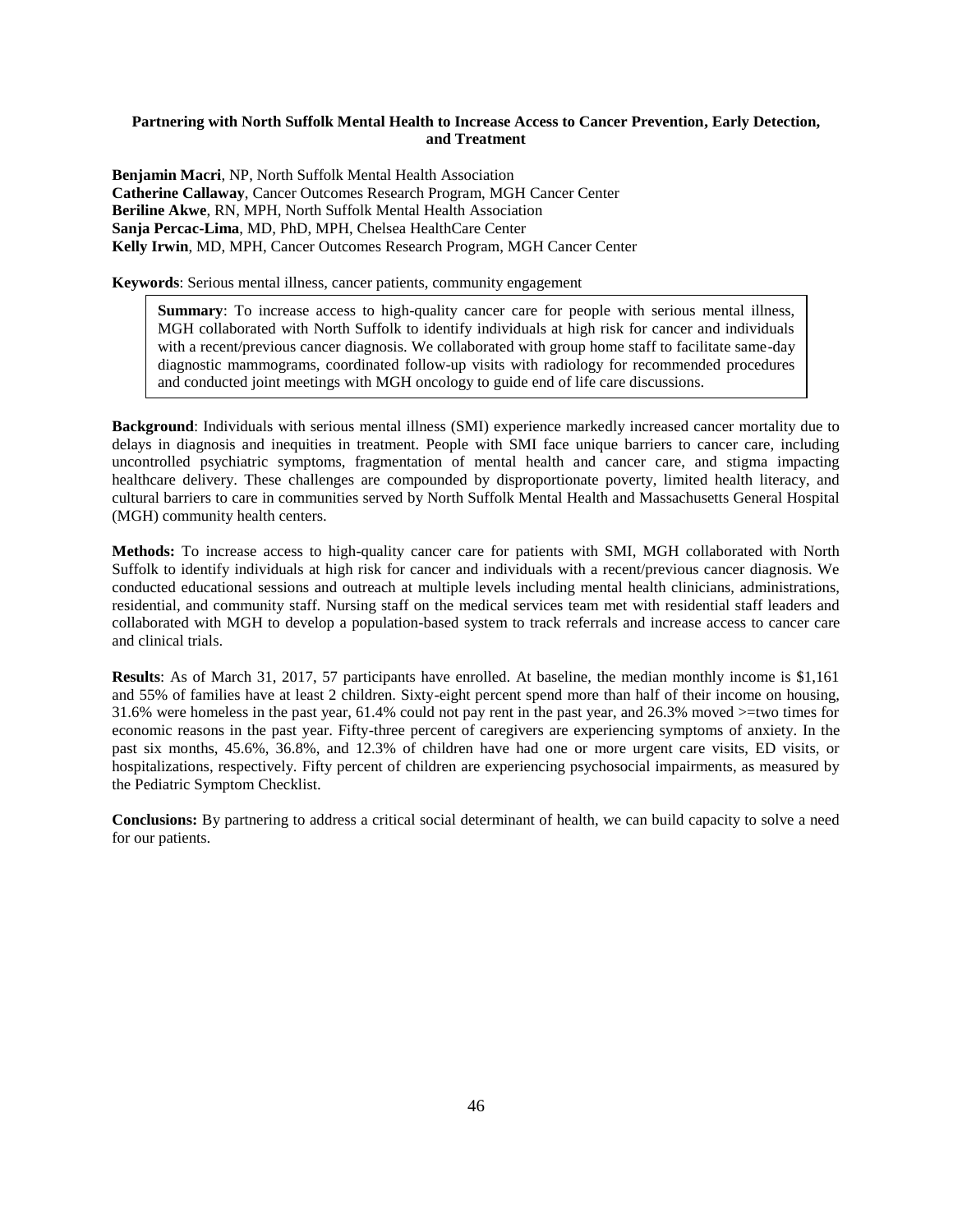**Partnering with North Suffolk Mental Health to Increase Access to Cancer Prevention, Early Detection, and Treatment**

**Benjamin Macri**, NP, North Suffolk Mental Health Association
**Catherine Callaway**, Cancer Outcomes Research Program, MGH Cancer Center
**Beriline Akwe**, RN, MPH, North Suffolk Mental Health Association
**Sanja Percac-Lima**, MD, PhD, MPH, Chelsea HealthCare Center
**Kelly Irwin**, MD, MPH, Cancer Outcomes Research Program, MGH Cancer Center

**Keywords**: Serious mental illness, cancer patients, community engagement

**Summary**: To increase access to high-quality cancer care for people with serious mental illness, MGH collaborated with North Suffolk to identify individuals at high risk for cancer and individuals with a recent/previous cancer diagnosis. We collaborated with group home staff to facilitate same-day diagnostic mammograms, coordinated follow-up visits with radiology for recommended procedures and conducted joint meetings with MGH oncology to guide end of life care discussions.

**Background**: Individuals with serious mental illness (SMI) experience markedly increased cancer mortality due to delays in diagnosis and inequities in treatment. People with SMI face unique barriers to cancer care, including uncontrolled psychiatric symptoms, fragmentation of mental health and cancer care, and stigma impacting healthcare delivery. These challenges are compounded by disproportionate poverty, limited health literacy, and cultural barriers to care in communities served by North Suffolk Mental Health and Massachusetts General Hospital (MGH) community health centers.

**Methods:** To increase access to high-quality cancer care for patients with SMI, MGH collaborated with North Suffolk to identify individuals at high risk for cancer and individuals with a recent/previous cancer diagnosis. We conducted educational sessions and outreach at multiple levels including mental health clinicians, administrations, residential, and community staff. Nursing staff on the medical services team met with residential staff leaders and collaborated with MGH to develop a population-based system to track referrals and increase access to cancer care and clinical trials.

**Results**: As of March 31, 2017, 57 participants have enrolled. At baseline, the median monthly income is $1,161 and 55% of families have at least 2 children. Sixty-eight percent spend more than half of their income on housing, 31.6% were homeless in the past year, 61.4% could not pay rent in the past year, and 26.3% moved >=two times for economic reasons in the past year. Fifty-three percent of caregivers are experiencing symptoms of anxiety. In the past six months, 45.6%, 36.8%, and 12.3% of children have had one or more urgent care visits, ED visits, or hospitalizations, respectively. Fifty percent of children are experiencing psychosocial impairments, as measured by the Pediatric Symptom Checklist.

**Conclusions:** By partnering to address a critical social determinant of health, we can build capacity to solve a need for our patients.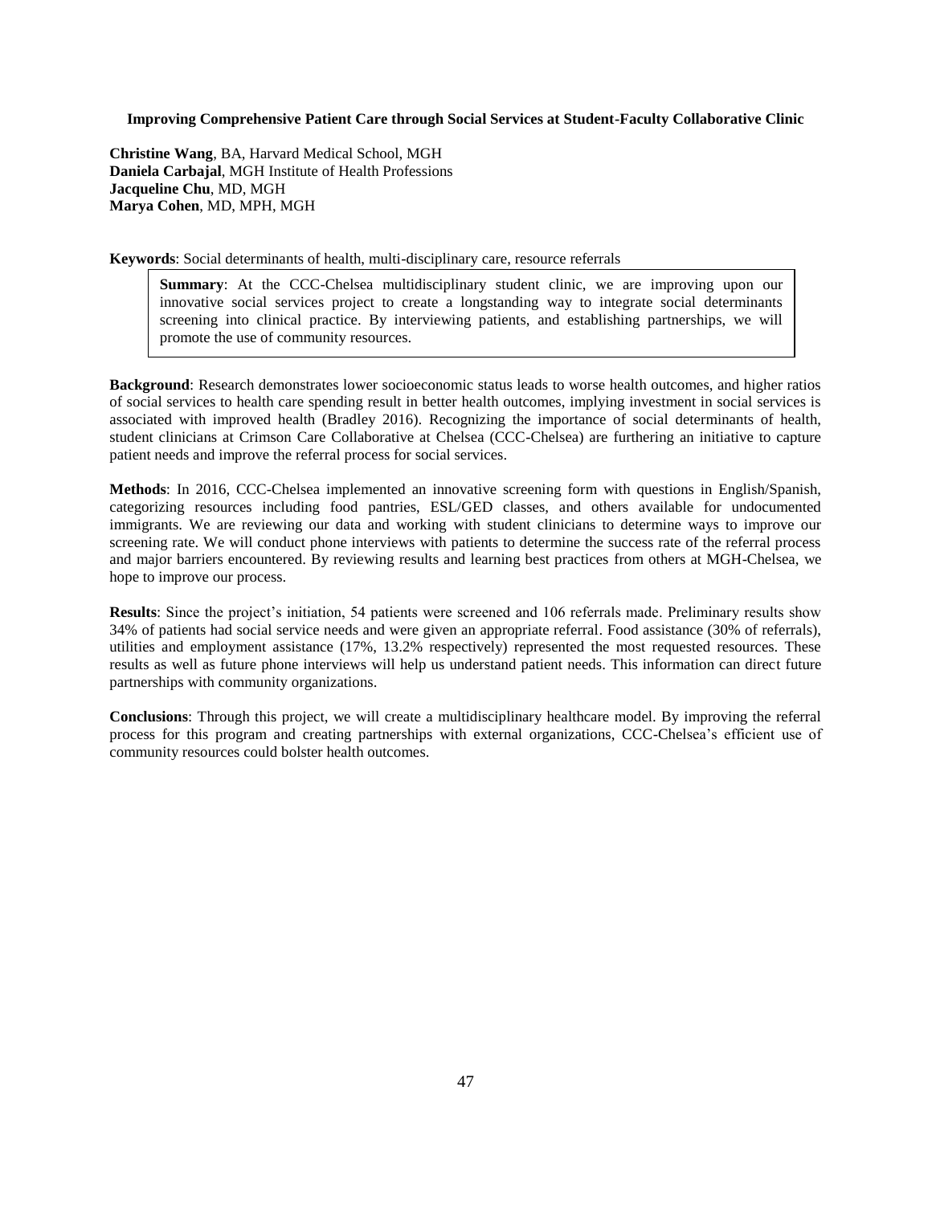**Improving Comprehensive Patient Care through Social Services at Student-Faculty Collaborative Clinic**

**Christine Wang**, BA, Harvard Medical School, MGH
**Daniela Carbajal**, MGH Institute of Health Professions
**Jacqueline Chu**, MD, MGH
**Marya Cohen**, MD, MPH, MGH

**Keywords**: Social determinants of health, multi-disciplinary care, resource referrals

> **Summary**: At the CCC-Chelsea multidisciplinary student clinic, we are improving upon our innovative social services project to create a longstanding way to integrate social determinants screening into clinical practice. By interviewing patients, and establishing partnerships, we will promote the use of community resources.

**Background**: Research demonstrates lower socioeconomic status leads to worse health outcomes, and higher ratios of social services to health care spending result in better health outcomes, implying investment in social services is associated with improved health (Bradley 2016). Recognizing the importance of social determinants of health, student clinicians at Crimson Care Collaborative at Chelsea (CCC-Chelsea) are furthering an initiative to capture patient needs and improve the referral process for social services.

**Methods**: In 2016, CCC-Chelsea implemented an innovative screening form with questions in English/Spanish, categorizing resources including food pantries, ESL/GED classes, and others available for undocumented immigrants. We are reviewing our data and working with student clinicians to determine ways to improve our screening rate. We will conduct phone interviews with patients to determine the success rate of the referral process and major barriers encountered. By reviewing results and learning best practices from others at MGH-Chelsea, we hope to improve our process.

**Results**: Since the project's initiation, 54 patients were screened and 106 referrals made. Preliminary results show 34% of patients had social service needs and were given an appropriate referral. Food assistance (30% of referrals), utilities and employment assistance (17%, 13.2% respectively) represented the most requested resources. These results as well as future phone interviews will help us understand patient needs. This information can direct future partnerships with community organizations.

**Conclusions**: Through this project, we will create a multidisciplinary healthcare model. By improving the referral process for this program and creating partnerships with external organizations, CCC-Chelsea's efficient use of community resources could bolster health outcomes.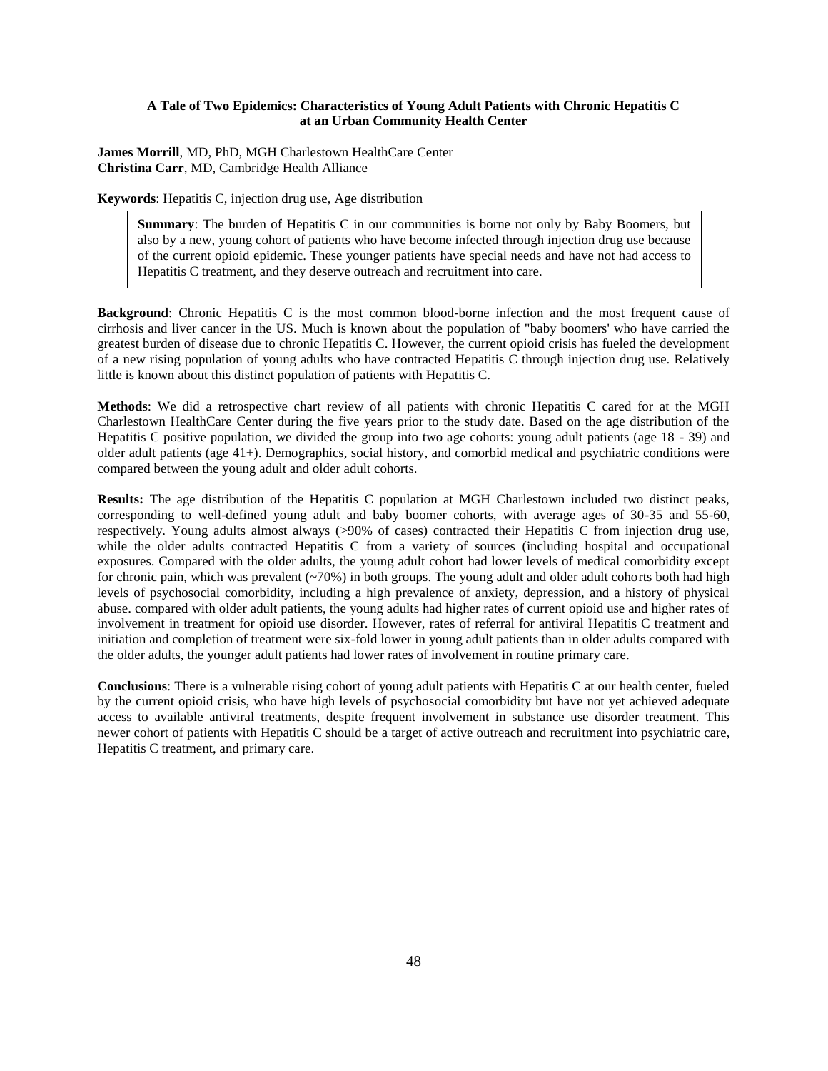## A Tale of Two Epidemics: Characteristics of Young Adult Patients with Chronic Hepatitis C at an Urban Community Health Center

**James Morrill**, MD, PhD, MGH Charlestown HealthCare Center
**Christina Carr**, MD, Cambridge Health Alliance

**Keywords**: Hepatitis C, injection drug use, Age distribution

> **Summary**: The burden of Hepatitis C in our communities is borne not only by Baby Boomers, but also by a new, young cohort of patients who have become infected through injection drug use because of the current opioid epidemic. These younger patients have special needs and have not had access to Hepatitis C treatment, and they deserve outreach and recruitment into care.

**Background**: Chronic Hepatitis C is the most common blood-borne infection and the most frequent cause of cirrhosis and liver cancer in the US. Much is known about the population of "baby boomers' who have carried the greatest burden of disease due to chronic Hepatitis C. However, the current opioid crisis has fueled the development of a new rising population of young adults who have contracted Hepatitis C through injection drug use. Relatively little is known about this distinct population of patients with Hepatitis C.

**Methods**: We did a retrospective chart review of all patients with chronic Hepatitis C cared for at the MGH Charlestown HealthCare Center during the five years prior to the study date. Based on the age distribution of the Hepatitis C positive population, we divided the group into two age cohorts: young adult patients (age 18 - 39) and older adult patients (age 41+). Demographics, social history, and comorbid medical and psychiatric conditions were compared between the young adult and older adult cohorts.

**Results:** The age distribution of the Hepatitis C population at MGH Charlestown included two distinct peaks, corresponding to well-defined young adult and baby boomer cohorts, with average ages of 30-35 and 55-60, respectively. Young adults almost always (>90% of cases) contracted their Hepatitis C from injection drug use, while the older adults contracted Hepatitis C from a variety of sources (including hospital and occupational exposures. Compared with the older adults, the young adult cohort had lower levels of medical comorbidity except for chronic pain, which was prevalent (~70%) in both groups. The young adult and older adult cohorts both had high levels of psychosocial comorbidity, including a high prevalence of anxiety, depression, and a history of physical abuse. compared with older adult patients, the young adults had higher rates of current opioid use and higher rates of involvement in treatment for opioid use disorder. However, rates of referral for antiviral Hepatitis C treatment and initiation and completion of treatment were six-fold lower in young adult patients than in older adults compared with the older adults, the younger adult patients had lower rates of involvement in routine primary care.

**Conclusions**: There is a vulnerable rising cohort of young adult patients with Hepatitis C at our health center, fueled by the current opioid crisis, who have high levels of psychosocial comorbidity but have not yet achieved adequate access to available antiviral treatments, despite frequent involvement in substance use disorder treatment. This newer cohort of patients with Hepatitis C should be a target of active outreach and recruitment into psychiatric care, Hepatitis C treatment, and primary care.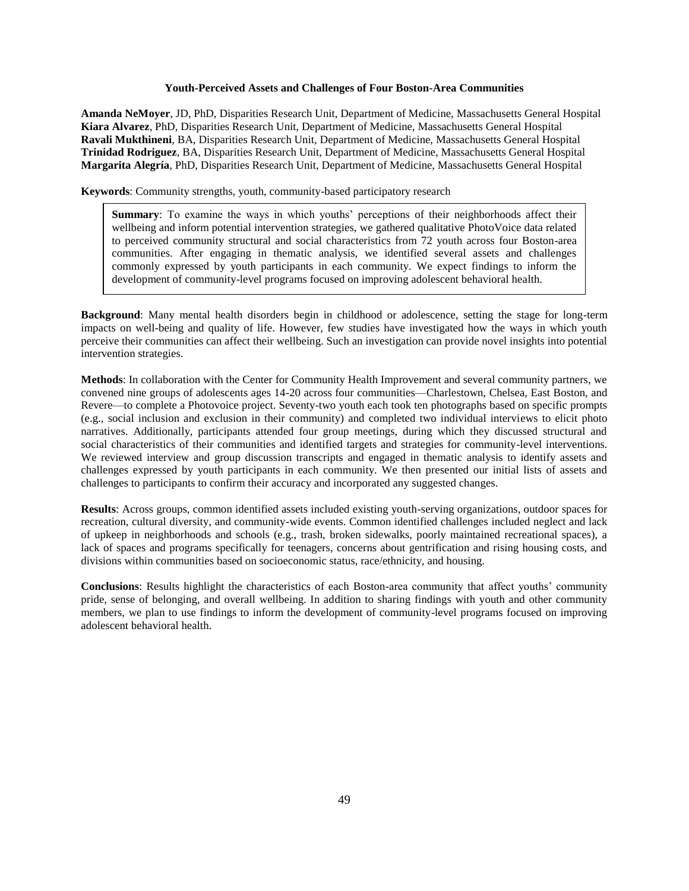### Youth-Perceived Assets and Challenges of Four Boston-Area Communities

**Amanda NeMoyer**, JD, PhD, Disparities Research Unit, Department of Medicine, Massachusetts General Hospital
**Kiara Alvarez**, PhD, Disparities Research Unit, Department of Medicine, Massachusetts General Hospital
**Ravali Mukthineni**, BA, Disparities Research Unit, Department of Medicine, Massachusetts General Hospital
**Trinidad Rodriguez**, BA, Disparities Research Unit, Department of Medicine, Massachusetts General Hospital
**Margarita Alegría**, PhD, Disparities Research Unit, Department of Medicine, Massachusetts General Hospital

**Keywords**: Community strengths, youth, community-based participatory research

> **Summary**: To examine the ways in which youths' perceptions of their neighborhoods affect their wellbeing and inform potential intervention strategies, we gathered qualitative PhotoVoice data related to perceived community structural and social characteristics from 72 youth across four Boston-area communities. After engaging in thematic analysis, we identified several assets and challenges commonly expressed by youth participants in each community. We expect findings to inform the development of community-level programs focused on improving adolescent behavioral health.

**Background**: Many mental health disorders begin in childhood or adolescence, setting the stage for long-term impacts on well-being and quality of life. However, few studies have investigated how the ways in which youth perceive their communities can affect their wellbeing. Such an investigation can provide novel insights into potential intervention strategies.

**Methods**: In collaboration with the Center for Community Health Improvement and several community partners, we convened nine groups of adolescents ages 14-20 across four communities—Charlestown, Chelsea, East Boston, and Revere—to complete a Photovoice project. Seventy-two youth each took ten photographs based on specific prompts (e.g., social inclusion and exclusion in their community) and completed two individual interviews to elicit photo narratives. Additionally, participants attended four group meetings, during which they discussed structural and social characteristics of their communities and identified targets and strategies for community-level interventions. We reviewed interview and group discussion transcripts and engaged in thematic analysis to identify assets and challenges expressed by youth participants in each community. We then presented our initial lists of assets and challenges to participants to confirm their accuracy and incorporated any suggested changes.

**Results**: Across groups, common identified assets included existing youth-serving organizations, outdoor spaces for recreation, cultural diversity, and community-wide events. Common identified challenges included neglect and lack of upkeep in neighborhoods and schools (e.g., trash, broken sidewalks, poorly maintained recreational spaces), a lack of spaces and programs specifically for teenagers, concerns about gentrification and rising housing costs, and divisions within communities based on socioeconomic status, race/ethnicity, and housing.

**Conclusions**: Results highlight the characteristics of each Boston-area community that affect youths' community pride, sense of belonging, and overall wellbeing. In addition to sharing findings with youth and other community members, we plan to use findings to inform the development of community-level programs focused on improving adolescent behavioral health.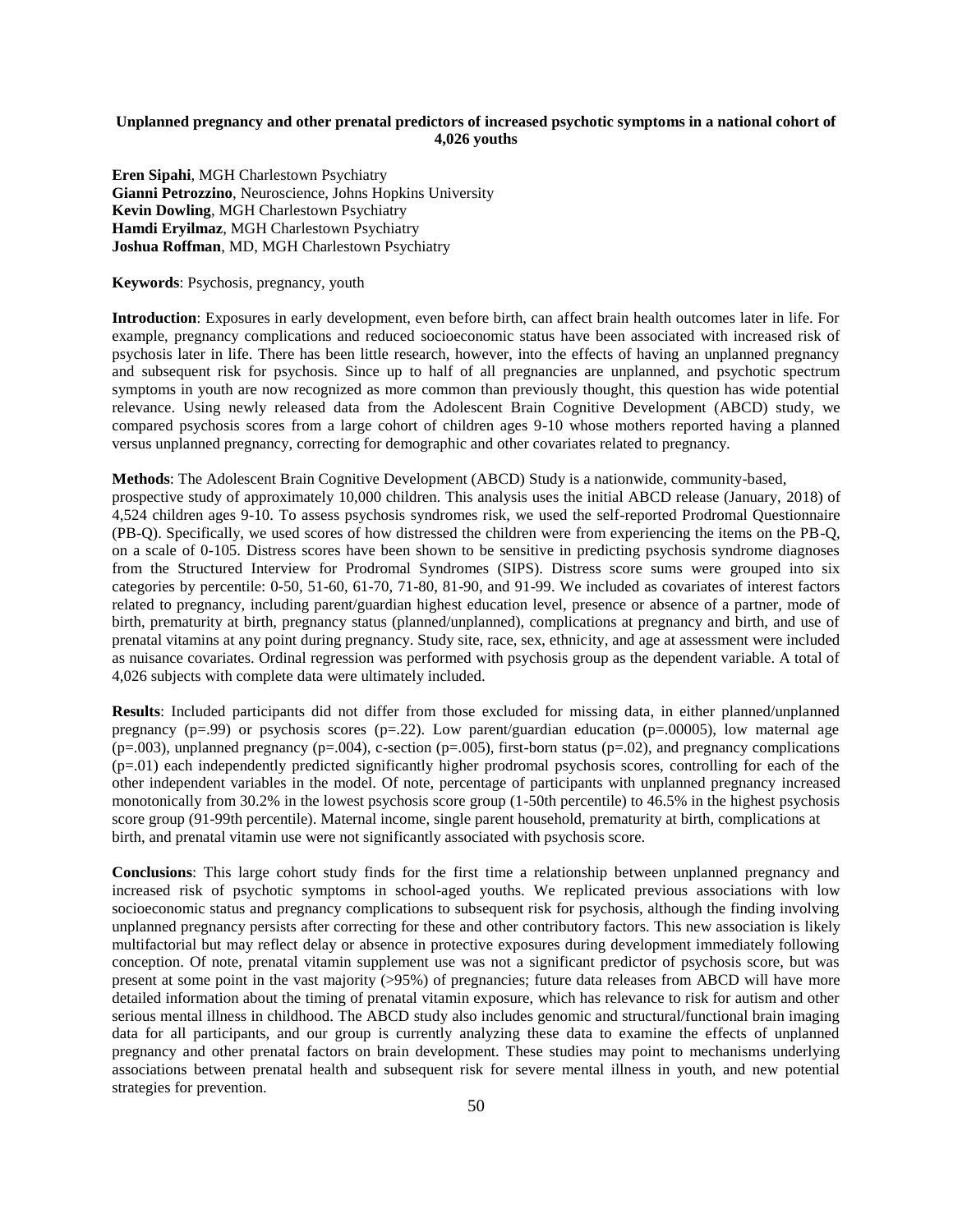**Unplanned pregnancy and other prenatal predictors of increased psychotic symptoms in a national cohort of 4,026 youths**

**Eren Sipahi**, MGH Charlestown Psychiatry
**Gianni Petrozzino**, Neuroscience, Johns Hopkins University
**Kevin Dowling**, MGH Charlestown Psychiatry
**Hamdi Eryilmaz**, MGH Charlestown Psychiatry
**Joshua Roffman**, MD, MGH Charlestown Psychiatry

**Keywords**: Psychosis, pregnancy, youth

**Introduction**: Exposures in early development, even before birth, can affect brain health outcomes later in life. For example, pregnancy complications and reduced socioeconomic status have been associated with increased risk of psychosis later in life. There has been little research, however, into the effects of having an unplanned pregnancy and subsequent risk for psychosis. Since up to half of all pregnancies are unplanned, and psychotic spectrum symptoms in youth are now recognized as more common than previously thought, this question has wide potential relevance. Using newly released data from the Adolescent Brain Cognitive Development (ABCD) study, we compared psychosis scores from a large cohort of children ages 9-10 whose mothers reported having a planned versus unplanned pregnancy, correcting for demographic and other covariates related to pregnancy.

**Methods**: The Adolescent Brain Cognitive Development (ABCD) Study is a nationwide, community-based, prospective study of approximately 10,000 children. This analysis uses the initial ABCD release (January, 2018) of 4,524 children ages 9-10. To assess psychosis syndromes risk, we used the self-reported Prodromal Questionnaire (PB-Q). Specifically, we used scores of how distressed the children were from experiencing the items on the PB-Q, on a scale of 0-105. Distress scores have been shown to be sensitive in predicting psychosis syndrome diagnoses from the Structured Interview for Prodromal Syndromes (SIPS). Distress score sums were grouped into six categories by percentile: 0-50, 51-60, 61-70, 71-80, 81-90, and 91-99. We included as covariates of interest factors related to pregnancy, including parent/guardian highest education level, presence or absence of a partner, mode of birth, prematurity at birth, pregnancy status (planned/unplanned), complications at pregnancy and birth, and use of prenatal vitamins at any point during pregnancy. Study site, race, sex, ethnicity, and age at assessment were included as nuisance covariates. Ordinal regression was performed with psychosis group as the dependent variable. A total of 4,026 subjects with complete data were ultimately included.

**Results**: Included participants did not differ from those excluded for missing data, in either planned/unplanned pregnancy (p=.99) or psychosis scores (p=.22). Low parent/guardian education (p=.00005), low maternal age (p=.003), unplanned pregnancy (p=.004), c-section (p=.005), first-born status (p=.02), and pregnancy complications (p=.01) each independently predicted significantly higher prodromal psychosis scores, controlling for each of the other independent variables in the model. Of note, percentage of participants with unplanned pregnancy increased monotonically from 30.2% in the lowest psychosis score group (1-50th percentile) to 46.5% in the highest psychosis score group (91-99th percentile). Maternal income, single parent household, prematurity at birth, complications at birth, and prenatal vitamin use were not significantly associated with psychosis score.

**Conclusions**: This large cohort study finds for the first time a relationship between unplanned pregnancy and increased risk of psychotic symptoms in school-aged youths. We replicated previous associations with low socioeconomic status and pregnancy complications to subsequent risk for psychosis, although the finding involving unplanned pregnancy persists after correcting for these and other contributory factors. This new association is likely multifactorial but may reflect delay or absence in protective exposures during development immediately following conception. Of note, prenatal vitamin supplement use was not a significant predictor of psychosis score, but was present at some point in the vast majority (>95%) of pregnancies; future data releases from ABCD will have more detailed information about the timing of prenatal vitamin exposure, which has relevance to risk for autism and other serious mental illness in childhood. The ABCD study also includes genomic and structural/functional brain imaging data for all participants, and our group is currently analyzing these data to examine the effects of unplanned pregnancy and other prenatal factors on brain development. These studies may point to mechanisms underlying associations between prenatal health and subsequent risk for severe mental illness in youth, and new potential strategies for prevention.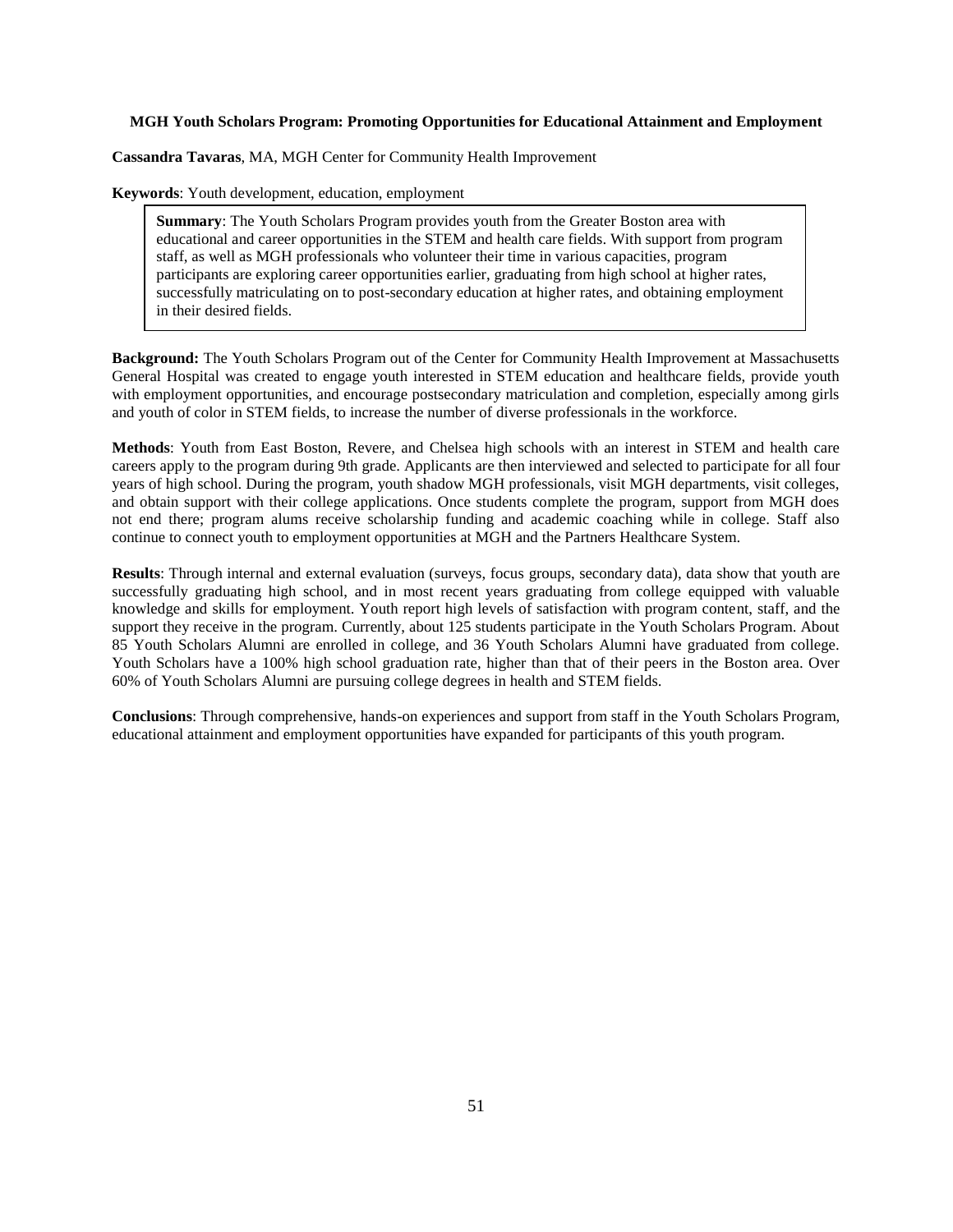**MGH Youth Scholars Program: Promoting Opportunities for Educational Attainment and Employment**

**Cassandra Tavaras**, MA, MGH Center for Community Health Improvement

**Keywords**: Youth development, education, employment

> **Summary**: The Youth Scholars Program provides youth from the Greater Boston area with educational and career opportunities in the STEM and health care fields. With support from program staff, as well as MGH professionals who volunteer their time in various capacities, program participants are exploring career opportunities earlier, graduating from high school at higher rates, successfully matriculating on to post-secondary education at higher rates, and obtaining employment in their desired fields.

**Background:** The Youth Scholars Program out of the Center for Community Health Improvement at Massachusetts General Hospital was created to engage youth interested in STEM education and healthcare fields, provide youth with employment opportunities, and encourage postsecondary matriculation and completion, especially among girls and youth of color in STEM fields, to increase the number of diverse professionals in the workforce.

**Methods**: Youth from East Boston, Revere, and Chelsea high schools with an interest in STEM and health care careers apply to the program during 9th grade. Applicants are then interviewed and selected to participate for all four years of high school. During the program, youth shadow MGH professionals, visit MGH departments, visit colleges, and obtain support with their college applications. Once students complete the program, support from MGH does not end there; program alums receive scholarship funding and academic coaching while in college. Staff also continue to connect youth to employment opportunities at MGH and the Partners Healthcare System.

**Results**: Through internal and external evaluation (surveys, focus groups, secondary data), data show that youth are successfully graduating high school, and in most recent years graduating from college equipped with valuable knowledge and skills for employment. Youth report high levels of satisfaction with program content, staff, and the support they receive in the program. Currently, about 125 students participate in the Youth Scholars Program. About 85 Youth Scholars Alumni are enrolled in college, and 36 Youth Scholars Alumni have graduated from college. Youth Scholars have a 100% high school graduation rate, higher than that of their peers in the Boston area. Over 60% of Youth Scholars Alumni are pursuing college degrees in health and STEM fields.

**Conclusions**: Through comprehensive, hands-on experiences and support from staff in the Youth Scholars Program, educational attainment and employment opportunities have expanded for participants of this youth program.